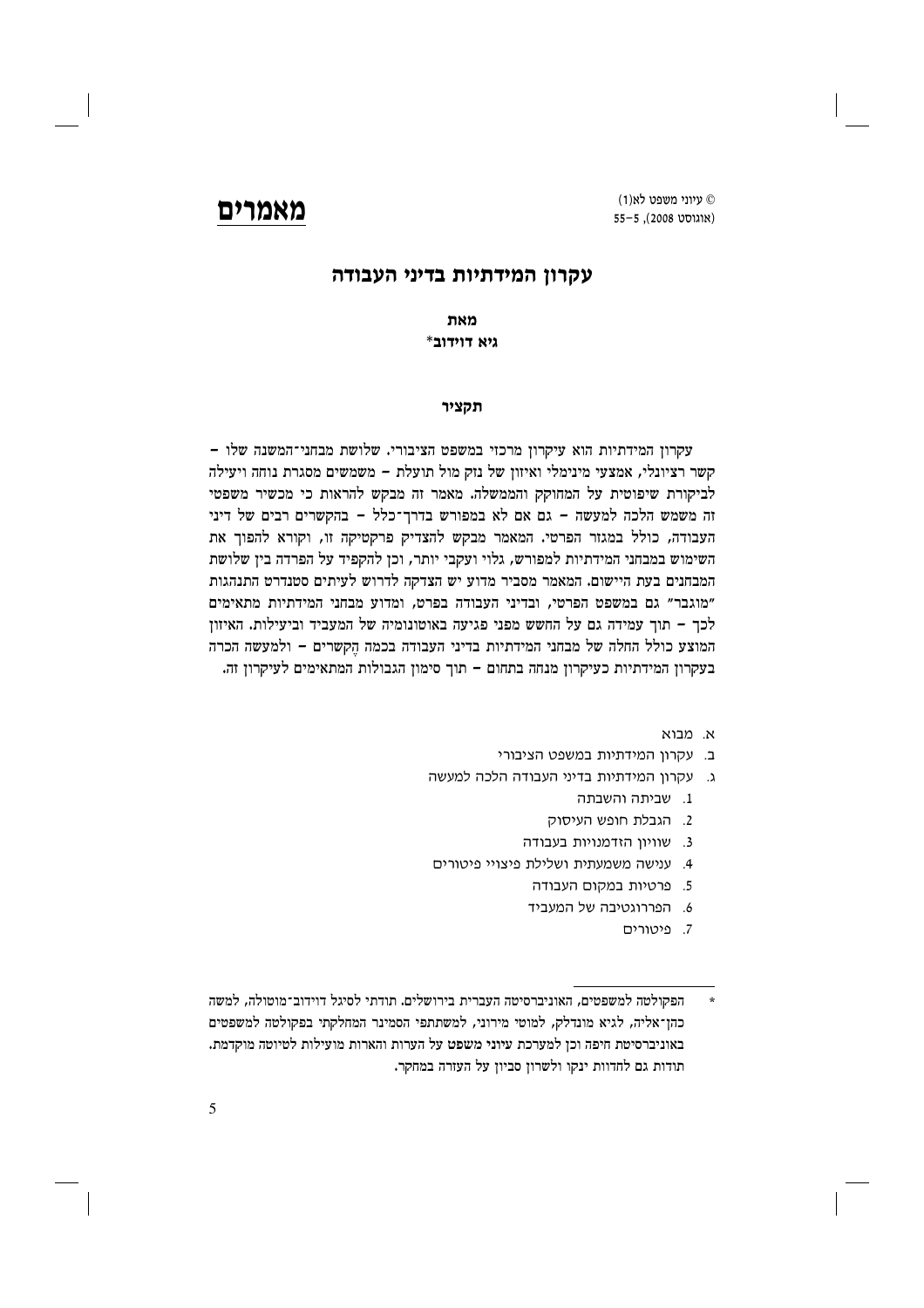# מאמרים

# עקרון המידתיות בדיני העבודה

## מאת
## גיא דוידוב*

### תקציר

עקרון המידתיות הוא עיקרון מרכזי במשפט הציבורי. שלושת מבחני־המשנה שלו – קשר רציונלי, אמצעי מינימלי ואיזון של נזק מול תועלת – משמשים מסגרת נוחה ויעילה לביקורת שיפוטית על המחוקק והממשלה. מאמר זה מבקש להראות כי מכשיר משפטי זה משמש הלכה למעשה – גם אם לא במפורש בדרך־כלל – בהקשרים רבים של דיני העבודה, כולל במגזר הפרטי. המאמר מבקש להצדיק פרקטיקה זו, וקורא להפוך את השימוש במבחני המידתיות למפורש, גלוי ועקבי יותר, וכן להקפיד על הפרדה בין שלושת המבחנים בעת היישום. המאמר מסביר מדוע יש הצדקה לדרוש לעיתים סטנדרט התנהגות "מוגבר" גם במשפט הפרטי, ובדיני העבודה בפרט, ומדוע מבחני המידתיות מתאימים לכך – תוך עמידה גם על החשש מפני פגיעה באוטונומיה של המעביד וביעילות. האיזון המוצע כולל החלה של מבחני המידתיות בדיני העבודה בכמה הֶקשרים – ולמעשה הכרה בעקרון המידתיות כעיקרון מנחה בתחום – תוך סימון הגבולות המתאימים לעיקרון זה.

א. מבוא
ב. עקרון המידתיות במשפט הציבורי
ג. עקרון המידתיות בדיני העבודה הלכה למעשה
  1. שביתה והשבתה
  2. הגבלת חופש העיסוק
  3. שוויון הזדמנויות בעבודה
  4. ענישה משמעתית ושלילת פיצויי פיטורים
  5. פרטיות במקום העבודה
  6. הפררוגטיבה של המעביד
  7. פיטורים

---

* הפקולטה למשפטים, האוניברסיטה העברית בירושלים. תודתי לסיגל דוידוב־מוטולה, למשה כהן־אליה, לגיא מונדלק, למוטי מירוני, למשתתפי הסמינר המחלקתי בפקולטה למשפטים באוניברסיטת חיפה וכן למערכת עיוני משפט על הערות והארות מועילות לטיוטה מוקדמת. תודות גם לחדוות ינקו ולשרון סביון על העזרה במחקר.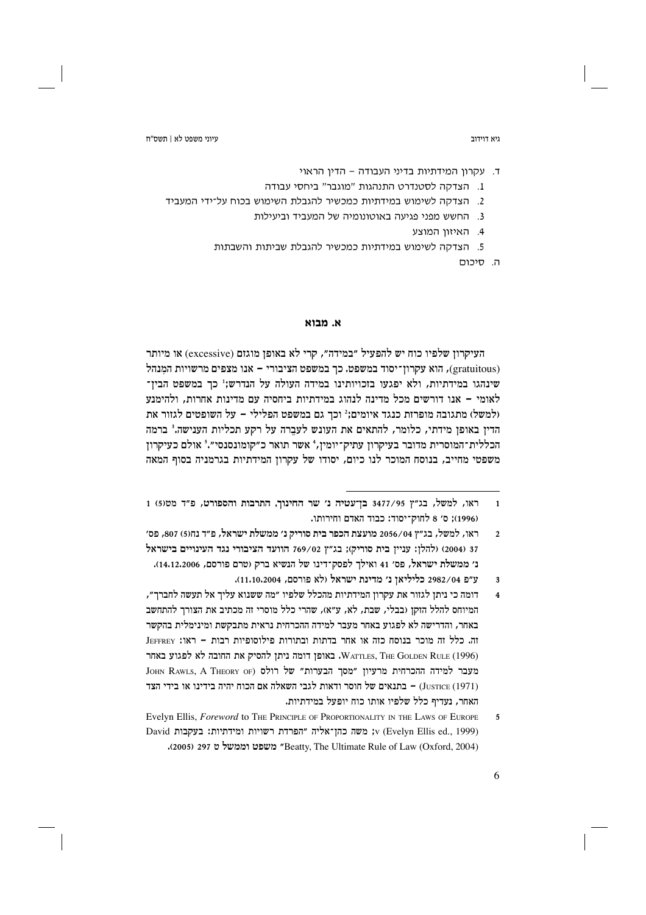ד. עקרון המידתיות בדיני העבודה – הדין הראוי

1. הצדקה לסטנדרט התנהגות "מוגבר" ביחסי עבודה
2. הצדקה לשימוש במידתיות כמכשיר להגבלת השימוש בכוח על־ידי המעביד
3. החשש מפני פגיעה באוטונומיה של המעביד וביעילות
4. האיזון המוצע
5. הצדקה לשימוש במידתיות כמכשיר להגבלת שביתות והשבתות

ה. סיכום

## א. מבוא

העיקרון שלפיו כוח יש להפעיל "במידה", קרי לא באופן מוגזם (excessive) או מיותר (gratuitous), הוא עקרון־יסוד במשפט. כך במשפט הציבורי – אנו מצפים מרשויות המִנהל שינהגו במידתיות, ולא יפגעו בזכויותינו במידה העולה על הנדרש;[1] כך במשפט הבין־לאומי – אנו דורשים מכל מדינה לנהוג במידתיות ביחסיה עם מדינות אחרות, ולהימנע (למשל) מתגובה מופרזת כנגד איומים;[2] וכך גם במשפט הפלילי – על השופטים לגזור את הדין באופן מידתי, כלומר, להתאים את העונש לעבֵרה על רקע תכליות הענישה.[3] ברמה הכללית־המוסרית מדובר בעיקרון עתיק־יומין,[4] אשר תואר כ"קומונסנסי".[5] אולם כעיקרון משפטי מחייב, בנוסח המוכר לנו כיום, יסודו של עקרון המידתיות בגרמניה בסוף המאה

---

1 ראו, למשל, בג"ץ 3477/95 בן־עטיה נ' שר החינוך, התרבות והספורט, פ"ד מט(5) 1 (1996); ס' 8 לחוק־יסוד: כבוד האדם וחירותו.

2 ראו, למשל, בג"ץ 2056/04 מועצת הכפר בית סוריק נ' ממשלת ישראל, פ"ד נח(5) 807, פס' 37 (2004) (להלן: עניין בית סוריק); בג"ץ 769/02 הוועד הציבורי נגד העינויים בישראל נ' ממשלת ישראל, פס' 41 ואילך לפסק־דינו של הנשיא ברק (טרם פורסם, 14.12.2006).

3 ע"פ 2982/04 כליליאן נ' מדינת ישראל (לא פורסם, 11.10.2004).

4 דומה כי ניתן לגזור את עקרון המידתיות מהכלל שלפיו "מה ששנוא עליך אל תעשה לחברך", המיוחס להלל הזקן (בבלי, שבת, לא, ע"א), שהרי כלל מוסרי זה מכתיב את הצורך להתחשב באחר, והדרישה לא לפגוע באחר מעבר למידה ההכרחית נראית מתבקשת ומינימלית בהקשר זה. כלל זה מוכר בנוסח כזה או אחר בדתות ובתורות פילוסופיות רבות – ראו: Jeffrey Wattles, The Golden Rule (1996). באופן דומה ניתן להסיק את החובה לא לפגוע באחר מעבר למידה ההכרחית מרעיון "מסך הבערות" של רולס (John Rawls, A Theory of Justice (1971)) – בתנאים של חוסר ודאות לגבי השאלה אם הכוח יהיה בידינו או בידי הצד האחר, נעדיף כלל שלפיו אותו כוח יופעל במידתיות.

5 Evelyn Ellis, *Foreword* to The Principle of Proportionality in the Laws of Europe v (Evelyn Ellis ed., 1999); משה כהן־אליה "הפרדת רשויות ומידתיות: בעקבות David Beatty, The Ultimate Rule of Law (Oxford, 2004)" *משפט וממשל* ט 297 (2005).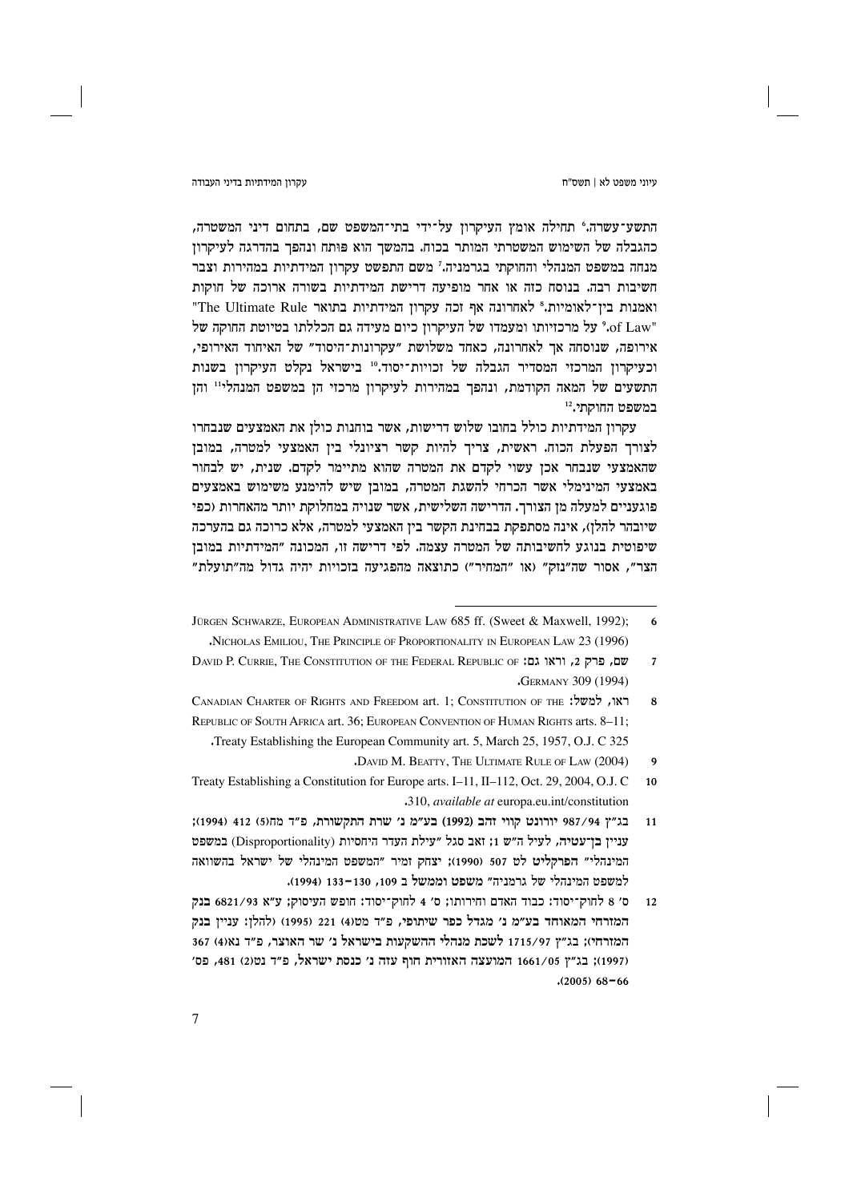התשע־עשרה.[6] תחילה אומץ העיקרון על־ידי בתי־המשפט שם, בתחום דיני המשטרה, כהגבלה של השימוש המשטרתי המותר בכוח. בהמשך הוא פותח ונהפך בהדרגה לעיקרון מנחה במשפט המנהלי והחוקתי בגרמניה.[7] משם התפשט עקרון המידתיות במהירות וצבר חשיבות רבה. בנוסח כזה או אחר מופיעה דרישת המידתיות בשורה ארוכה של חוקות ואמנות בין־לאומיות.[8] לאחרונה אף זכה עקרון המידתיות בתואר "The Ultimate Rule of Law".[9] על מרכזיותו ומעמדו של העיקרון כיום מעידה גם הכללתו בטיוטת החוקה של אירופה, שנוסחה אך לאחרונה, כאחד משלושת "עקרונות־היסוד" של האיחוד האירופי, וכעיקרון המרכזי המסדיר הגבלה של זכויות־יסוד.[10] בישראל נקלט העיקרון בשנות התשעים של המאה הקודמת, ונהפך במהירות לעיקרון מרכזי הן במשפט המנהלי[11] והן במשפט החוקתי.[12]

עקרון המידתיות כולל בחובו שלוש דרישות, אשר בוחנות כולן את האמצעים שנבחרו לצורך הפעלת הכוח. ראשית, צריך להיות קשר רציונלי בין האמצעי למטרה, במובן שהאמצעי שנבחר אכן עשוי לקדם את המטרה שהוא מתיימר לקדם. שנית, יש לבחור באמצעי המינימלי אשר הכרחי להשגת המטרה, במובן שיש להימנע משימוש באמצעים פוגעניים למעלה מן הצורך. הדרישה השלישית, אשר שנויה במחלוקת יותר מהאחרות (כפי שיובהר להלן), אינה מסתפקת בבחינת הקשר בין האמצעי למטרה, אלא כרוכה גם בהערכה שיפוטית בנוגע לחשיבותה של המטרה עצמה. לפי דרישה זו, המכונה "המידתיות במובן הצר", אסור שה"נזק" (או "המחיר") כתוצאה מהפגיעה בזכויות יהיה גדול מה"תועלת"

---

6 Jürgen Schwarze, European Administrative Law 685 ff. (Sweet & Maxwell, 1992); Nicholas Emiliou, The Principle of Proportionality in European Law 23 (1996).

7 שם, פרק 2, וראו גם: David P. Currie, The Constitution of the Federal Republic of Germany 309 (1994).

8 ראו, למשל: Canadian Charter of Rights and Freedom art. 1; Constitution of the Republic of South Africa art. 36; European Convention on Human Rights arts. 8–11; Treaty Establishing the European Community art. 5, March 25, 1957, O.J. C 325.

9 David M. Beatty, The Ultimate Rule of Law (2004).

10 Treaty Establishing a Constitution for Europe arts. I–11, II–112, Oct. 29, 2004, O.J. C 310, *available at* europa.eu.int/constitution.

11 **בג"ץ 987/94 יורונט קווי זהב (1992) בע"מ נ' שרת התקשורת, פ"ד מח(5) 412 (1994); עניין בן־עטיה, לעיל ה"ש 1; זאב סגל "עילת העדר היחסיות (Disproportionality) במשפט המינהלי" הפרקליט לט 507 (1990); יצחק זמיר "המשפט המינהלי של ישראל בהשוואה למשפט המינהלי של גרמניה" משפט וממשל ב 109, 130–133 (1994).**

12 **ס' 8 לחוק־יסוד: כבוד האדם וחירותו; ס' 4 לחוק־יסוד: חופש העיסוק; ע"א 6821/93 בנק המזרחי המאוחד בע"מ נ' מגדל כפר שיתופי, פ"ד מט(4) 221 (1995) (להלן: עניין בנק המזרחי); בג"ץ 1715/97 לשכת מנהלי ההשקעות בישראל נ' שר האוצר, פ"ד נא(4) 367 (1997); בג"ץ 1661/05 המועצה האזורית חוף עזה נ' כנסת ישראל, פ"ד נט(2) 481, פס' 66–68 (2005).**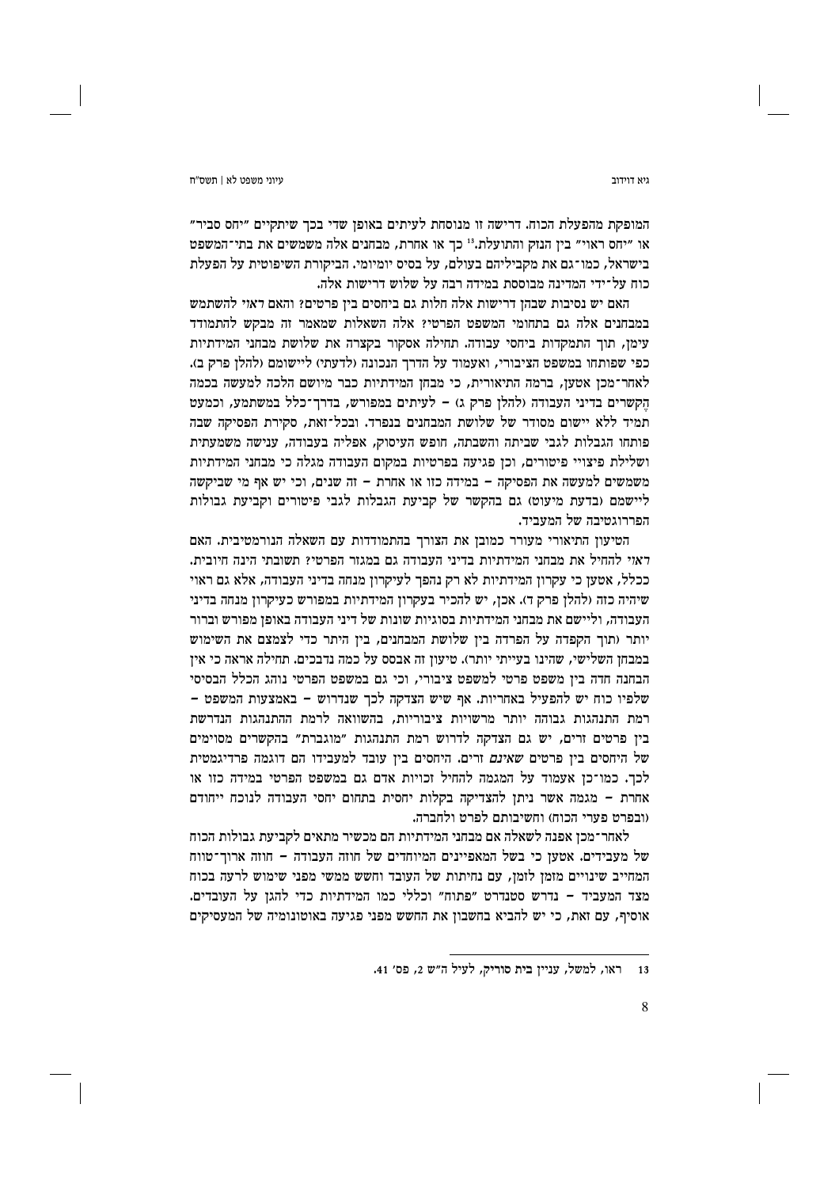המופקת מהפעלת הכוח. דרישה זו מנוסחת לעיתים באופן שדי בכך שיתקיים "יחס סביר" או "יחס ראוי" בין הנזק והתועלת.[13] כך או אחרת, מבחנים אלה משמשים את בתי־המשפט בישראל, כמו־גם את מקביליהם בעולם, על בסיס יומיומי. הביקורת השיפוטית על הפעלת כוח על־ידי המדינה מבוססת במידה רבה על שלוש דרישות אלה.

האם יש נסיבות שבהן דרישות אלה חלות גם ביחסים בין פרטים? והאם ראוי להשתמש במבחנים אלה גם בתחומי המשפט הפרטי? אלה השאלות שמאמר זה מבקש להתמודד עימן, תוך התמקדות ביחסי עבודה. תחילה אסקור בקצרה את שלושת מבחני המידתיות כפי שפותחו במשפט הציבורי, ואעמוד על הדרך הנכונה (לדעתי) ליישומם (להלן פרק ב). לאחר־מכן אטען, ברמה התיאורית, כי מבחן המידתיות כבר מיושם הלכה למעשה בכמה הֶקשרים בדיני העבודה (להלן פרק ג) – לעיתים במפורש, בדרך־כלל במשתמע, וכמעט תמיד ללא יישום מסודר של שלושת המבחנים בנפרד. ובכל־זאת, סקירת הפסיקה שבה פותחו הגבלות לגבי שביתה והשבתה, חופש העיסוק, אפליה בעבודה, ענישה משמעתית ושלילת פיצויי פיטורים, וכן פגיעה בפרטיות במקום העבודה מגלה כי מבחני המידתיות משמשים למעשה את הפסיקה – במידה כזו או אחרת – זה שנים, וכי יש אף מי שביקשה ליישמם (בדעת מיעוט) גם בהקשר של קביעת הגבלות לגבי פיטורים וקביעת גבולות הפררוגטיבה של המעביד.

הטיעון התיאורי מעורר כמובן את הצורך בהתמודדות עם השאלה הנורמטיבית. האם ראוי להחיל את מבחני המידתיות בדיני העבודה גם במגזר הפרטי? תשובתי הינה חיובית. ככלל, אטען כי עקרון המידתיות לא רק נהפך לעיקרון מנחה בדיני העבודה, אלא גם ראוי שיהיה כזה (להלן פרק ד). אכן, יש להכיר בעקרון המידתיות במפורש כעיקרון מנחה בדיני העבודה, וליישם את מבחני המידתיות בסוגיות שונות של דיני העבודה באופן מפורש וברור יותר (תוך הקפדה על הפרדה בין שלושת המבחנים, בין היתר כדי לצמצם את השימוש במבחן השלישי, שהינו בעייתי יותר). טיעון זה אבסס על כמה נדבכים. תחילה אראה כי אין הבחנה חדה בין משפט פרטי למשפט ציבורי, וכי גם במשפט הפרטי נוהג הכלל הבסיסי שלפיו כוח יש להפעיל באחריות. אף שיש הצדקה לכך שנדרוש – באמצעות המשפט – רמת התנהגות גבוהה יותר מרשויות ציבוריות, בהשוואה לרמת ההתנהגות הנדרשת בין פרטים זרים, יש גם הצדקה לדרוש רמת התנהגות "מוגברת" בהקשרים מסוימים של היחסים בין פרטים *שאינם* זרים. היחסים בין עובד למעבידו הם דוגמה פרדיגמטית לכך. כמו־כן אעמוד על המגמה להחיל זכויות אדם גם במשפט הפרטי במידה כזו או אחרת – מגמה אשר ניתן להצדיקה בקלות יחסית בתחום יחסי העבודה לנוכח ייחודם (ובפרט פערי הכוח) וחשיבותם לפרט ולחברה.

לאחר־מכן אפנה לשאלה אם מבחני המידתיות הם מכשיר מתאים לקביעת גבולות הכוח של מעבידים. אטען כי בשל המאפיינים המיוחדים של חוזה העבודה – חוזה ארוך־טווח המחייב שינויים מזמן לזמן, עם נחיתות של העובד וחשש ממשי מפני שימוש לרעה בכוח מצד המעביד – נדרש סטנדרט "פתוח" וכללי כמו המידתיות כדי להגן על העובדים. אוסיף, עם זאת, כי יש להביא בחשבון את החשש מפני פגיעה באוטונומיה של המעסיקים

---

13 ראו, למשל, עניין בית סוריק, לעיל ה"ש 2, פס' 41.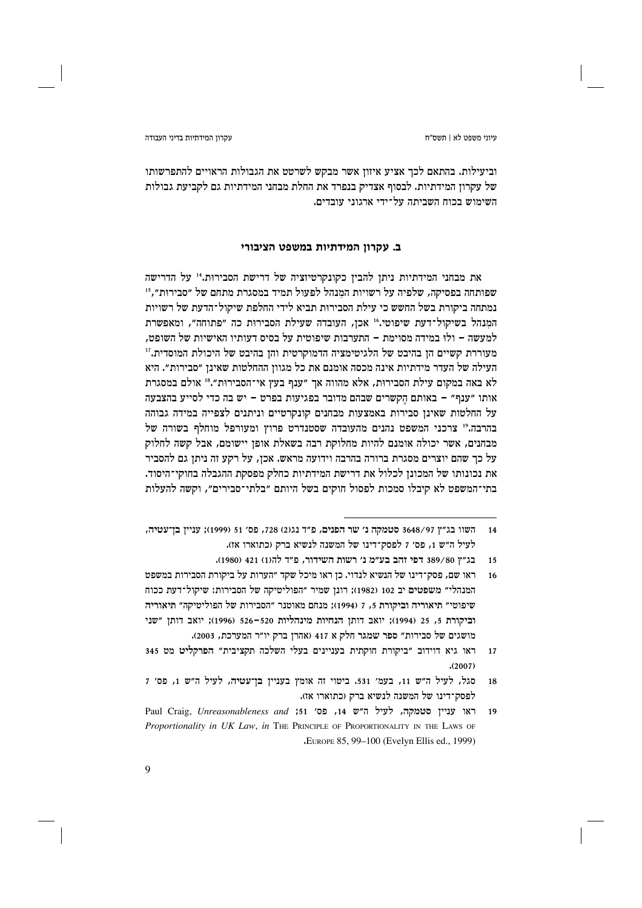וביעילות. בהתאם לכך אציע איזון אשר מבקש לשרטט את הגבולות הראויים להתפרשותו של עקרון המידתיות. לבסוף אצדיק בנפרד את החלת מבחני המידתיות גם לקביעת גבולות השימוש בכוח השביתה על־ידי ארגוני עובדים.

## ב. עקרון המידתיות במשפט הציבורי

את מבחני המידתיות ניתן להבין כקונקרטיזציה של דרישת הסבירות.[14] על הדרישה שפותחה בפסיקה, שלפיה על רשויות המִנהל לפעול תמיד במסגרת מתחם של "סבירות",[15] נמתחה ביקורת בשל החשש כי עילת הסבירות תביא לידי החלפת שיקול־הדעת של רשויות המִנהל בשיקול־דעת שיפוטי.[16] אכן, העובדה שעילת הסבירות כה "פתוחה", ומאפשרת למעשה – ולו במידה מסוימת – התערבות שיפוטית על בסיס דעותיו האישיות של השופט, מעוררת קשיים הן בהיבט של הלגיטימציה הדמוקרטית והן בהיבט של היכולת המוסדית.[17] העילה של העדר מידתיות אינה מכסה אומנם את כל מגוון ההחלטות שאינן "סבירות". היא לא באה במקום עילת הסבירות, אלא מהווה אך "ענף בעץ אי־הסבירות".[18] אולם במסגרת אותו "ענף" – באותם הֶקשרים שבהם מדובר בפגיעות בפרט – יש בה כדי לסייע בהצבעה על החלטות שאינן סבירות באמצעות מבחנים קונקרטיים וניתנים לצפייה במידה גבוהה בהרבה.[19] צרכני המשפט נהנים מהעובדה שסטנדרט פרוץ ומעורפל מוחלף בשורה של מבחנים, אשר יכולה אומנם להיות מחלוקת רבה בשאלת אופן יישומם, אבל קשה לחלוק על כך שהם יוצרים מסגרת ברורה בהרבה וידועה מראש. אכן, על רקע זה ניתן גם להסביר את נכונותו של המכונן לכלול את דרישת המידתיות כחלק מפסקת ההגבלה בחוקי־היסוד. בתי־המשפט לא קיבלו סמכות לפסול חוקים בשל היותם "בלתי־סבירים", וקשה להעלות

---

14 השוו בג"ץ 3648/97 סטמקה נ' שר הפנים, פ"ד נג(2) 728, פס' 51 (1999); עניין בן־עטיה, לעיל ה"ש 1, פס' 7 לפסק־דינו של המשנה לנשיא ברק (כתוארו אז).

15 בג"ץ 389/80 דפי זהב בע"מ נ' רשות השידור, פ"ד לה(1) 421 (1980).

16 ראו שם, פסק־דינו של הנשיא לנדוי. כן ראו מיכל שקד "הערות על ביקורת הסבירות במשפט המנהלי" משפטים יב 102 (1982); רונן שמיר "הפוליטיקה של הסבירות: שיקול־דעת ככוח שיפוטי" תיאוריה וביקורת 5, 7 (1994); מנחם מאוטנר "הסבירות של הפוליטיקה" תיאוריה וביקורת 5, 25 (1994); יואב דותן הנחיות מינהליות 520–526 (1996); יואב דותן "שני מושגים של סבירות" ספר שמגר חלק א 417 (אהרן ברק יו"ר המערכת, 2003).

17 ראו גיא דוידוב "ביקורת חוקתית בעניינים בעלי השלכה תקציבית" הפרקליט מט 345 (2007).

18 סגל, לעיל ה"ש 11, בעמ' 531. ביטוי זה אומץ בעניין בן־עטיה, לעיל ה"ש 1, פס' 7 לפסק־דינו של המשנה לנשיא ברק (כתוארו אז).

19 ראו עניין סטמקה, לעיל ה"ש 14, פס' 51; Paul Craig, *Unreasonableness and Proportionality in UK Law*, *in* THE PRINCIPLE OF PROPORTIONALITY IN THE LAWS OF EUROPE 85, 99–100 (Evelyn Ellis ed., 1999).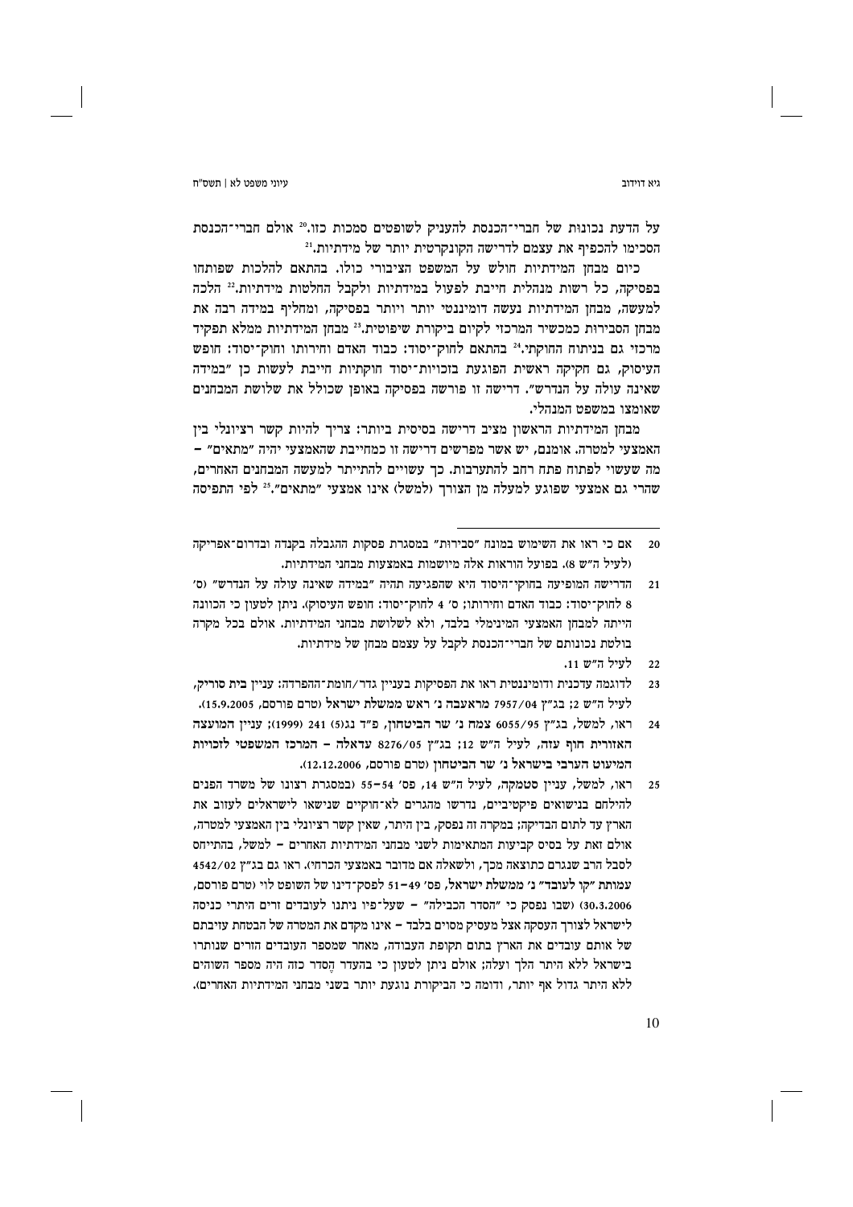על הדעת נכונות של חברי־הכנסת להעניק לשופטים סמכות כזו.[20] אולם חברי־הכנסת הסכימו להכפיף את עצמם לדרישה הקונקרטית יותר של מידתיות.[21]

כיום מבחן המידתיות חולש על המשפט הציבורי כולו. בהתאם להלכות שפותחו בפסיקה, כל רשות מנהלית חייבת לפעול במידתיות ולקבל החלטות מידתיות.[22] הלכה למעשה, מבחן המידתיות נעשה דומיננטי יותר ויותר בפסיקה, ומחליף במידה רבה את מבחן הסבירות כמכשיר המרכזי לקיום ביקורת שיפוטית.[23] מבחן המידתיות ממלא תפקיד מרכזי גם בניתוח החוקתי.[24] בהתאם לחוק־יסוד: כבוד האדם וחירותו וחוק־יסוד: חופש העיסוק, גם חקיקה ראשית הפוגעת בזכויות־יסוד חוקתיות חייבת לעשות כן "במידה שאינה עולה על הנדרש". דרישה זו פורשה בפסיקה באופן שכולל את שלושת המבחנים שאומצו במשפט המנהלי.

מבחן המידתיות הראשון מציב דרישה בסיסית ביותר: צריך להיות קשר רציונלי בין האמצעי למטרה. אומנם, יש אשר מפרשים דרישה זו כמחייבת שהאמצעי יהיה "מתאים" – מה שעשוי לפתוח פתח רחב להתערבות. כך עשויים להתייתר למעשה המבחנים האחרים, שהרי גם אמצעי שפוגע למעלה מן הצורך (למשל) אינו אמצעי "מתאים".[25] לפי התפיסה

---

20 אם כי ראו את השימוש במונח "סבירות" במסגרת פסקות ההגבלה בקנדה ובדרום־אפריקה (לעיל ה"ש 8). בפועל הוראות אלה מיושמות באמצעות מבחני המידתיות.

21 הדרישה המופיעה בחוקי־היסוד היא שהפגיעה תהיה "במידה שאינה עולה על הנדרש" (ס' 8 לחוק־יסוד: כבוד האדם וחירותו; ס' 4 לחוק־יסוד: חופש העיסוק). ניתן לטעון כי הכוונה הייתה למבחן האמצעי המינימלי בלבד, ולא לשלושת מבחני המידתיות. אולם בכל מקרה בולטת נכונותם של חברי־הכנסת לקבל על עצמם מבחן של מידתיות.

22 לעיל ה"ש 11.

23 לדוגמה עדכנית ודומיננטית ראו את הפסיקות בעניין גדר/חומת־ההפרדה: עניין **בית סוריק**, לעיל ה"ש 2; בג"ץ 7957/04 **מראעבה נ' ראש ממשלת ישראל** (טרם פורסם, 15.9.2005).

24 ראו, למשל, בג"ץ 6055/95 **צמח נ' שר הביטחון**, פ"ד נג(5) 241 (1999); עניין **המועצה האזורית חוף עזה**, לעיל ה"ש 12; בג"ץ 8276/05 **עדאלה – המרכז המשפטי לזכויות המיעוט הערבי בישראל נ' שר הביטחון** (טרם פורסם, 12.12.2006).

25 ראו, למשל, עניין **סטמקה**, לעיל ה"ש 14, פס' 54–55 (במסגרת רצונו של משרד הפנים להילחם בנישואים פיקטיביים, נדרשו מהגרים לא־חוקיים שנישאו לישראלים לעזוב את הארץ עד לתום הבדיקה; במקרה זה נפסק, בין היתר, שאין קשר רציונלי בין האמצעי למטרה, אולם זאת על בסיס קביעות המתאימות לשני מבחני המידתיות האחרים – למשל, בהתייחס לסבל הרב שנגרם כתוצאה מכך, ולשאלה אם מדובר באמצעי הכרחי). ראו גם בג"ץ 4542/02 **עמותת "קו לעובד" נ' ממשלת ישראל**, פס' 49–51 לפסק־דינו של השופט לוי (טרם פורסם, 30.3.2006) (שבו נפסק כי "הסדר הכבילה" – שעל־פיו ניתנו לעובדים זרים היתרי כניסה לישראל לצורך העסקה אצל מעסיק מסוים בלבד – אינו מקדם את המטרה של הבטחת עזיבתם של אותם עובדים את הארץ בתום תקופת העבודה, מאחר שמספר העובדים הזרים שנותרו בישראל ללא היתר הלך ועלה; אולם ניתן לטעון כי בהעדר הֶסדר כזה היה מספר השוהים ללא היתר גדול אף יותר, ודומה כי הביקורת נוגעת יותר בשני מבחני המידתיות האחרים).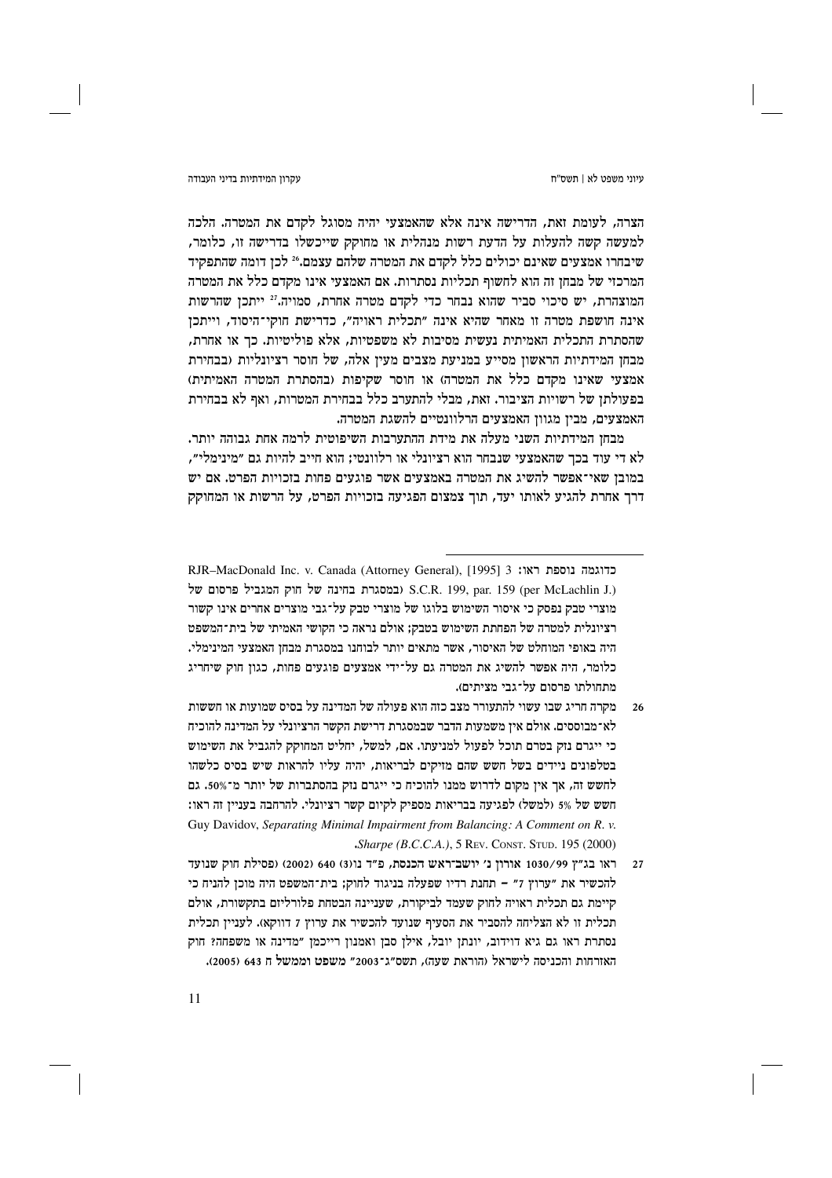הצרה, לעומת זאת, הדרישה אינה אלא שהאמצעי יהיה מסוגל לקדם את המטרה. הלכה למעשה קשה להעלות על הדעת רשות מנהלית או מחוקק שייכשלו בדרישה זו, כלומר, שיבחרו אמצעים שאינם יכולים כלל לקדם את המטרה שלהם עצמם.[26] לכן דומה שהתפקיד המרכזי של מבחן זה הוא לחשוף תכליות נסתרות. אם האמצעי אינו מקדם כלל את המטרה המוצהרת, יש סיכוי סביר שהוא נבחר כדי לקדם מטרה אחרת, סמויה.[27] ייתכן שהרשות אינה חושפת מטרה זו מאחר שהיא אינה "תכלית ראויה", כדרישת חוקי־היסוד, וייתכן שהסתרת התכלית האמיתית נעשית מסיבות לא משפטיות, אלא פוליטיות. כך או אחרת, מבחן המידתיות הראשון מסייע במניעת מצבים מעין אלה, של חוסר רציונליות (בבחירת אמצעי שאינו מקדם כלל את המטרה) או חוסר שקיפות (בהסתרת המטרה האמיתית) בפעולתן של רשויות הציבור. זאת, מבלי להתערב כלל בבחירת המטרות, ואף לא בבחירת האמצעים, מבין מגוון האמצעים הרלוונטיים להשגת המטרה.

מבחן המידתיות השני מעלה את מידת ההתערבות השיפוטית לרמה אחת גבוהה יותר. לא די עוד בכך שהאמצעי שנבחר הוא רציונלי או רלוונטי; הוא חייב להיות גם "מינימלי", במובן שאי־אפשר להשיג את המטרה באמצעים אשר פוגעים פחות בזכויות הפרט. אם יש דרך אחרת להגיע לאותו יעד, תוך צמצום הפגיעה בזכויות הפרט, על הרשות או המחוקק

---

כדוגמה נוספת ראו: RJR–MacDonald Inc. v. Canada (Attorney General), [1995] 3 S.C.R. 199, par. 159 (per McLachlin J.) (במסגרת בחינה של חוק המגביל פרסום של מוצרי טבק נפסק כי איסור השימוש בלוגו של מוצרי טבק על־גבי מוצרים אחרים אינו קשור רציונלית למטרה של הפחתת השימוש בטבק; אולם נראה כי הקושי האמיתי של בית־המשפט היה באופי המוחלט של האיסור, אשר מתאים יותר לבוחנו במסגרת מבחן האמצעי המינימלי. כלומר, היה אפשר להשיג את המטרה גם על־ידי אמצעים פוגעים פחות, כגון חוק שיחריג מתחולתו פרסום על־גבי מציתים).

26 מקרה חריג שבו עשוי להתעורר מצב כזה הוא פעולה של המדינה על בסיס שמועות או חששות לא־מבוססים. אולם אין משמעות הדבר שבמסגרת דרישת הקשר הרציונלי על המדינה להוכיח כי ייגרם נזק בטרם תוכל לפעול למניעתו. אם, למשל, יחליט המחוקק להגביל את השימוש בטלפונים ניידים בשל חשש שהם מזיקים לבריאות, יהיה עליו להראות שיש בסיס כלשהו לחשש זה, אך אין מקום לדרוש ממנו להוכיח כי ייגרם נזק בהסתברות של יותר מ־50%. גם חשש של 5% (למשל) לפגיעה בבריאות מספיק לקיום קשר רציונלי. להרחבה בעניין זה ראו: Guy Davidov, *Separating Minimal Impairment from Balancing: A Comment on R. v. Sharpe (B.C.C.A.)*, 5 REV. CONST. STUD. 195 (2000).

27 ראו בג"ץ 1030/99 **אורון נ' יושב־ראש הכנסת**, פ"ד נו(3) 640 (2002) (פסילת חוק שנועד להכשיר את "ערוץ 7" – תחנת רדיו שפעלה בניגוד לחוק; בית־המשפט היה מוכן להניח כי קיימת גם תכלית ראויה לחוק שעמד לביקורת, שעניינה הבטחת פלורליזם בתקשורת, אולם תכלית זו לא הצליחה להסביר את הסעיף שנועד להכשיר את ערוץ 7 דווקא). לעניין תכלית נסתרת ראו גם גיא דוידוב, יונתן יובל, אילן סבן ואמנון רייכמן "מדינה או משפחה? חוק האזרחות והכניסה לישראל (הוראת שעה), תשס"ג־2003" **משפט וממשל** ח 643 (2005).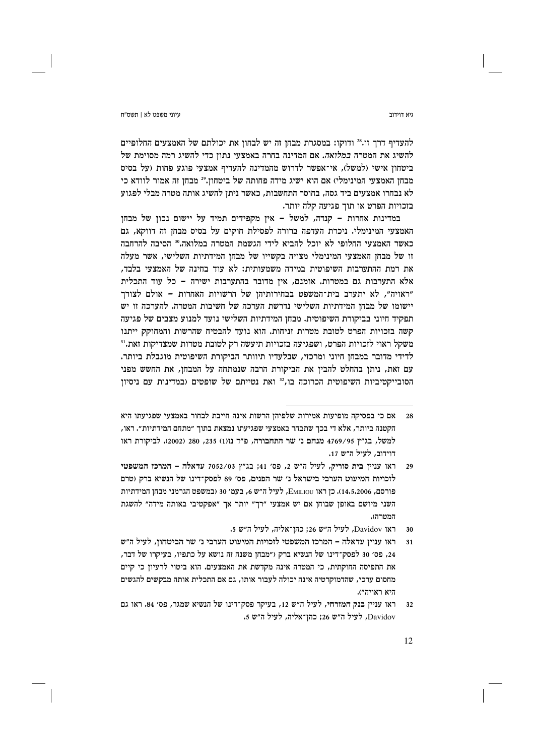להעדיף דרך זו.[28] ודוקו: במסגרת מבחן זה יש לבחון את יכולתם של האמצעים החלופיים להשיג את המטרה *במלואה*. אם המדינה בחרה באמצעי נתון כדי להשיג רמה מסוימת של ביטחון אישי (למשל), אי־אפשר לדרוש מהמדינה להעדיף אמצעי פוגע פחות (על בסיס מבחן האמצעי המינימלי) אם הוא ישיג מידה פחותה של ביטחון.[29] מבחן זה אמור לוודא כי לא נבחרו אמצעים ביד גסה, בחוסר התחשבות, כאשר ניתן להשיג אותה מטרה מבלי לפגוע בזכויות הפרט או תוך פגיעה קלה יותר.

במדינות אחרות – קנדה, למשל – אין מקפידים תמיד על יישום נכון של מבחן האמצעי המינימלי. ניכרת העדפה ברורה לפסילת חוקים על בסיס מבחן זה דווקא, גם כאשר האמצעי החלופי לא יוכל להביא לידי הגשמת המטרה במלואה.[30] הסיבה להרחבה זו של מבחן האמצעי המינימלי מצויה בקשייו של מבחן המידתיות השלישי, אשר מעלה את רמת ההתערבות השיפוטית במידה משמעותית: לא עוד בחינה של האמצעי בלבד, אלא התערבות גם במטרות. אומנם, אין מדובר בהתערבות ישירה – כל עוד התכלית "ראויה", לא יתערב בית־המשפט בבחירותיהן של הרשויות האחרות – אולם לצורך יישומו של מבחן המידתיות השלישי נדרשת הערכה של חשיבות המטרה. להערכה זו יש תפקיד חיוני בביקורת השיפוטית. מבחן המידתיות השלישי נועד למנוע מצבים של פגיעה קשה בזכויות הפרט לטובת מטרות זניחות. הוא נועד להבטיח שהרשות והמחוקק ייתנו משקל ראוי לזכויות הפרט, ושפגיעה בזכויות תיעשה רק לטובת מטרות שמצדיקות זאת.[31] לדידי מדובר במבחן חיוני ומרכזי, שבלעדיו תיוותר הביקורת השיפוטית מוגבלת ביותר. עם זאת, ניתן בהחלט להבין את הביקורת הרבה שנמתחה על המבחן, את החשש מפני הסובייקטיביות השיפוטית הכרוכה בו,[32] ואת נטייתם של שופטים (במדינות עם ניסיון

---

28 אם כי בפסיקה מופיעות אמירות שלפיהן הרשות אינה חייבת לבחור באמצעי שפגיעתו היא הקטנה ביותר, אלא די בכך שתבחר באמצעי שפגיעתו נמצאת בתוך "מתחם המידתיות". ראו, למשל, בג"ץ 4769/95 **מנחם נ' שר התחבורה**, פ"ד נז(1) 235, 280 (2002). לביקורת ראו דוידוב, לעיל ה"ש 17.

29 ראו עניין **בית סוריק**, לעיל ה"ש 2, פס' 41; בג"ץ 7052/03 **עדאלה – המרכז המשפטי לזכויות המיעוט הערבי בישראל נ' שר הפנים**, פס' 89 לפסק־דינו של הנשיא ברק (טרם פורסם, 14.5.2006). כן ראו EMILIOU, לעיל ה"ש 6, בעמ' 30 (במשפט הגרמני מבחן המידתיות השני מיושם באופן שבוחן אם יש אמצעי "רך" יותר אך "אפקטיבי באותה מידה" להשגת המטרה).

30 ראו Davidov, לעיל ה"ש 26; כהן־אליה, לעיל ה"ש 5.

31 ראו עניין **עדאלה – המרכז המשפטי לזכויות המיעוט הערבי נ' שר הביטחון**, לעיל ה"ש 24, פס' 30 לפסק־דינו של הנשיא ברק ("מבחן משנה זה נושא על כתפיו, בעיקרו של דבר, את התפיסה החוקתית, כי המטרה אינה מקדשת את האמצעים. הוא ביטוי לרעיון כי קיים מחסום ערכי, שהדמוקרטיה אינה יכולה לעבור אותו, גם אם התכלית אותה מבקשים להגשים היא ראויה").

32 ראו עניין **בנק המזרחי**, לעיל ה"ש 12, בעיקר פסק־דינו של הנשיא שמגר, פס' 84. ראו גם Davidov, לעיל ה"ש 26; כהן־אליה, לעיל ה"ש 5.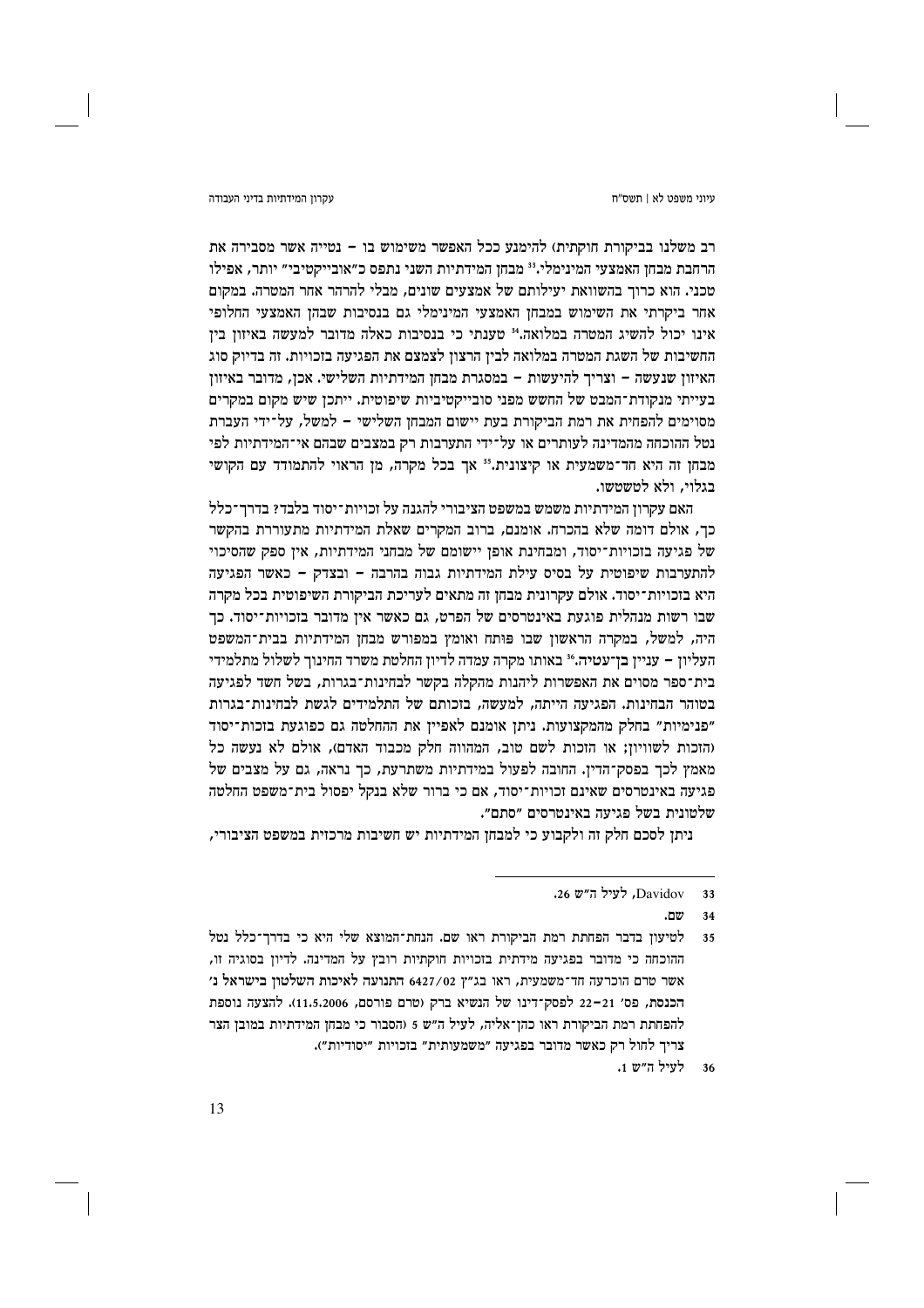רב משלנו בביקורת חוקתית) להימנע ככל האפשר משימוש בו – נטייה אשר מסבירה את הרחבת מבחן האמצעי המינימלי.[33] מבחן המידתיות השני נתפס כ"אובייקטיבי" יותר, אפילו טכני. הוא כרוך בהשוואת יעילותם של אמצעים שונים, מבלי להרהר אחר המטרה. במקום אחר ביקרתי את השימוש במבחן האמצעי המינימלי גם בנסיבות שבהן האמצעי החלופי אינו יכול להשיג המטרה במלואה.[34] טענתי כי בנסיבות כאלה מדובר למעשה באיזון בין החשיבות של השגת המטרה במלואה לבין הרצון לצמצם את הפגיעה בזכויות. זה בדיוק סוג האיזון שנעשה – וצריך להיעשות – במסגרת מבחן המידתיות השלישי. אכן, מדובר באיזון בעייתי מנקודת־המבט של החשש מפני סובייקטיביות שיפוטית. ייתכן שיש מקום במקרים מסוימים להפחית את רמת הביקורת בעת יישום המבחן השלישי – למשל, על־ידי העברת נטל ההוכחה מהמדינה לעותרים או על־ידי התערבות רק במצבים שבהם אי־המידתיות לפי מבחן זה היא חד־משמעית או קיצונית.[35] אך בכל מקרה, מן הראוי להתמודד עם הקושי בגלוי, ולא לטשטשו.

האם עקרון המידתיות משמש במשפט הציבורי להגנה על זכויות־יסוד בלבד? בדרך־כלל כך, אולם דומה שלא בהכרח. אומנם, ברוב המקרים שאלת המידתיות מתעוררת בהקשר של פגיעה בזכויות־יסוד, ומבחינת אופן יישומם של מבחני המידתיות, אין ספק שהסיכוי להתערבות שיפוטית על בסיס עילת המידתיות גבוה בהרבה – ובצדק – כאשר הפגיעה היא בזכויות־יסוד. אולם עקרונית מבחן זה מתאים לעריכת הביקורת השיפוטית בכל מקרה שבו רשות מנהלית פוגעת באינטרסים של הפרט, גם כאשר אין מדובר בזכויות־יסוד. כך היה, למשל, במקרה הראשון שבו פותח ואומץ במפורש מבחן המידתיות בבית־המשפט העליון – עניין בן־עטיה.[36] באותו מקרה עמדה לדיון החלטת משרד החינוך לשלול מתלמידי בית־ספר מסוים את האפשרות ליהנות מהקלה בקשר לבחינות־בגרות, בשל חשד לפגיעה בטוהר הבחינות. הפגיעה הייתה, למעשה, בזכותם של התלמידים לגשת לבחינות־בגרות "פנימיות" בחלק מהמקצועות. ניתן אומנם לאפיין את ההחלטה גם כפוגעת בזכות־יסוד (הזכות לשוויון; או הזכות לשם טוב, המהווה חלק מכבוד האדם), אולם לא נעשה כל מאמץ לכך בפסק־הדין. החובה לפעול במידתיות משתרעת, כך נראה, גם על מצבים של פגיעה באינטרסים שאינם זכויות־יסוד, אם כי ברור שלא בנקל יפסול בית־משפט החלטה שלטונית בשל פגיעה באינטרסים "סתם".

ניתן לסכם חלק זה ולקבוע כי למבחן המידתיות יש חשיבות מרכזית במשפט הציבורי,

---

33 Davidov, לעיל ה"ש 26.

34 שם.

35 לטיעון בדבר הפחתת רמת הביקורת ראו שם. הנחת־המוצא שלי היא כי בדרך־כלל נטל ההוכחה כי מדובר בפגיעה מידתית בזכויות חוקתיות רובץ על המדינה. לדיון בסוגיה זו, אשר טרם הוכרעה חד־משמעית, ראו בג"ץ 6427/02 התנועה לאיכות השלטון בישראל נ' הכנסת, פס' 21–22 לפסק־דינו של הנשיא ברק (טרם פורסם, 11.5.2006). להצעה נוספת להפחתת רמת הביקורת ראו כהן־אליה, לעיל ה"ש 5 (הסבור כי מבחן המידתיות במובן הצר צריך לחול רק כאשר מדובר בפגיעה "משמעותית" בזכויות "יסודיות").

36 לעיל ה"ש 1.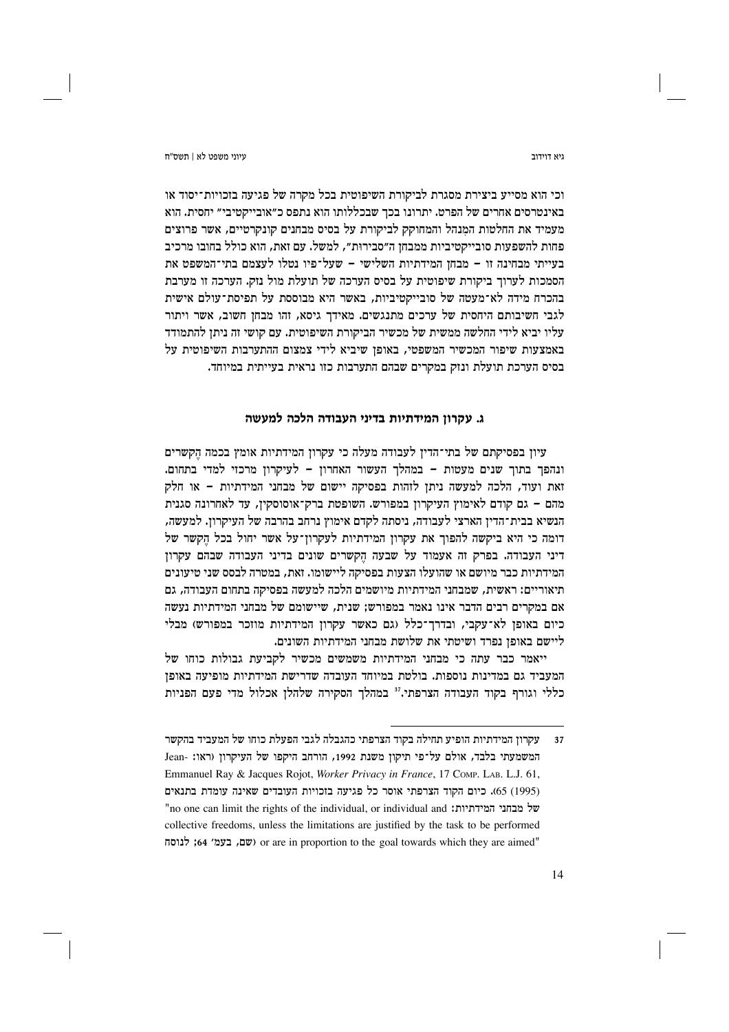וכי הוא מסייע ביצירת מסגרת לביקורת השיפוטית בכל מקרה של פגיעה בזכויות־יסוד או באינטרסים אחרים של הפרט. יתרונו בכך שבכללותו הוא נתפס כ"אובייקטיבי" יחסית. הוא מעמיד את החלטות המִנהל והמחוקק לביקורת על בסיס מבחנים קונקרטיים, אשר פרוצים פחות להשפעות סובייקטיביות ממבחן ה"סבירות", למשל. עם זאת, הוא כולל בחובו מרכיב בעייתי מבחינה זו – מבחן המידתיות השלישי – שעל־פיו נטלו לעצמם בתי־המשפט את הסמכות לערוך ביקורת שיפוטית על בסיס הערכה של תועלת מול נזק. הערכה זו מערבת בהכרח מידה לא־מעטה של סובייקטיביות, באשר היא מבוססת על תפיסת־עולם אישית לגבי חשיבותם היחסית של ערכים מתנגשים. מאידך גיסא, זהו מבחן חשוב, אשר ויתור עליו יביא לידי החלשה ממשית של מכשיר הביקורת השיפוטית. עם קושי זה ניתן להתמודד באמצעות שיפור המכשיר המשפטי, באופן שיביא לידי צמצום ההתערבות השיפוטית על בסיס הערכת תועלת ונזק במקרים שבהם התערבות כזו נראית בעייתית במיוחד.

### ג. עקרון המידתיות בדיני העבודה הלכה למעשה

עיון בפסיקתם של בתי־הדין לעבודה מעלה כי עקרון המידתיות אומץ בכמה הֶקשרים ונהפך בתוך שנים מעטות – במהלך העשור האחרון – לעיקרון מרכזי למדי בתחום. זאת ועוד, הלכה למעשה ניתן לזהות בפסיקה יישום של מבחני המידתיות – או חלק מהם – גם קודם לאימוץ העיקרון במפורש. השופטת ברק־אוסוסקין, עד לאחרונה סגנית הנשיא בבית־הדין הארצי לעבודה, ניסתה לקדם אימוץ נרחב בהרבה של העיקרון. למעשה, דומה כי היא ביקשה להפוך את עקרון המידתיות לעקרון־על אשר יחול בכל הֶקשר של דיני העבודה. בפרק זה אעמוד על שבעה הֶקשרים שונים בדיני העבודה שבהם עקרון המידתיות כבר מיושם או שהועלו הצעות בפסיקה ליישומו. זאת, במטרה לבסס שני טיעונים תיאוריים: ראשית, שמבחני המידתיות מיושמים הלכה למעשה בפסיקה בתחום העבודה, גם אם במקרים רבים הדבר אינו נאמר במפורש; שנית, שיישומם של מבחני המידתיות נעשה כיום באופן לא־עקבי, ובדרך־כלל (גם כאשר עקרון המידתיות מוזכר במפורש) מבלי ליישם באופן נפרד ושיטתי את שלושת מבחני המידתיות השונים.

ייאמר כבר עתה כי מבחני המידתיות משמשים מכשיר לקביעת גבולות כוחו של המעביד גם במדינות נוספות. בולטת במיוחד העובדה שדרישת המידתיות מופיעה באופן כללי וגורף בקוד העבודה הצרפתי.[37] במהלך הסקירה שלהלן אכלול מדי פעם הפניות

---

[37] עקרון המידתיות הופיע תחילה בקוד הצרפתי כהגבלה לגבי הפעלת כוחו של המעביד בהקשר המשמעתי בלבד, אולם על־פי תיקון משנת 1992, הורחב היקפו של העיקרון (ראו: Jean-Emmanuel Ray & Jacques Rojot, *Worker Privacy in France*, 17 COMP. LAB. L.J. 61, 65 (1995)). כיום הקוד הצרפתי אוסר כל פגיעה בזכויות העובדים שאינה עומדת בתנאים של מבחני המידתיות: "no one can limit the rights of the individual, or individual and collective freedoms, unless the limitations are justified by the task to be performed or are in proportion to the goal towards which they are aimed" (שם, בעמ' 64; לנוסח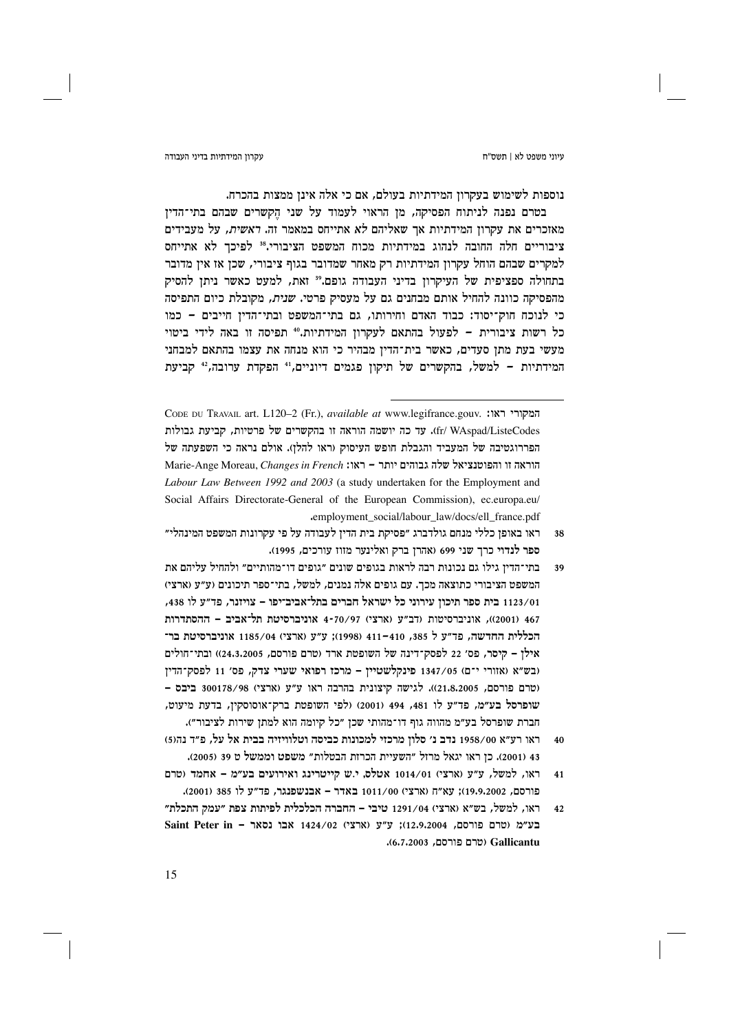נוספות לשימוש בעקרון המידתיות בעולם, אם כי אלה אינן ממצות בהכרח.

בטרם נפנה לניתוח הפסיקה, מן הראוי לעמוד על שני הקשרים שבהם בתי־הדין מאזכרים את עקרון המידתיות אך שאליהם לא אתייחס במאמר זה. *ראשית*, על מעבידים ציבוריים חלה החובה לנהוג במידתיות מכוח המשפט הציבורי.[38] לפיכך לא אתייחס למקרים שבהם הוחל עקרון המידתיות רק מאחר שמדובר בגוף ציבורי, שכן אז אין מדובר בתחולה ספציפית של העיקרון בדיני העבודה גופם.[39] זאת, למעט כאשר ניתן להסיק מהפסיקה כוונה להחיל אותם מבחנים גם על מעסיק פרטי. *שנית*, מקובלת כיום התפיסה כי לנוכח חוק־יסוד: כבוד האדם וחירותו, גם בתי־המשפט ובתי־הדין חייבים – כמו כל רשות ציבורית – לפעול בהתאם לעקרון המידתיות.[40] תפיסה זו באה לידי ביטוי מעשי בעת מתן סעדים, כאשר בית־הדין מבהיר כי הוא מנחה את עצמו בהתאם למבחני המידתיות – למשל, בהקשרים של תיקון פגמים דיוניים,[41] הפקדת ערובה,[42] קביעת

---

CODE DU TRAVAIL art. L120–2 (Fr.), *available at* www.legifrance.gouv. :המקורי ראו fr/ WAspad/ListeCodes. עד כה יושמה הוראה זו בהקשרים של פרטיות, קביעת גבולות הפררוגטיבה של המעביד והגבלת חופש העיסוק (ראו להלן). אולם נראה כי השפעתה של הוראה זו והפוטנציאל שלה גבוהים יותר – ראו: Marie-Ange Moreau, *Changes in French Labour Law Between 1992 and 2003* (a study undertaken for the Employment and Social Affairs Directorate-General of the European Commission), ec.europa.eu/ employment_social/labour_law/docs/ell_france.pdf.

38 ראו באופן כללי מנחם גולדברג "פסיקת בית הדין לעבודה על פי עקרונות המשפט המינהלי" **ספר לנדוי** כרך שני 699 (אהרן ברק ואלינער מזוז עורכים, 1995).

39 בתי־הדין גילו גם נכונות רבה לראות בגופים שונים "גופים דו־מהותיים" ולהחיל עליהם את המשפט הציבורי כתוצאה מכך. עם גופים אלה נמנים, למשל, בתי־ספר תיכונים (ע"ע (ארצי) 1123/01 **בית ספר תיכון עירוני כל ישראל חברים בתל־אביב־יפו – צויזנר**, פד"ע לו 438, 467 (2001)), אוניברסיטאות (דב"ע (ארצי) 4-70/97 **אוניברסיטת תל־אביב – ההסתדרות הכללית החדשה**, פד"ע ל 385, 410–411 (1998); ע"ע (ארצי) 1185/04 **אוניברסיטת בר־אילן – קיסר**, פס' 22 לפסק־דינה של השופטת ארד (טרם פורסם, 24.3.2005)) ובתי־חולים (בש"א (אזורי י־ם) 1347/05 **פינקלשטיין – מרכז רפואי שערי צדק**, פס' 11 לפסק־הדין (טרם פורסם, 21.8.2005)). לגישה קיצונית בהרבה ראו ע"ע (ארצי) 300178/98 **ביבס – שופרסל בע"מ**, פד"ע לו 481, 494 (2001) (לפי השופטת ברק־אוסוסקין, בדעת מיעוט, חברת שופרסל בע"מ מהווה גוף דו־מהותי שכן "כל קיומה הוא למתן שירות לציבור").

40 ראו רע"א 1958/00 **נדב נ' סלון מרכזי למכונות כביסה וטלוויזיה בבית אל על**, פ"ד נה(5) 43 (2001). כן ראו יגאל מרזל "השעיית הכרזת הבטלות" **משפט וממשל** ט 39 (2005).

41 ראו, למשל, ע"ע (ארצי) 1014/01 **אטלס, י.ש קייטרינג ואירועים בע"מ – אחמד** (טרם פורסם, 19.9.2002); עא"ח (ארצי) 1011/00 **באדר – אבנשפנגר**, פד"ע לו 385 (2001).

42 ראו, למשל, בש"א (ארצי) 1291/04 **טיבי – החברה הכלכלית לפיתוח צפת "עמק התכלת" בע"מ** (טרם פורסם, 12.9.2004); ע"ע (ארצי) 1424/02 **אבו נסאר – Saint Peter in Gallicantu** (טרם פורסם, 6.7.2003).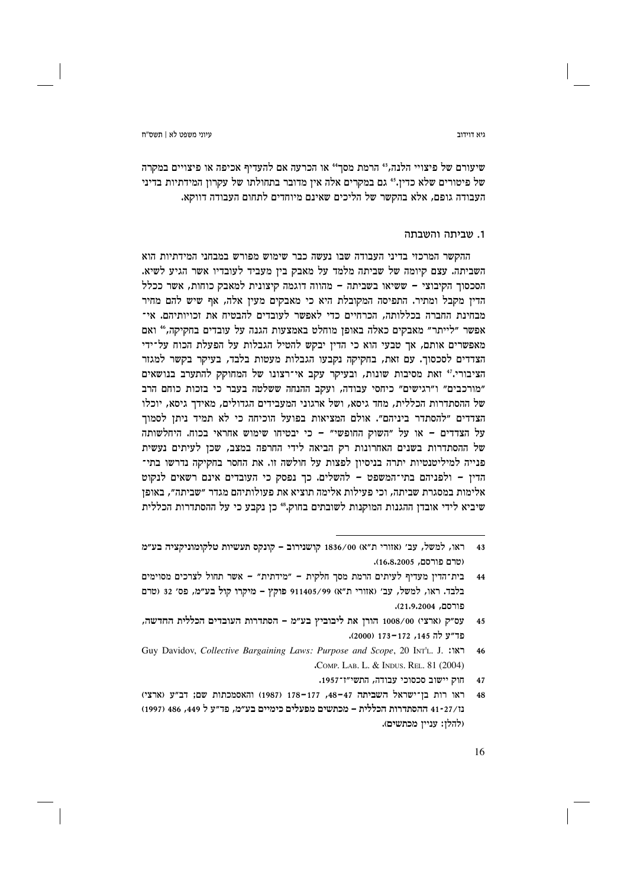שיעורם של פיצויי הלנה,[43] הרמת מסך[44] או הכרעה אם להעדיף אכיפה או פיצויים במקרה של פיטורים שלא כדין.[45] גם במקרים אלה אין מדובר בתחולתו של עקרון המידתיות בדיני העבודה גופם, אלא בהקשר של הליכים שאינם מיוחדים לתחום העבודה דווקא.

### 1. שביתה והשבתה

ההקשר המרכזי בדיני העבודה שבו נעשה כבר שימוש מפורש במבחני המידתיות הוא השביתה. עצם קיומה של שביתה מלמד על מאבק בין מעביד לעובדיו אשר הגיע לשיא. הסכסוך הקיבוצי – ששיאו בשביתה – מהווה דוגמה קיצונית למאבק כוחות, אשר ככלל הדין מקבל ומתיר. התפיסה המקובלת היא כי מאבקים מעין אלה, אף שיש להם מחיר מבחינת החברה בכללותה, הכרחיים כדי לאפשר לעובדים להבטיח את זכויותיהם. אי־אפשר "לייתר" מאבקים כאלה באופן מוחלט באמצעות הגנה על עובדים בחקיקה,[46] ואם מאפשרים אותם, אך טבעי הוא כי הדין יבקש להטיל הגבלות על הפעלת הכוח על־ידי הצדדים לסכסוך. עם זאת, בחקיקה נקבעו הגבלות מעטות בלבד, בעיקר בקשר למגזר הציבורי.[47] זאת מסיבות שונות, ובעיקר עקב אי־רצונו של המחוקק להתערב בנושאים "מורכבים" ו"רגישים" כיחסי עבודה, ועקב ההנחה ששלטה בעבר כי בזכות כוחם הרב של ההסתדרות הכללית, מחד גיסא, ושל ארגוני המעבידים הגדולים, מאידך גיסא, יוכלו הצדדים "להסתדר ביניהם". אולם המציאות בפועל הוכיחה כי לא תמיד ניתן לסמוך על הצדדים – או על "השוק החופשי" – כי יבטיחו שימוש אחראי בכוח. היחלשותה של ההסתדרות בשנים האחרונות רק הביאה לידי החרפה במצב, שכן לעיתים נעשית פנייה למיליטנטיות יתרה בניסיון לפצות על חולשה זו. את החסר בחקיקה נדרשו בתי־הדין – ולפניהם בתי־המשפט – להשלים. כך נפסק כי העובדים אינם רשאים לנקוט אלימות במסגרת שביתה, וכי פעילות אלימה תוציא את פעולותיהם מגדר "שביתה", באופן שיביא לידי אובדן ההגנות המוקנות לשובתים בחוק.[48] כן נקבע כי על ההסתדרות הכללית

---

43 ראו, למשל, עב' (אזורי ת"א) 1836/00 קושנירוב – קונקס תעשיות טלקומוניקציה בע"מ (טרם פורסם, 16.8.2005).

44 בית־הדין מעדיף לעיתים הרמת מסך חלקית – "מידתית" – אשר תחול לצרכים מסוימים בלבד. ראו, למשל, עב' (אזורי ת"א) 911405/99 פוקץ – מיקרו קול בע"מ, פס' 32 (טרם פורסם, 21.9.2004).

45 עס"ק (ארצי) 1008/00 הורן את ליבוביץ בע"מ – הסתדרות העובדים הכללית החדשה, פד"ע לה 145, 172–173 (2000).

46 ראו: Guy Davidov, *Collective Bargaining Laws: Purpose and Scope*, 20 INT'L. J. COMP. LAB. L. & INDUS. REL. 81 (2004).

47 חוק יישוב סכסוכי עבודה, התשי"ז־1957.

48 ראו רות בן־ישראל השביתה 47–48, 177–178 (1987) והאסמכתות שם; דב"ע (ארצי) נז/27-41 ההסתדרות הכללית – מכתשים מפעלים כימיים בע"מ, פד"ע ל 449, 486 (1997) (להלן: עניין מכתשים).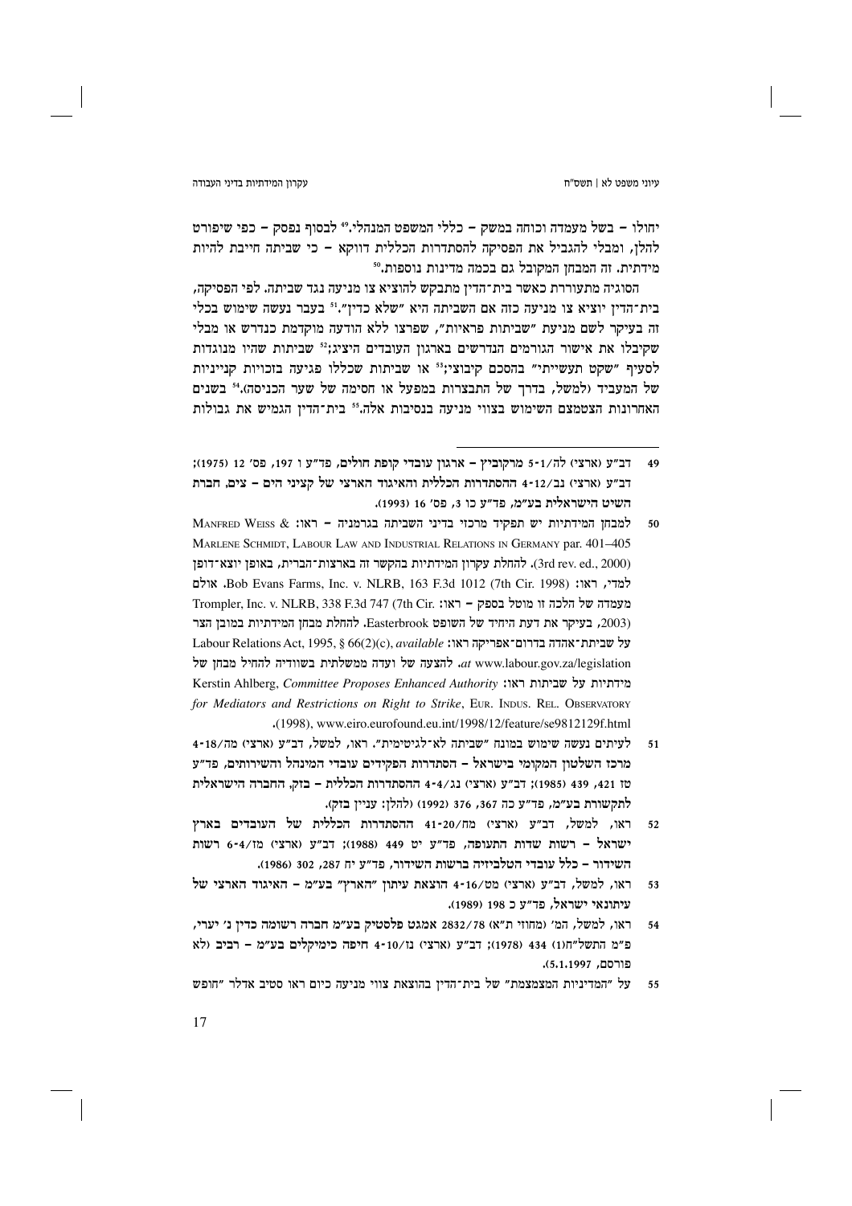יחולו – בשל מעמדה וכוחה במשק – כללי המשפט המנהלי.[49] לבסוף נפסק – כפי שיפורט להלן, ומבלי להגביל את הפסיקה להסתדרות הכללית דווקא – כי שביתה חייבת להיות מידתית. זה המבחן המקובל גם בכמה מדינות נוספות.[50]

הסוגיה מתעוררת כאשר בית־הדין מתבקש להוציא צו מניעה נגד שביתה. לפי הפסיקה, בית־הדין יוציא צו מניעה כזה אם השביתה היא "שלא כדין".[51] בעבר נעשה שימוש בכלי זה בעיקר לשם מניעת "שביתות פראיות", שפרצו ללא הודעה מוקדמת כנדרש או מבלי שקיבלו את אישור הגורמים הנדרשים בארגון העובדים היציג;[52] שביתות שהיו מנוגדות לסעיף "שקט תעשייתי" בהסכם קיבוצי;[53] או שביתות שכללו פגיעה בזכויות קנייניות של המעביד (למשל, בדרך של התבצרות במפעל או חסימה של שער הכניסה).[54] בשנים האחרונות הצטמצם השימוש בצווי מניעה בנסיבות אלה.[55] בית־הדין הגמיש את גבולות

---

49 דב"ע (ארצי) לה/1-5 מרקוביץ – ארגון עובדי קופת חולים, פד"ע ו 197, פס' 12 (1975); דב"ע (ארצי) נב/12-4 ההסתדרות הכללית והאיגוד הארצי של קציני הים – צים, חברת השיט הישראלית בע"מ, פד"ע כו 3, פס' 16 (1993).

50 למבחן המידתיות יש תפקיד מרכזי בדיני השביתה בגרמניה – ראו: Manfred Weiss & Marlene Schmidt, Labour Law and Industrial Relations in Germany par. 401–405 (3rd rev. ed., 2000). להחלת עקרון המידתיות בהקשר זה בארצות־הברית, באופן יוצא־דופן למדי, ראו: Bob Evans Farms, Inc. v. NLRB, 163 F.3d 1012 (7th Cir. 1998). אולם מעמדה של הלכה זו מוטל בספק – ראו: Trompler, Inc. v. NLRB, 338 F.3d 747 (7th Cir. 2003), בעיקר את דעת היחיד של השופט Easterbrook. להחלת מבחן המידתיות במובן הצר על שביתת־אהדה בדרום־אפריקה ראו: Labour Relations Act, 1995, § 66(2)(c), *available at* www.labour.gov.za/legislation. להצעה של ועדה ממשלתית בשוודיה להחיל מבחן של מידתיות על שביתות ראו: Kerstin Ahlberg, *Committee Proposes Enhanced Authority for Mediators and Restrictions on Right to Strike*, Eur. Indus. Rel. Observatory (1998), www.eiro.eurofound.eu.int/1998/12/feature/se9812129f.html.

51 לעיתים נעשה שימוש במונח "שביתה לא־לגיטימית". ראו, למשל, דב"ע (ארצי) מה/18-4 מרכז השלטון המקומי בישראל – הסתדרות הפקידים עובדי המינהל והשירותים, פד"ע טז 421, 439 (1985); דב"ע (ארצי) נג/4-4 ההסתדרות הכללית – בזק, החברה הישראלית לתקשורת בע"מ, פד"ע כה 367, 376 (1992) (להלן: עניין בזק).

52 ראו, למשל, דב"ע (ארצי) מח/41-20 ההסתדרות הכללית של העובדים בארץ ישראל – רשות שדות התעופה, פד"ע יט 449 (1988); דב"ע (ארצי) מז/6-4 רשות השידור – כלל עובדי הטלביזיה ברשות השידור, פד"ע יח 287, 302 (1986).

53 ראו, למשל, דב"ע (ארצי) מט/16-4 הוצאת עיתון "הארץ" בע"מ – האיגוד הארצי של עיתונאי ישראל, פד"ע כ 198 (1989).

54 ראו, למשל, המ' (מחוזי ת"א) 2832/78 אמגט פלסטיק בע"מ חברה רשומה כדין נ' יערי, פ"מ התשל"ח(1) 434 (1978); דב"ע (ארצי) נז/10-4 חיפה כימיקלים בע"מ – רביב (לא פורסם, 5.1.1997).

55 על "המדיניות המצמצמת" של בית־הדין בהוצאת צווי מניעה כיום ראו סטיב אדלר "חופש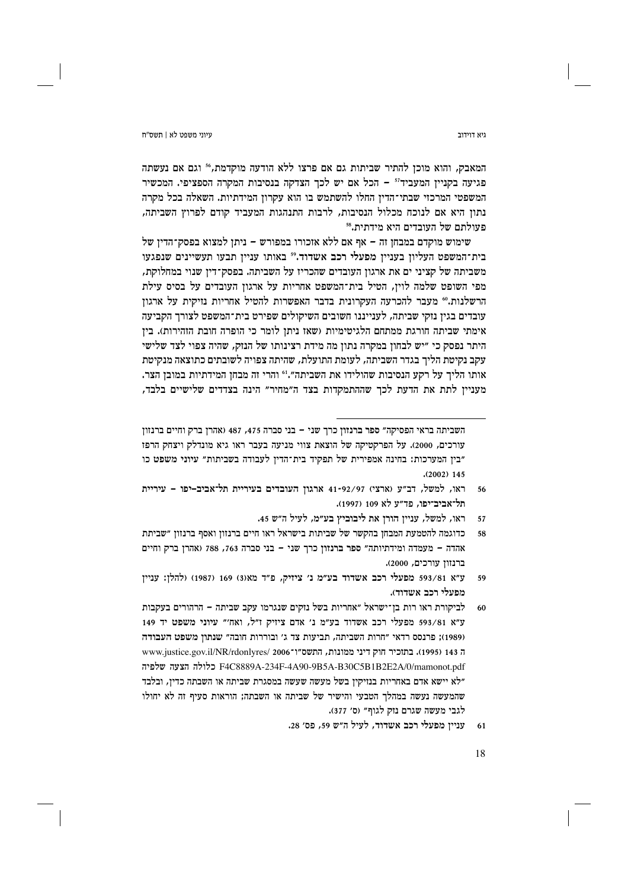המאבק, והוא מוכן להתיר שביתות גם אם פרצו ללא הודעה מוקדמת,[56] וגם אם נעשתה פגיעה בקניין המעביד[57] – הכל אם יש לכך הצדקה בנסיבות המקרה הספציפי. המכשיר המשפטי המרכזי שבתי־הדין החלו להשתמש בו הוא עקרון המידתיות. השאלה בכל מקרה נתון היא אם לנוכח מכלול הנסיבות, לרבות התנהגות המעביד קודם לפרוץ השביתה, פעולתם של העובדים היא מידתית.[58]

שימוש מוקדם במבחן זה – אף אם ללא אזכורו במפורש – ניתן למצוא בפסק־הדין של בית־המשפט העליון בעניין **מפעלי רכב אשדוד**.[59] באותו עניין תבעו תעשיינים שנפגעו משביתה של קציני ים את ארגון העובדים שהכריז על השביתה. בפסק־דין שנוי במחלוקת, מפי השופט שלמה לוין, הטיל בית־המשפט אחריות על ארגון העובדים על בסיס עילת הרשלנות.[60] מעבר להכרעה העקרונית בדבר האפשרות להטיל אחריות נזיקית על ארגון עובדים בגין נזקי שביתה, לענייננו חשובים השיקולים שפירט בית־המשפט לצורך הקביעה אימתי שביתה חורגת ממתחם הלגיטימיות (שאז ניתן לומר כי הופרה חובת הזהירות). בין היתר נפסק כי "יש לבחון במקרה נתון מה מידת רצינותו של הנזק, שהיה צפוי לצד שלישי עקב נקיטת הליך בגדר השביתה, לעומת התועלת, שהיתה צפויה לשובתים כתוצאה מנקיטת אותו הליך על רקע הנסיבות שהולידו את השביתה".[61] והרי זה מבחן המידתיות במובן הצר. מעניין לתת את הדעת לכך שההתמקדות בצד ה"מחיר" הינה בצדדים שלישיים בלבד,

---

השביתה בראי הפסיקה" **ספר ברנזון** כרך שני – בני סברה 475, 487 (אהרן ברק וחיים ברנזון עורכים, 2000). על הפרקטיקה של הוצאת צווי מניעה בעבר ראו גיא מונדלק ויצחק הרפז "בין המערכות: בחינה אמפירית של תפקיד בית־הדין לעבודה בשביתות" עיוני משפט כו 145 (2002).

56 ראו, למשל, דב"ע (ארצי) 41-92/97 **ארגון העובדים בעיריית תל־אביב–יפו – עיריית תל־אביב־יפו**, פד"ע לא 109 (1997).

57 ראו, למשל, עניין הורן את **ליבוביץ בע"מ**, לעיל ה"ש 45.

58 כדוגמה להטמעת המבחן בהקשר של שביתות בישראל ראו חיים ברנזון ואסף ברנזון "שביתת אהדה – מעמדה ומידתיותה" **ספר ברנזון** כרך שני – בני סברה 763, 788 (אהרן ברק וחיים ברנזון עורכים, 2000).

59 ע"א 593/81 **מפעלי רכב אשדוד בע"מ נ' ציזיק**, פ"ד מא(3) 169 (1987) (להלן: עניין **מפעלי רכב אשדוד**).

60 לביקורת ראו רות בן־ישראל "אחריות בשל נזקים שנגרמו עקב שביתה – הרהורים בעקבות ע"א 593/81 מפעלי רכב אשדוד בע"מ נ' אדם ציזיק ז"ל, ואח'" עיוני משפט יד 149 (1989); פרנסס רדאי "חרות השביתה, תביעות צד ג' ובוררות חובה" שנתון משפט העבודה ה 143 (1995). בתזכיר חוק דיני ממונות, התשס"ו־2006 www.justice.gov.il/NR/rdonlyres/F4C8889A-234F-4A90-9B5A-B30C5B1B2E2A/0/mamonot.pdf כלולה הצעה שלפיה "לא יישא אדם באחריות בנזיקין בשל מעשה שעשה במסגרת שביתה או השבתה כדין, ובלבד שהמעשה נעשה במהלך הטבעי והישיר של שביתה או השבתה; הוראות סעיף זה לא יחולו לגבי מעשה שגרם נזק לגוף" (ס' 377).

61 עניין **מפעלי רכב אשדוד**, לעיל ה"ש 59, פס' 28.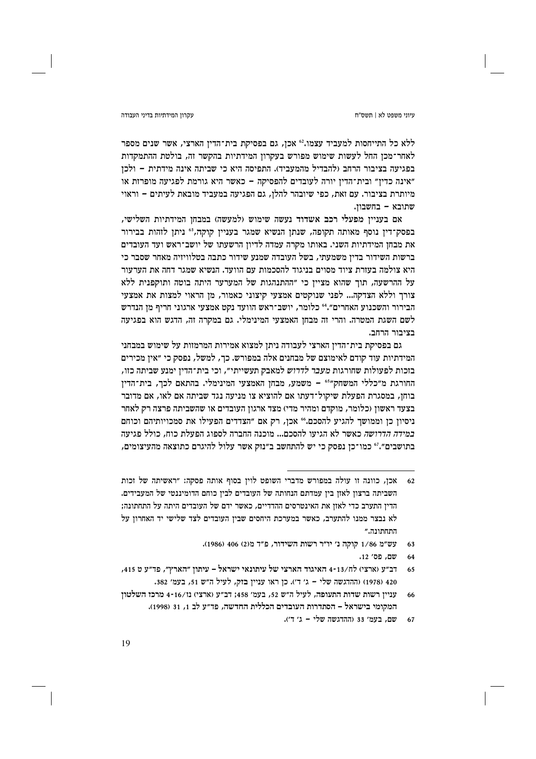ללא כל התייחסות למעביד עצמו.[62] אכן, גם בפסיקת בית־הדין הארצי, אשר שנים מספר לאחר־מכן החל לעשות שימוש מפורש בעקרון המידתיות בהקשר זה, בולטת ההתמקדות בפגיעה בציבור הרחב (להבדיל מהמעביד). התפיסה היא כי שביתה אינה מידתית – ולכן "אינה כדין" ובית־הדין יורה לעובדים להפסיקה – כאשר היא גורמת לפגיעה מופרזת או מיותרת בציבור. עם זאת, כפי שיובהר להלן, גם הפגיעה במעביד מובאת לעיתים – וראוי שתובא – בחשבון.

אם בעניין **מפעלי רכב אשדוד** נעשה שימוש (למעשה) במבחן המידתיות השלישי, בפסק־דין נוסף מאותה תקופה, שנתן הנשיא שמגר בעניין **קוקה**,[63] ניתן לזהות בבירור את מבחן המידתיות השני. באותו מקרה עמדה לדיון הרשעתו של יושב־ראש ועד העובדים ברשות השידור בדין משמעתי, בשל העובדה שמנע שידור כתבה בטלוויזיה מאחר שסבר כי היא צולמה בעזרת ציוד מסוים בניגוד להסכמות עם הוועד. הנשיא שמגר דחה את הערעור על ההרשעה, תוך שהוא מציין כי "ההתנהגות של המערער היתה בוטה ותוקפנית ללא צורך וללא הצדקה... לפני שנוקטים אמצעי קיצוני כאמור, מן הראוי למצות את אמצעי הבירור והשכנוע האחרים".[64] כלומר, יושב־ראש הוועד נקט אמצעי ארגוני חריף מן הנדרש לשם השגת המטרה. והרי זה מבחן האמצעי המינימלי. גם במקרה זה, הדגש הוא בפגיעה בציבור הרחב.

גם בפסיקת בית־הדין הארצי לעבודה ניתן למצוא אמירות המרמזות על שימוש במבחני המידתיות עוד קודם לאימוצם של מבחנים אלה במפורש. כך, למשל, נפסק כי "אין מכירים בזכות לפעולות שחורגות *מעבר לדרוש* למאבק תעשייתי", וכי בית־הדין ימנע שביתה כזו, החורגת מ"כללי המשחק"[65] – משמע, מבחן האמצעי המינימלי. בהתאם לכך, בית־הדין בוחן, במסגרת הפעלת שיקול־דעתו אם להוציא צו מניעה נגד שביתה אם לאו, אם מדובר בצעד ראשון (כלומר, מוקדם ומהיר מדי) מצד ארגון העובדים או שהשביתה פרצה רק לאחר ניסיון כן וממושך להגיע להסכם.[66] אכן, רק אם "הצדדים הפעילו את סמכויותיהם וכוחם *במידה הדרושה* כאשר לא הגיעו להסכם... מוכנה החברה לספוג הפעלת כוח, כולל פגיעה בתושבים".[67] כמו־כן נפסק כי יש להתחשב ב"נזק אשר עלול להיגרם כתוצאה מהעיצומים,

---

62 אכן, כוונה זו עולה במפורש מדברי השופט לוין בסוף אותה פסקה: "ראשיתה של זכות השביתה ברצון לאזן בין עמדתם הנחותה של העובדים לבין כוחם הדומיננטי של המעבידים. הדין התערב כדי לאזן את האינטרסים ההדדיים, כאשר ידם של העובדים היתה על התחתונה; לא נבצר ממנו להתערב, כאשר במערכת היחסים שבין העובדים לצד שלישי יד האחרון על התחתונה."

63 עש"מ 1/86 קוקה נ' יו"ר רשות השידור, פ"ד מ(2) 406 (1986).

64 שם, פס' 12.

65 דב"ע (ארצי) לח/13-4 האיגוד הארצי של עיתונאי ישראל – עיתון "הארץ", פד"ע ט 415, 420 (1978) (ההדגשה שלי – ג' ד'). כן ראו עניין בזק, לעיל ה"ש 51, בעמ' 382.

66 עניין רשות שדות התעופה, לעיל ה"ש 52, בעמ' 458; דב"ע (ארצי) נז/16-4 מרכז השלטון המקומי בישראל – הסתדרות העובדים הכללית החדשה, פד"ע לב 1, 31 (1998).

67 שם, בעמ' 33 (ההדגשה שלי – ג' ד').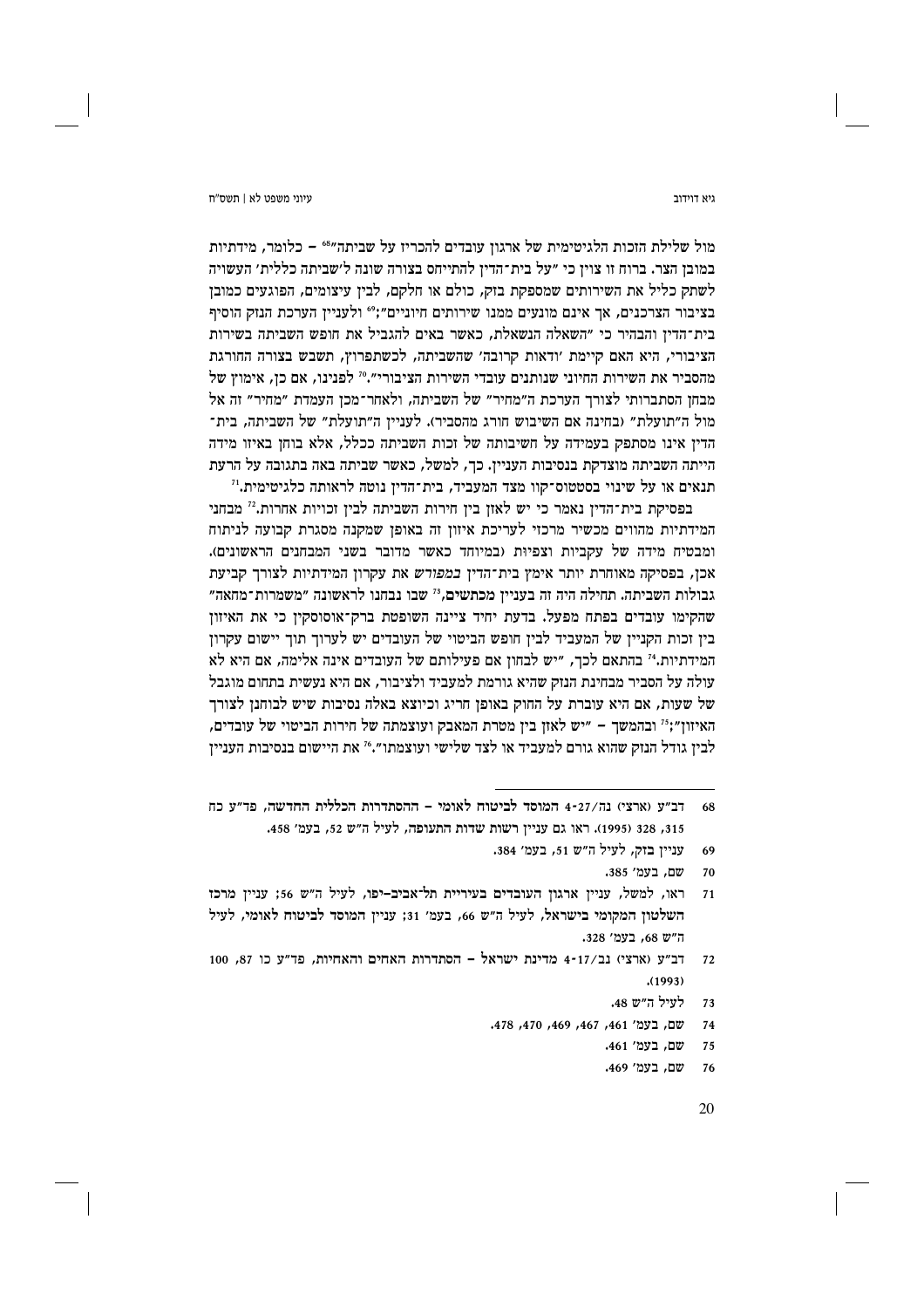מול שלילת הזכות הלגיטימית של ארגון עובדים להכריז על שביתה"[68] – כלומר, מידתיות במובן הצר. ברוח זו צוין כי "על בית־הדין להתייחס בצורה שונה ל'שביתה כללית' העשויה לשתק כליל את השירותים שמספקת בזק, כולם או חלקם, לבין עיצומים, הפוגעים כמובן בציבור הצרכנים, אך אינם מונעים ממנו שירותים חיוניים";[69] ולעניין הערכת הנזק הוסיף בית־הדין והבהיר כי "השאלה הנשאלת, כאשר באים להגביל את חופש השביתה בשירות הציבורי, היא האם קיימת 'ודאות קרובה' שהשביתה, לכשתפרוץ, תשבש בצורה החורגת מהסביר את השירות החיוני שנותנים עובדי השירות הציבורי".[70] לפנינו, אם כן, אימוץ של מבחן הסתברותי לצורך הערכת ה"מחיר" של השביתה, ולאחר־מכן העמדת "מחיר" זה אל מול ה"תועלת" (בחינה אם השיבוש חורג מהסביר). לעניין ה"תועלת" של השביתה, בית־הדין אינו מסתפק בעמידה על חשיבותה של זכות השביתה ככלל, אלא בוחן באיזו מידה הייתה השביתה מוצדקת בנסיבות העניין. כך, למשל, כאשר שביתה באה בתגובה על הרעת תנאים או על שינוי בסטטוס־קוו מצד המעביד, בית־הדין נוטה לראותה כלגיטימית.[71]

בפסיקת בית־הדין נאמר כי יש לאזן בין חירות השביתה לבין זכויות אחרות.[72] מבחני המידתיות מהווים מכשיר מרכזי לעריכת איזון זה באופן שמקנה מסגרת קבועה לניתוח ומבטיח מידה של עקביות וצפיות (במיוחד כאשר מדובר בשני המבחנים הראשונים). אכן, בפסיקה מאוחרת יותר אימץ בית־הדין *במפורש* את עקרון המידתיות לצורך קביעת גבולות השביתה. תחילה היה זה בעניין *מכתשים*,[73] שבו נבחנו לראשונה "משמרות־מחאה" שהקימו עובדים בפתח מפעל. בדעת יחיד ציינה השופטת ברק־אוסוסקין כי את האיזון בין זכות הקניין של המעביד לבין חופש הביטוי של העובדים יש לערוך תוך יישום עקרון המידתיות.[74] בהתאם לכך, "יש לבחון אם פעילותם של העובדים אינה אלימה, אם היא לא עולה על הסביר מבחינת הנזק שהיא גורמת למעביד ולציבור, אם היא נעשית בתחום מוגבל של שעות, אם היא עוברת על החוק באופן חריג וכיוצא באלה נסיבות שיש לבוחנן לצורך האיזון";[75] ובהמשך – "יש לאזן בין מטרת המאבק ועוצמתה של חירות הביטוי של עובדים, לבין גודל הנזק שהוא גורם למעביד או לצד שלישי ועוצמתו".[76] את היישום בנסיבות העניין

---

68 דב"ע (ארצי) נה/4-27 המוסד לביטוח לאומי – ההסתדרות הכללית החדשה, פד"ע כח 315, 328 (1995). ראו גם עניין רשות שדות התעופה, לעיל ה"ש 52, בעמ' 458.

69 עניין בזק, לעיל ה"ש 51, בעמ' 384.

70 שם, בעמ' 385.

71 ראו, למשל, עניין ארגון העובדים בעיריית תל־אביב–יפו, לעיל ה"ש 56; עניין מרכז השלטון המקומי בישראל, לעיל ה"ש 66, בעמ' 31; עניין המוסד לביטוח לאומי, לעיל ה"ש 68, בעמ' 328.

72 דב"ע (ארצי) נב/4-17 מדינת ישראל – הסתדרות האחים והאחיות, פד"ע כו 87, 100 (1993).

73 לעיל ה"ש 48.

74 שם, בעמ' 461, 467, 469, 470, 478.

75 שם, בעמ' 461.

76 שם, בעמ' 469.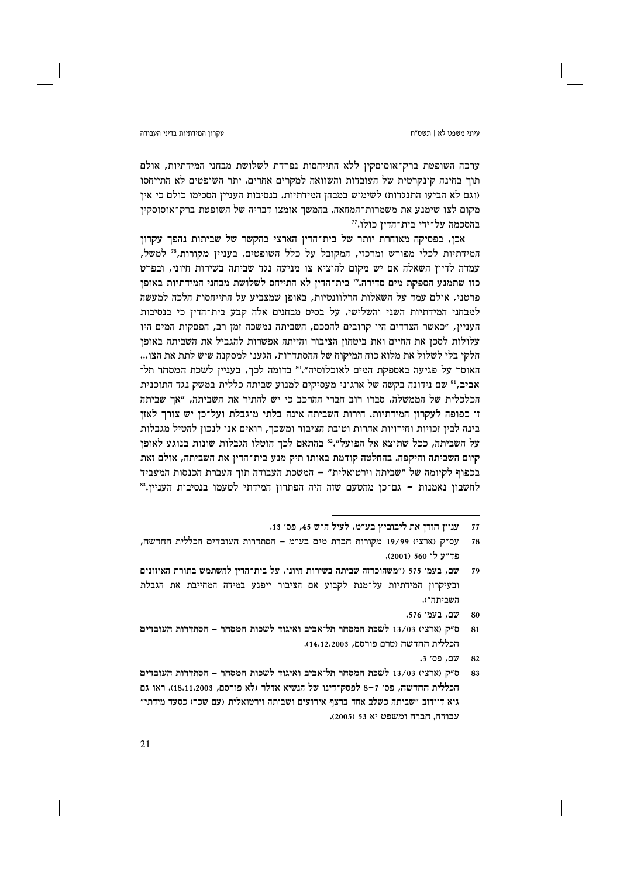ערכה השופטת ברק־אוסוסקין ללא התייחסות נפרדת לשלושת מבחני המידתיות, אולם תוך בחינה קונקרטית של העובדות והשוואה למקרים אחרים. יתר השופטים לא התייחסו (וגם לא הביעו התנגדות) לשימוש במבחן המידתיות. בנסיבות העניין הסכימו כולם כי אין מקום לצו שימנע את משמרות־המחאה. בהמשך אומצו דבריה של השופטת ברק־אוסוסקין בהסכמה על־ידי בית־הדין כולו.[77]

אכן, בפסיקה מאוחרת יותר של בית־הדין הארצי בהקשר של שביתות נהפך עקרון המידתיות לכלי מפורש ומרכזי, המקובל על כלל השופטים. בעניין מקורות,[78] למשל, עמדה לדיון השאלה אם יש מקום להוציא צו מניעה נגד שביתה בשירות חיוני, ובפרט כזו שתמנע הספקת מים סדירה.[79] בית־הדין לא התייחס לשלושת מבחני המידתיות באופן פרטני, אולם עמד על השאלות הרלוונטיות, באופן שמצביע על התייחסות הלכה למעשה למבחני המידתיות השני והשלישי. על בסיס מבחנים אלה קבע בית־הדין כי בנסיבות העניין, "כאשר הצדדים היו קרובים להסכם, השביתה נמשכה זמן רב, הפסקות המים היו עלולות לסכן את החיים ואת ביטחון הציבור והייתה אפשרות להגביל את השביתה באופן חלקי בלי לשלול את מלוא כוח המיקוח של ההסתדרות, הגענו למסקנה שיש לתת את הצו... האוסר על פגיעה באספקת המים לאוכלוסיה".[80] בדומה לכך, בעניין לשכת המסחר תל־אביב,[81] שם נידונה בקשה של ארגוני מעסיקים למנוע שביתה כללית במשק נגד התוכנית הכלכלית של הממשלה, סברו רוב חברי ההרכב כי יש להתיר את השביתה, "אך שביתה זו כפופה לעקרון המידתיות. חירות השביתה אינה בלתי מוגבלת ועל־כן יש צורך לאזן בינה לבין זכויות וחירויות אחרות וטובת הציבור ומשכך, רואים אנו לנכון להטיל מגבלות על השביתה, ככל שתוצא אל הפועל".[82] בהתאם לכך הוטלו הגבלות שונות בנוגע לאופן קיום השביתה והיקפה. בהחלטה קודמת באותו תיק מנע בית־הדין את השביתה, אולם זאת בכפוף לקיומה של "שביתה וירטואלית" – המשכת העבודה תוך העברת הכנסות המעביד לחשבון נאמנות – גם־כן מהטעם שזה היה הפתרון המידתי לטעמו בנסיבות העניין.[83]

---

77 עניין הורן את ליבוביץ בע"מ, לעיל ה"ש 45, פס' 13.

78 עס"ק (ארצי) 19/99 מקורות חברת מים בע"מ – הסתדרות העובדים הכללית החדשה, פד"ע לו 560 (2001).

79 שם, בעמ' 575 ("משהוכרזה שביתה בשירות חיוני, על בית־הדין להשתמש בתורת האיזונים ובעיקרון המידתיות על־מנת לקבוע אם הציבור ייפגע במידה המחייבת את הגבלת השביתה").

80 שם, בעמ' 576.

81 ס"ק (ארצי) 13/03 לשכת המסחר תל־אביב ואיגוד לשכות המסחר – הסתדרות העובדים הכללית החדשה (טרם פורסם, 14.12.2003).

82 שם, פס' 3.

83 ס"ק (ארצי) 13/03 לשכת המסחר תל־אביב ואיגוד לשכות המסחר – הסתדרות העובדים הכללית החדשה, פס' 7–8 לפסק־דינו של הנשיא אדלר (לא פורסם, 18.11.2003). ראו גם גיא דוידוב "שביתה כשלב אחד ברצף אירועים ושביתה וירטואלית (עם שכר) כסעד מידתי" עבודה, חברה ומשפט יא 53 (2005).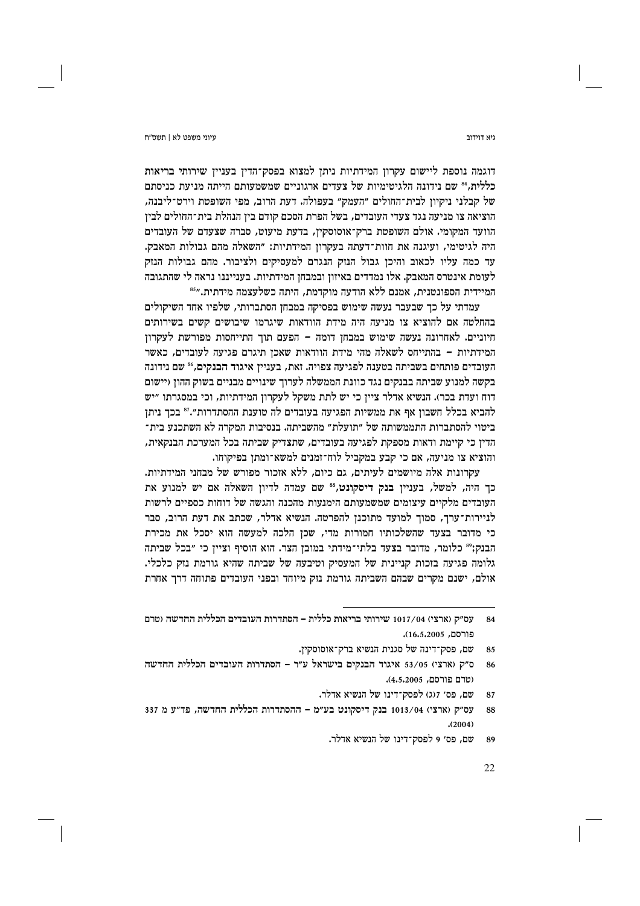דוגמה נוספת ליישום עקרון המידתיות ניתן למצוא בפסק־הדין בעניין **שירותי בריאות כללית**,[84] שם נידונה הלגיטימיות של צעדים ארגוניים שמשמעותם הייתה מניעת כניסתם של קבלני ניקיון לבית־החולים "העמק" בעפולה. דעת הרוב, מפי השופטת וירט־ליבנה, הוציאה צו מניעה נגד צעדי העובדים, בשל הפרת הסכם קודם בין הנהלת בית־החולים לבין הוועד המקומי. אולם השופטת ברק־אוסוסקין, בדעת מיעוט, סברה שצעדם של העובדים היה לגיטימי, ועיגנה את חוות־דעתה בעקרון המידתיות: "השאלה מהם גבולות המאבק. עד כמה עליו לכאוב והיכן גבול הנזק הנגרם למעסיקים ולציבור. מהם גבולות הנזק לעומת אינטרס המאבק. אלו נמדדים באיזון ובמבחן המידתיות. בענייננו נראה לי שהתגובה המיידית הספונטנית, אמנם ללא הודעה מוקדמת, היתה כשלעצמה מידתית."[85]

עמדתי על כך שבעבר נעשה שימוש בפסיקה במבחן הסתברותי, שלפיו אחד השיקולים בהחלטה אם להוציא צו מניעה היה מידת הוודאות שיגרמו שיבושים קשים בשירותים חיוניים. לאחרונה נעשה שימוש במבחן דומה – הפעם תוך התייחסות מפורשת לעקרון המידתיות – בהתייחס לשאלה מהי מידת הוודאות שאכן תיגרם פגיעה לעובדים, כאשר העובדים פותחים בשביתה בטענה לפגיעה צפויה. זאת, בעניין **איגוד הבנקים**,[86] שם נידונה בקשה למנוע שביתה בבנקים נגד כוונת הממשלה לערוך שינויים מבניים בשוק ההון (יישום דוח ועדת בכר). הנשיא אדלר ציין כי יש לתת משקל לעקרון המידתיות, וכי במסגרתו "יש להביא בכלל חשבון אף את ממשיות הפגיעה בעובדים לה טוענת ההסתדרות".[87] בכך ניתן ביטוי להסתברות התממשותה של "תועלת" מהשביתה. בנסיבות המקרה לא השתכנע בית־הדין כי קיימת ודאות מספקת לפגיעה בעובדים, שתצדיק שביתה בכל המערכת הבנקאית, והוציא צו מניעה, אם כי קבע במקביל לוח־זמנים למשא־ומתן בפיקוחו.

עקרונות אלה מיושמים לעיתים, גם כיום, ללא אזכור מפורש של מבחני המידתיות. כך היה, למשל, בעניין **בנק דיסקונט**,[88] שם עמדה לדיון השאלה אם יש למנוע את העובדים מלקיים עיצומים שמשמעותם הימנעות מהכנה והגשה של דוחות כספיים לרשות לניירות־ערך, סמוך למועד מתוכנן להפרטה. הנשיא אדלר, שכתב את דעת הרוב, סבר כי מדובר בצעד שהשלכותיו חמורות מדי, שכן הלכה למעשה הוא יסכל את מכירת הבנק;[89] כלומר, מדובר בצעד בלתי־מידתי במובן הצר. הוא הוסיף וציין כי "בכל שביתה גלומה פגיעה בזכות קניינית של המעסיק וטיבעה של שביתה שהיא גורמת נזק כלכלי. אולם, ישנם מקרים שבהם השביתה גורמת נזק מיוחד ובפני העובדים פתוחה דרך אחרת

---

84 עס"ק (ארצי) 1017/04 שירותי בריאות כללית – הסתדרות העובדים הכללית החדשה (טרם פורסם, 16.5.2005).

85 שם, פסק־דינה של סגנית הנשיא ברק־אוסוסקין.

86 ס"ק (ארצי) 53/05 איגוד הבנקים בישראל ע"ר – הסתדרות העובדים הכללית החדשה (טרם פורסם, 4.5.2005).

87 שם, פס' 7(ג) לפסק־דינו של הנשיא אדלר.

88 עס"ק (ארצי) 1013/04 בנק דיסקונט בע"מ – ההסתדרות הכללית החדשה, פד"ע מ 337 (2004).

89 שם, פס' 9 לפסק־דינו של הנשיא אדלר.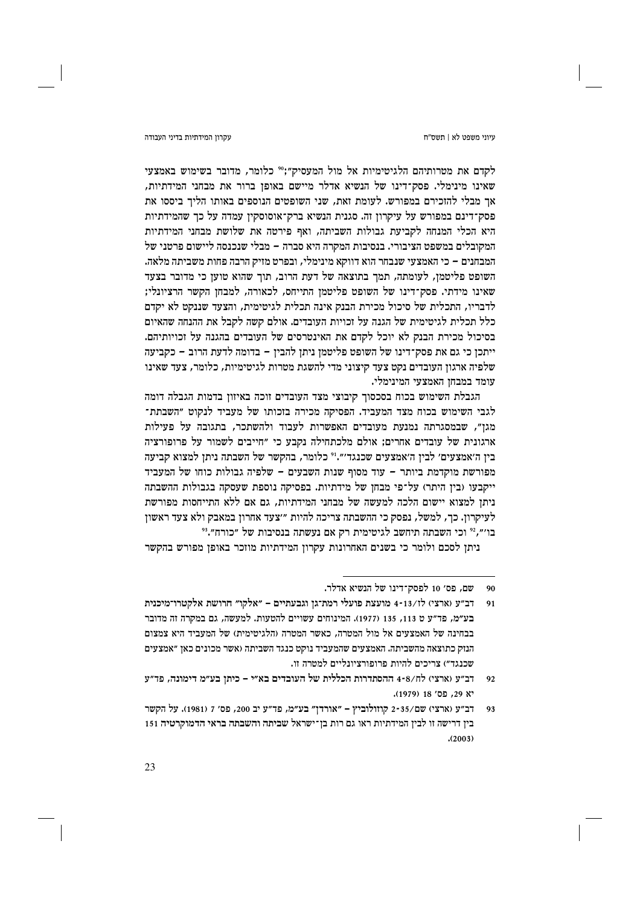לקדם את מטרותיהם הלגיטימיות אל מול המעסיק";[90] כלומר, מדובר בשימוש באמצעי שאינו מינימלי. פסק־דינו של הנשיא אדלר מיישם באופן ברור את מבחני המידתיות, אך מבלי להזכירם במפורש. לעומת זאת, שני השופטים הנוספים באותו הליך ביססו את פסק־דינם במפורש על עיקרון זה. סגנית הנשיא ברק־אוסוסקין עמדה על כך שהמידתיות היא הכלי המנחה לקביעת גבולות השביתה, ואף פירטה את שלושת מבחני המידתיות המקובלים במשפט הציבורי. בנסיבות המקרה היא סברה – מבלי שנכנסה ליישום פרטני של המבחנים – כי האמצעי שנבחר הוא דווקא מינימלי, ובפרט מזיק הרבה פחות משביתה מלאה. השופט פליטמן, לעומתה, תמך בתוצאה של דעת הרוב, תוך שהוא טוען כי מדובר בצעד שאינו מידתי. פסק־דינו של השופט פליטמן התייחס, לכאורה, למבחן הקשר הרציונלי; לדבריו, התכלית של סיכול מכירת הבנק אינה תכלית לגיטימית, והצעד שננקט לא יקדם כלל תכלית לגיטימית של הגנה על זכויות העובדים. אולם קשה לקבל את ההנחה שהאיום בסיכול מכירת הבנק לא יוכל לקדם את האינטרסים של העובדים בהגנה על זכויותיהם. ייתכן כי גם את פסק־דינו של השופט פליטמן ניתן להבין – בדומה לדעת הרוב – כקביעה שלפיה ארגון העובדים נקט צעד קיצוני מדי להשגת מטרות לגיטימיות, כלומר, צעד שאינו עומד במבחן האמצעי המינימלי.

הגבלת השימוש בכוח בסכסוך קיבוצי מצד העובדים זוכה באיזון בדמות הגבלה דומה לגבי השימוש בכוח מצד המעביד. הפסיקה מכירה בזכותו של מעביד לנקוט "השבתת־מגן", שבמסגרתה נמנעת מעובדים האפשרות לעבוד ולהשתכר, בתגובה על פעילות ארגונית של עובדים אחרים; אולם מלכתחילה נקבע כי "חייבים לשמור על פרופורציה בין ה'אמצעים' לבין ה'אמצעים שכנגד'".[91] כלומר, בהקשר של השבתה ניתן למצוא קביעה מפורשת מוקדמת ביותר – עוד מסוף שנות השבעים – שלפיה גבולות כוחו של המעביד ייקבעו (בין היתר) על־פי מבחן של מידתיות. בפסיקה נוספת שעסקה בגבולות ההשבתה ניתן למצוא יישום הלכה למעשה של מבחני המידתיות, גם אם ללא התייחסות מפורשת לעיקרון. כך, למשל, נפסק כי ההשבתה צריכה להיות "'צעד אחרון במאבק ולא צעד ראשון בו'",[92] וכי השבתה תיחשב לגיטימית רק אם נעשתה בנסיבות של "כורח".[93]

ניתן לסכם ולומר כי בשנים האחרונות עקרון המידתיות מוזכר באופן מפורש בהקשר

---

90 שם, פס' 10 לפסק־דינו של הנשיא אדלר.

91 דב"ע (ארצי) לז/4-13 מועצת פועלי רמת־גן וגבעתיים – "אלקו" חרושת אלקטרו־מיכנית בע"מ, פד"ע ט 113, 135 (1977). המינוחים עשויים להטעות. למעשה, גם במקרה זה מדובר בבחינה של האמצעים אל מול המטרה, כאשר המטרה (הלגיטימית) של המעביד היא צמצום הנזק כתוצאה מהשביתה. האמצעים שהמעביד נוקט כנגד השביתה (אשר מכונים כאן "אמצעים שכנגד") צריכים להיות פרופורציונליים למטרה זו.

92 דב"ע (ארצי) לח/4-8 ההסתדרות הכללית של העובדים בא"י – כיתן בע"מ דימונה, פד"ע יא 29, פס' 18 (1979).

93 דב"ע (ארצי) שם/2-35 קוזולוביץ – "אורדן" בע"מ, פד"ע יב 200, פס' 7 (1981). על הקשר בין דרישה זו לבין המידתיות ראו גם רות בן־ישראל **שביתה והשבתה בראי הדמוקרטיה** 151 (2003).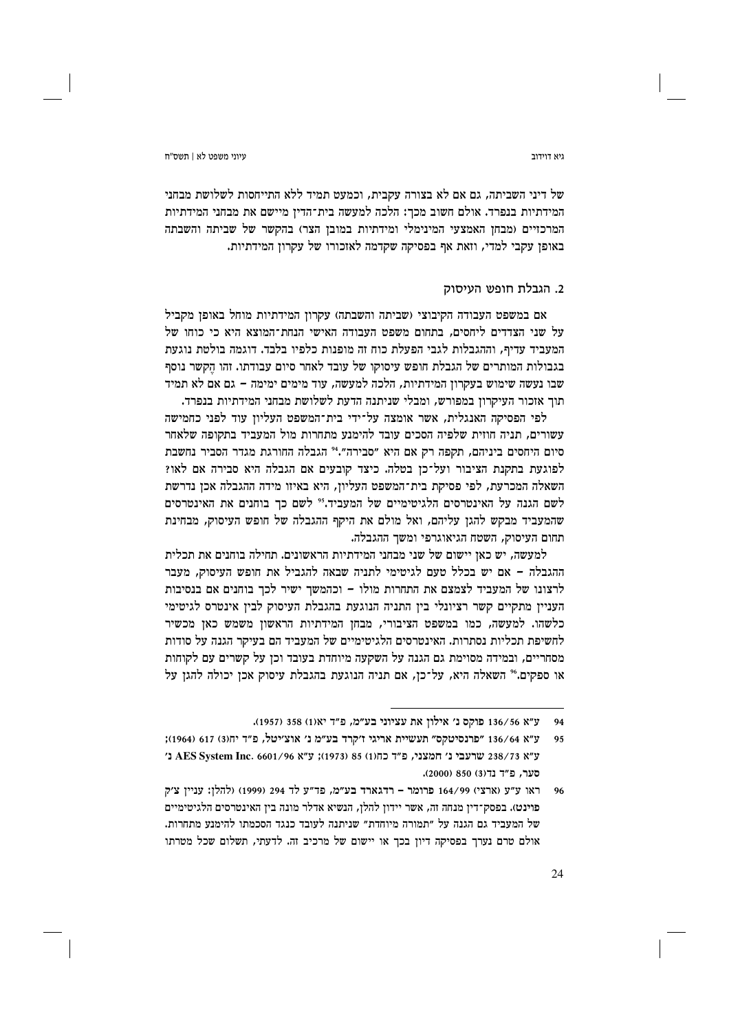של דיני השביתה, גם אם לא בצורה עקבית, וכמעט תמיד ללא התייחסות לשלושת מבחני המידתיות בנפרד. אולם חשוב מכך: הלכה למעשה בית־הדין מיישם את מבחני המידתיות המרכזיים (מבחן האמצעי המינימלי ומידתיות במובן הצר) בהקשר של שביתה והשבתה באופן עקבי למדי, וזאת אף בפסיקה שקדמה לאזכורו של עקרון המידתיות.

### 2. הגבלת חופש העיסוק

אם במשפט העבודה הקיבוצי (שביתה והשבתה) עקרון המידתיות מוחל באופן מקביל על שני הצדדים ליחסים, בתחום משפט העבודה האישי הנחת־המוצא היא כי כוחו של המעביד עדיף, וההגבלות לגבי הפעלת כוח זה מופנות כלפיו בלבד. דוגמה בולטת נוגעת בגבולות המותרים של הגבלת חופש עיסוקו של עובד לאחר סיום עבודתו. זהו הֶקשר נוסף שבו נעשה שימוש בעקרון המידתיות, הלכה למעשה, עוד מימים ימימה – גם אם לא תמיד תוך אזכור העיקרון במפורש, ומבלי שניתנה הדעת לשלושת מבחני המידתיות בנפרד.

לפי הפסיקה האנגלית, אשר אומצה על־ידי בית־המשפט העליון עוד לפני כחמישה עשורים, תניה חוזית שלפיה הסכים עובד להימנע מתחרות מול המעביד בתקופה שלאחר סיום היחסים ביניהם, תקפה רק אם היא "סבירה".[94] הגבלה החורגת מגדר הסביר נחשבת לפוגעת בתקנת הציבור ועל־כן בטלה. כיצד קובעים אם הגבלה היא סבירה אם לאו? השאלה המכרעת, לפי פסיקת בית־המשפט העליון, היא באיזו מידה ההגבלה אכן נדרשת לשם הגנה על האינטרסים הלגיטימיים של המעביד.[95] לשם כך בוחנים את האינטרסים שהמעביד מבקש להגן עליהם, ואל מולם את היקף ההגבלה של חופש העיסוק, מבחינת תחום העיסוק, השטח הגיאוגרפי ומשך ההגבלה.

למעשה, יש כאן יישום של שני מבחני המידתיות הראשונים. תחילה בוחנים את תכלית ההגבלה – אם יש בכלל טעם לגיטימי לתניה שבאה להגביל את חופש העיסוק, מעבר לרצונו של המעביד לצמצם את התחרות מולו – וכהמשך ישיר לכך בוחנים אם בנסיבות העניין מתקיים קשר רציונלי בין התניה הנוגעת בהגבלת העיסוק לבין אינטרס לגיטימי כלשהו. למעשה, כמו במשפט הציבורי, מבחן המידתיות הראשון משמש כאן מכשיר לחשיפת תכליות נסתרות. האינטרסים הלגיטימיים של המעביד הם בעיקר הגנה על סודות מסחריים, ובמידה מסוימת גם הגנה על השקעה מיוחדת בעובד וכן על קשרים עם לקוחות או ספקים.[96] השאלה היא, על־כן, אם תניה הנוגעת בהגבלת עיסוק אכן יכולה להגן על

---

94 ע"א 136/56 פוקס נ' אילון את עציוני בע"מ, פ"ד יא(1) 358 (1957).

95 ע"א 136/64 "פרנסיטקס" תעשיית אריגי ז'קרד בע"מ נ' אוצ'יטל, פ"ד יח(3) 617 (1964); ע"א 238/73 שרעבי נ' חמצני, פ"ד כח(1) 85 (1973); ע"א 6601/96 AES System Inc. נ' סער, פ"ד נד(3) 850 (2000).

96 ראו ע"ע (ארצי) 164/99 פרומר – רדגארד בע"מ, פד"ע לד 294 (1999) (להלן: עניין צ'ק פוינט). בפסק־דין מנחה זה, אשר יידון להלן, הנשיא אדלר מונה בין האינטרסים הלגיטימיים של המעביד גם הגנה על "תמורה מיוחדת" שניתנה לעובד כנגד הסכמתו להימנע מתחרות. אולם טרם נערך בפסיקה דיון בכך או יישום של מרכיב זה. לדעתי, תשלום שכל מטרתו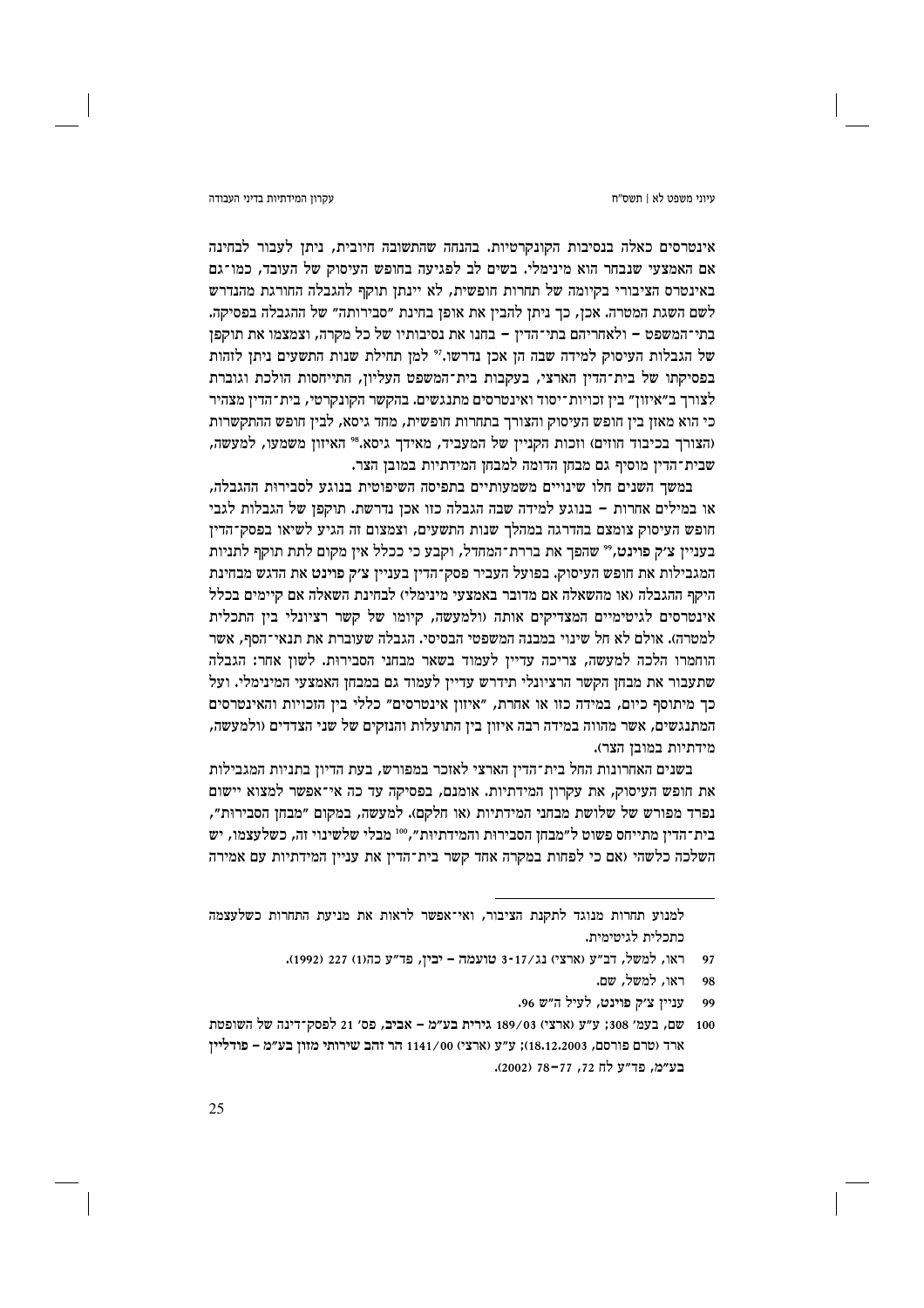אינטרסים כאלה בנסיבות הקונקרטיות. בהנחה שהתשובה חיובית, ניתן לעבור לבחינה אם האמצעי שנבחר הוא מינימלי. בשים לב לפגיעה בחופש העיסוק של העובד, כמו־גם באינטרס הציבורי בקיומה של תחרות חופשית, לא יינתן תוקף להגבלה החורגת מהנדרש לשם השגת המטרה. אכן, כך ניתן להבין את אופן בחינת "סבירותה" של ההגבלה בפסיקה. בתי־המשפט – ולאחריהם בתי־הדין – בחנו את נסיבותיו של כל מקרה, וצמצמו את תוקפן של הגבלות העיסוק למידה שבה הן אכן נדרשו.[97] למן תחילת שנות התשעים ניתן לזהות בפסיקתו של בית־הדין הארצי, בעקבות בית־המשפט העליון, התייחסות הולכת וגוברת לצורך ב"איזון" בין זכויות־יסוד ואינטרסים מתנגשים. בהקשר הקונקרטי, בית־הדין מצהיר כי הוא מאזן בין חופש העיסוק והצורך בתחרות חופשית, מחד גיסא, לבין חופש ההתקשרות (הצורך בכיבוד חוזים) וזכות הקניין של המעביד, מאידך גיסא.[98] האיזון משמעו, למעשה, שבית־הדין מוסיף גם מבחן הדומה למבחן המידתיות במובן הצר.

במשך השנים חלו שינויים משמעותיים בתפיסה השיפוטית בנוגע לסבירות ההגבלה, או במילים אחרות – בנוגע למידה שבה הגבלה כזו אכן נדרשת. תוקפן של הגבלות לגבי חופש העיסוק צומצם בהדרגה במהלך שנות התשעים, וצמצום זה הגיע לשיאו בפסק־הדין בעניין צ'ק פוינט,[99] שהפך את ברירת־המחדל, וקבע כי ככלל אין מקום לתת תוקף לתניות המגבילות את חופש העיסוק. בפועל העביר פסק־הדין בעניין צ'ק פוינט את הדגש מבחינת היקף ההגבלה (או מהשאלה אם מדובר באמצעי מינימלי) לבחינת השאלה אם קיימים בכלל אינטרסים לגיטימיים המצדיקים אותה (ולמעשה, קיומו של קשר רציונלי בין התכלית למטרה). אולם לא חל שינוי במבנה המשפטי הבסיסי. הגבלה שעוברת את תנאי־הסף, אשר הוחמרו הלכה למעשה, צריכה עדיין לעמוד בשאר מבחני הסבירות. לשון אחר: הגבלה שתעבור את מבחן הקשר הרציונלי תידרש עדיין לעמוד גם במבחן האמצעי המינימלי. ועל כך מיתוסף כיום, במידה כזו או אחרת, "איזון אינטרסים" כללי בין הזכויות והאינטרסים המתנגשים, אשר מהווה במידה רבה איזון בין התועלות והנזקים של שני הצדדים (ולמעשה, מידתיות במובן הצר).

בשנים האחרונות החל בית־הדין הארצי לאזכר במפורש, בעת הדיון בתניות המגבילות את חופש העיסוק, את עקרון המידתיות. אומנם, בפסיקה עד כה אי־אפשר למצוא יישום נפרד מפורש של שלושת מבחני המידתיות (או חלקם). למעשה, במקום "מבחן הסבירות", בית־הדין מתייחס פשוט ל"מבחן הסבירות והמידתיות",[100] מבלי שלשינוי זה, כשלעצמו, יש השלכה כלשהי (אם כי לפחות במקרה אחד קשר בית־הדין את עניין המידתיות עם אמירה

---

למנוע תחרות מנוגד לתקנת הציבור, ואי־אפשר לראות את מניעת התחרות כשלעצמה כתכלית לגיטימית.

97 ראו, למשל, דב"ע (ארצי) נג/3-17 טועמה – יבין, פד"ע כה(1) 227 (1992).

98 ראו, למשל, שם.

99 עניין צ'ק פוינט, לעיל ה"ש 96.

100 שם, בעמ' 308; ע"ע (ארצי) 189/03 גירית בע"מ – אביב, פס' 21 לפסק־דינה של השופטת ארד (טרם פורסם, 18.12.2003); ע"ע (ארצי) 1141/00 הר זהב שירותי מזון בע"מ – פודליין בע"מ, פד"ע לח 72, 77–78 (2002).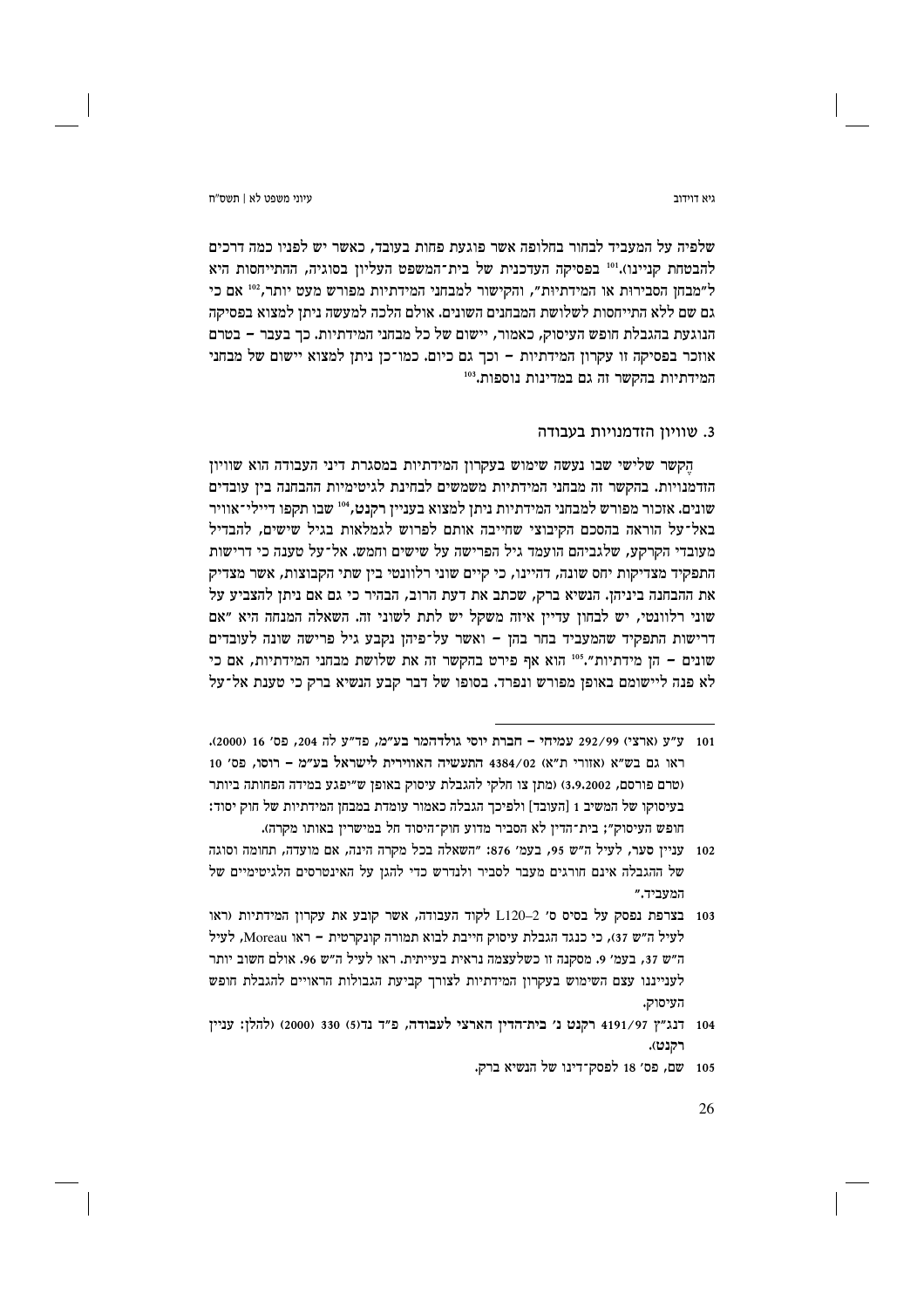שלפיה על המעביד לבחור בחלופה אשר פוגעת פחות בעובד, כאשר יש לפניו כמה דרכים להבטחת קניינו).[101] בפסיקה העדכנית של בית־המשפט העליון בסוגיה, ההתייחסות היא ל"מבחן הסבירות או המידתיות", והקישור למבחני המידתיות מפורש מעט יותר,[102] אם כי גם שם ללא התייחסות לשלושת המבחנים השונים. אולם הלכה למעשה ניתן למצוא בפסיקה הנוגעת בהגבלת חופש העיסוק, כאמור, יישום של כל מבחני המידתיות. כך בעבר – בטרם אוזכר בפסיקה זו עקרון המידתיות – וכך גם כיום. כמו־כן ניתן למצוא יישום של מבחני המידתיות בהקשר זה גם במדינות נוספות.[103]

### 3. שוויון הזדמנויות בעבודה

הֶקשר שלישי שבו נעשה שימוש בעקרון המידתיות במסגרת דיני העבודה הוא שוויון הזדמנויות. בהקשר זה מבחני המידתיות משמשים לבחינת לגיטימיות ההבחנה בין עובדים שונים. אזכור מפורש למבחני המידתיות ניתן למצוא בעניין רקנט,[104] שבו תקפו דיילי־אוויר באל־על הוראה בהסכם הקיבוצי שחייבה אותם לפרוש לגמלאות בגיל שישים, להבדיל מעובדי הקרקע, שלגביהם הועמד גיל הפרישה על שישים וחמש. אל־על טענה כי דרישות התפקיד מצדיקות יחס שונה, דהיינו, כי קיים שוני רלוונטי בין שתי הקבוצות, אשר מצדיק את ההבחנה ביניהן. הנשיא ברק, שכתב את דעת הרוב, הבהיר כי גם אם ניתן להצביע על שוני רלוונטי, יש לבחון עדיין איזה משקל יש לתת לשוני זה. השאלה המנחה היא "אם דרישות התפקיד שהמעביד בחר בהן – ואשר על־פיהן נקבע גיל פרישה שונה לעובדים שונים – הן מידתיות".[105] הוא אף פירט בהקשר זה את שלושת מבחני המידתיות, אם כי לא פנה ליישומם באופן מפורש ונפרד. בסופו של דבר קבע הנשיא ברק כי טענת אל־על

---

101 ע"ע (ארצי) 292/99 עמיחי – חברת יוסי גולדהמר בע"מ, פד"ע לה 204, פס' 16 (2000). ראו גם בש"א (אזורי ת"א) 4384/02 התעשיה האווירית לישראל בע"מ – רוסו, פס' 10 (טרם פורסם, 3.9.2002) (מתן צו חלקי להגבלת עיסוק באופן ש"יפגע במידה הפחותה ביותר בעיסוקו של המשיב 1 [העובד] ולפיכך הגבלה כאמור עומדת במבחן המידתיות של חוק יסוד: חופש העיסוק"; בית־הדין לא הסביר מדוע חוק־היסוד חל במישרין באותו מקרה).

102 עניין סער, לעיל ה"ש 95, בעמ' 876: "השאלה בכל מקרה הינה, אם מועדה, תחומה וסוגה של ההגבלה אינם חורגים מעבר לסביר ולנדרש כדי להגן על האינטרסים הלגיטימיים של המעביד."

103 בצרפת נפסק על בסיס ס' L120–2 לקוד העבודה, אשר קובע את עקרון המידתיות (ראו לעיל ה"ש 37), כי כנגד הגבלת עיסוק חייבת לבוא תמורה קונקרטית – ראו Moreau, לעיל ה"ש 37, בעמ' 9. מסקנה זו כשלעצמה נראית בעייתית. ראו לעיל ה"ש 96. אולם חשוב יותר לענייננו עצם השימוש בעקרון המידתיות לצורך קביעת הגבולות הראויים להגבלת חופש העיסוק.

104 דנג"ץ 4191/97 רקנט נ' בית־הדין הארצי לעבודה, פ"ד נד(5) 330 (2000) (להלן: עניין רקנט).

105 שם, פס' 18 לפסק־דינו של הנשיא ברק.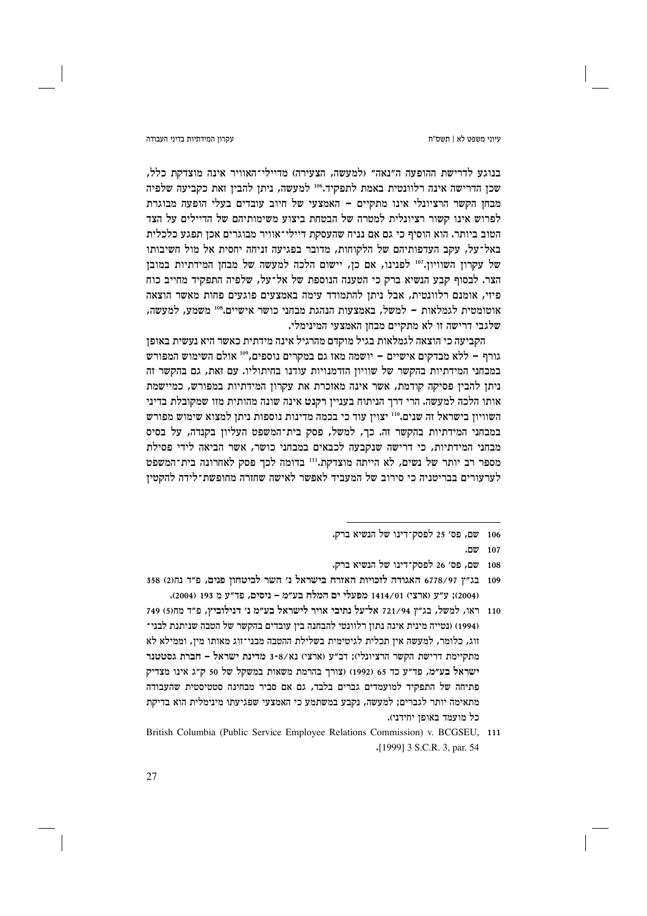בנוגע לדרישת ההופעה ה"נאה" (למעשה, הצעירה) מדיילי־האוויר אינה מוצדקת כלל, שכן הדרישה אינה רלוונטית באמת לתפקיד.[106] למעשה, ניתן להבין זאת כקביעה שלפיה מבחן הקשר הרציונלי אינו מתקיים – האמצעי של חיוב עובדים בעלי הופעה מבוגרת לפרוש אינו קשור רציונלית למטרה של הבטחת ביצוע משימותיהם של הדיילים על הצד הטוב ביותר. הוא הוסיף כי גם אם נניח שהעסקת דיילי־אוויר מבוגרים אכן תפגע כלכלית באל־על, עקב העדפותיהם של הלקוחות, מדובר בפגיעה זניחה יחסית אל מול חשיבותו של עקרון השוויון.[107] לפנינו, אם כן, יישום הלכה למעשה של מבחן המידתיות במובן הצר. לבסוף קבע הנשיא ברק כי הטענה הנוספת של אל־על, שלפיה התפקיד מחייב כוח פיזי, אומנם רלוונטית, אבל ניתן להתמודד עימה באמצעים פוגעים פחות מאשר הוצאה אוטומטית לגמלאות – למשל, באמצעות הנהגת מבחני כושר אישיים.[108] משמע, למעשה, שלגבי דרישה זו לא מתקיים מבחן האמצעי המינימלי.

הקביעה כי הוצאה לגמלאות בגיל מוקדם מהרגיל אינה מידתית כאשר היא נעשית באופן גורף – ללא מבדקים אישיים – יושמה מאז גם במקרים נוספים,[109] אולם השימוש המפורש במבחני המידתיות בהקשר של שוויון הזדמנויות עודנו בחיתוליו. עם זאת, גם בהקשר זה ניתן להבין פסיקה קודמת, אשר אינה מאזכרת את עקרון המידתיות במפורש, כמיישמת אותו הלכה למעשה. הרי דרך הניתוח בעניין רקנט אינה שונה מהותית מזו שמקובלת בדיני השוויון בישראל זה שנים.[110] יצוין עוד כי בכמה מדינות נוספות ניתן למצוא שימוש מפורש במבחני המידתיות בהקשר זה. כך, למשל, פסק בית־המשפט העליון בקנדה, על בסיס מבחני המידתיות, כי דרישה שנקבעה לכבאים במבחני כושר, אשר הביאה לידי פסילת מספר רב יותר של נשים, לא הייתה מוצדקת.[111] בדומה לכך פסק לאחרונה בית־המשפט לערעורים בבריטניה כי סירוב של המעביד לאפשר לאישה שחזרה מחופשת־לידה להקטין

---

106 שם, פס' 25 לפסק־דינו של הנשיא ברק.

107 שם.

108 שם, פס' 26 לפסק־דינו של הנשיא ברק.

109 בג"ץ 6778/97 **האגודה לזכויות האזרח בישראל נ' השר לביטחון פנים**, פ"ד נח(2) 358 (2004); ע"ע (ארצי) 1414/01 **מפעלי ים המלח בע"מ – ניסים**, פד"ע מ 193 (2004).

110 ראו, למשל, בג"ץ 721/94 **אל־על נתיבי אויר לישראל בע"מ נ' דנילוביץ**, פ"ד מח(5) 749 (1994) (נטייה מינית אינה נתון רלוונטי להבחנה בין עובדים בהקשר של הטבה שניתנת לבני־זוג, כלומר, למעשה אין תכלית לגיטימית בשלילת ההטבה מבני־זוג מאותו מין, וממילא לא מתקיימת דרישת הקשר הרציונלי); דב"ע (ארצי) נא/3-8 **מדינת ישראל – חברת גסטטנר ישראל בע"מ**, פד"ע כד 65 (1992) (צורך בהרמת משאות במשקל של 50 ק"ג אינו מצדיק פתיחה של התפקיד למועמדים גברים בלבד, גם אם סביר מבחינה סטטיסטית שהעבודה מתאימה יותר לגברים; למעשה, נקבע במשתמע כי האמצעי שפגיעתו מינימלית הוא בדיקת כל מועמד באופן יחידני).

111 British Columbia (Public Service Employee Relations Commission) v. BCGSEU, [1999] 3 S.C.R. 3, par. 54.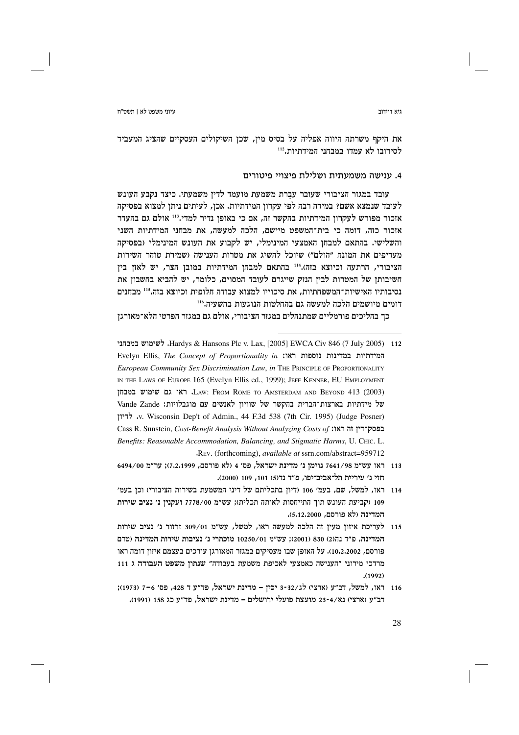את היקף משרתה היווה אפליה על בסיס מין, שכן השיקולים העסקיים שהציג המעביד לסירובו לא עמדו במבחני המידתיות.[112]

### 4. ענישה משמעתית ושלילת פיצויי פיטורים

עובד במגזר הציבורי שעובר עֲבֵרת משמעת מועמד לדין משמעתי. כיצד נקבע העונש לעובד שנמצא אשם? במידה רבה לפי עקרון המידתיות. אכן, לעיתים ניתן למצוא בפסיקה אזכור מפורש לעקרון המידתיות בהקשר זה, אם כי באופן נדיר למדי.[113] אולם גם בהעדר אזכור כזה, דומה כי בית־המשפט מיישם, הלכה למעשה, את מבחני המידתיות השני והשלישי. בהתאם למבחן האמצעי המינימלי, יש לקבוע את העונש המינימלי (בפסיקה מעדיפים את המונח "הולם") שיוכל להשיג את מטרות הענישה (שמירת טוהר השירות הציבורי, הרתעה וכיוצא בזה).[114] בהתאם למבחן המידתיות במובן הצר, יש לאזן בין חשיבותן של המטרות לבין הנזק שייגרם לעובד המסוים, כלומר, יש להביא בחשבון את נסיבותיו האישיות־המשפחתיות, את סיכוייו למצוא עבודה חלופית וכיוצא בזה.[115] מבחנים דומים מיושמים הלכה למעשה גם בהחלטות הנוגעות בהשעיה.[116]

כך בהליכים פורמליים שמתנהלים במגזר הציבורי, אולם גם במגזר הפרטי הלא־מאורגן

---

112 Hardys & Hansons Plc v. Lax, [2005] EWCA Civ 846 (7 July 2005). לשימוש במבחני המידתיות במדינות נוספות ראו: Evelyn Ellis, *The Concept of Proportionality in European Community Sex Discrimination Law*, *in* THE PRINCIPLE OF PROPORTIONALITY IN THE LAWS OF EUROPE 165 (Evelyn Ellis ed., 1999); JEFF KENNER, EU EMPLOYMENT LAW: FROM ROME TO AMSTERDAM AND BEYOND 413 (2003). ראו גם שימוש במבחן של מידתיות בארצות־הברית בהקשר של שוויון לאנשים עם מוגבלויות: Vande Zande v. Wisconsin Dep't of Admin., 44 F.3d 538 (7th Cir. 1995) (Judge Posner). לדיון בפסק־דין זה ראו: Cass R. Sunstein, *Cost-Benefit Analysis Without Analyzing Costs of Benefits: Reasonable Accommodation, Balancing, and Stigmatic Harms*, U. CHIC. L. REV. (forthcoming), *available at* ssrn.com/abstract=959712.

113 ראו עש"מ 7641/98 **נוימן נ' מדינת ישראל**, פס' 4 (לא פורסם, 7.2.1999); ער"מ 6494/00 **חזי נ' עיריית תל־אביב־יפו**, פ"ד נד(5) 101, 109 (2000).

114 ראו, למשל, שם, בעמ' 106 (דיון בתכליתם של דיני המשמעת בשירות הציבורי) וכן בעמ' 109 (קביעת העונש תוך התייחסות לאותה תכלית); עש"מ 7778/00 **ועקנין נ' נציב שירות המדינה** (לא פורסם, 5.12.2000).

115 לעריכת איזון מעין זה הלכה למעשה ראו, למשל, עש"מ 309/01 **זרזור נ' נציב שירות המדינה**, פ"ד נה(2) 830 (2001); עש"מ 10250/01 **מוכתרי נ' נציבות שירות המדינה** (טרם פורסם, 10.2.2002). על האופן שבו מעסיקים במגזר המאורגן עורכים בעצמם איזון דומה ראו מרדכי מירוני "הענישה כאמצעי לאכיפת משמעת בעבודה" **שנתון משפט העבודה** ג 111 (1992).

116 ראו, למשל, דב"ע (ארצי) לג/32-3 **יכין – מדינת ישראל**, פד"ע ד 428, פס' 6–7 (1973); דב"ע (ארצי) נא/4-23 **מועצת פועלי ירושלים – מדינת ישראל**, פד"ע כג 158 (1991).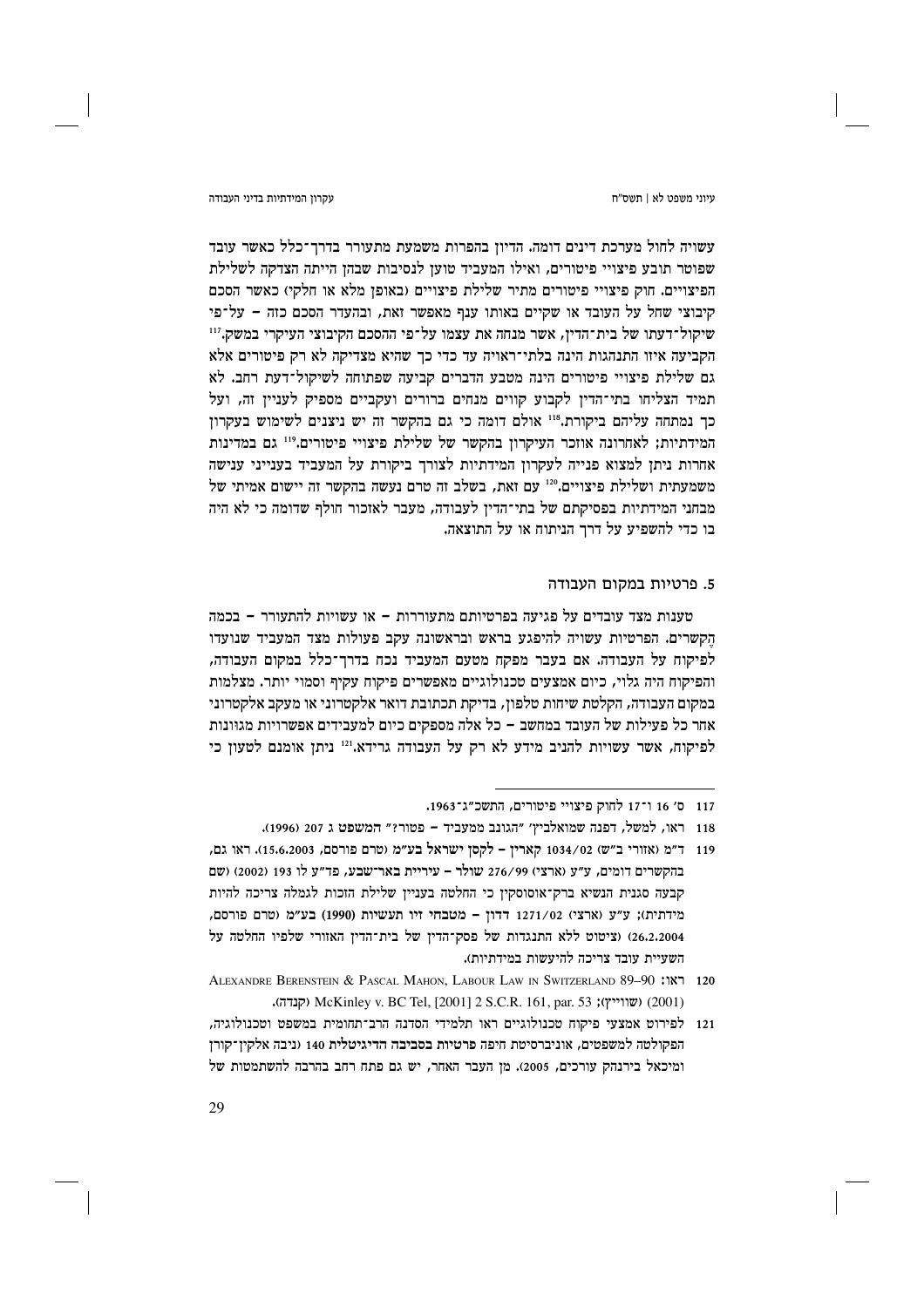עשויה לחול מערכת דינים דומה. הדיון בהפרות משמעת מתעורר בדרך־כלל כאשר עובד שפוטר תובע פיצויי פיטורים, ואילו המעביד טוען לנסיבות שבהן הייתה הצדקה לשלילת הפיצויים. חוק פיצויי פיטורים מתיר שלילת פיצויים (באופן מלא או חלקי) כאשר הסכם קיבוצי שחל על העובד או שקיים באותו ענף מאפשר זאת, ובהעדר הסכם כזה – על־פי שיקול־דעתו של בית־הדין, אשר מנחה את עצמו על־פי ההסכם הקיבוצי העיקרי במשק.[117] הקביעה איזו התנהגות הינה בלתי־ראויה עד כדי כך שהיא מצדיקה לא רק פיטורים אלא גם שלילת פיצויי פיטורים הינה מטבע הדברים קביעה שפתוחה לשיקול־דעת רחב. לא תמיד הצליחו בתי־הדין לקבוע קווים מנחים ברורים ועקביים מספיק לעניין זה, ועל כך נמתחה עליהם ביקורת.[118] אולם דומה כי גם בהקשר זה יש ניצנים לשימוש בעקרון המידתיות; לאחרונה אוזכר העיקרון בהקשר של שלילת פיצויי פיטורים.[119] גם במדינות אחרות ניתן למצוא פנייה לעקרון המידתיות לצורך ביקורת על המעביד בענייני ענישה משמעתית ושלילת פיצויים.[120] עם זאת, בשלב זה טרם נעשה בהקשר זה יישום אמיתי של מבחני המידתיות בפסיקתם של בתי־הדין לעבודה, מעבר לאזכור חולף שדומה כי לא היה בו כדי להשפיע על דרך הניתוח או על התוצאה.

### 5. פרטיות במקום העבודה

טענות מצד עובדים על פגיעה בפרטיותם מתעוררות – או עשויות להתעורר – בכמה הקשרים. הפרטיות עשויה להיפגע בראש ובראשונה עקב פעולות מצד המעביד שנועדו לפיקוח על העבודה. אם בעבר מפקח מטעם המעביד נכח בדרך־כלל במקום העבודה, והפיקוח היה גלוי, כיום אמצעים טכנולוגיים מאפשרים פיקוח עקיף וסמוי יותר. מצלמות במקום העבודה, הקלטת שיחות טלפון, בדיקת תכתובת דואר אלקטרוני או מעקב אלקטרוני אחר כל פעילות של העובד במחשב – כל אלה מספקים כיום למעבידים אפשרויות מגוונות לפיקוח, אשר עשויות להניב מידע לא רק על העבודה גרידא.[121] ניתן אומנם לטעון כי

---

117 ס' 16 ו־17 לחוק פיצויי פיטורים, התשכ"ג־1963.

118 ראו, למשל, דפנה שמואלביץ' "הגונב ממעביד – פטור?" **המשפט** ג 207 (1996).

119 ד"מ (אזורי ב"ש) 1034/02 **קארין – לקסן ישראל בע"מ** (טרם פורסם, 15.6.2003). ראו גם, בהקשרים דומים, ע"ע (ארצי) 276/99 **שולר – עיריית באר־שבע**, פד"ע לו 193 (2002) (שם קבעה סגנית הנשיא ברק־אוסוסקין כי החלטה בעניין שלילת הזכות לגמלה צריכה להיות מידתית); ע"ע (ארצי) 1271/02 **דרון – מטבחי זיו תעשיות (1990) בע"מ** (טרם פורסם, 26.2.2004) (ציטוט ללא התנגדות של פסק־הדין של בית־הדין האזורי שלפיו החלטה על השעיית עובד צריכה להיעשות במידתיות).

120 ראו: Alexandre Berenstein & Pascal Mahon, Labour Law in Switzerland 89–90 (2001) (שווייץ); McKinley v. BC Tel, [2001] 2 S.C.R. 161, par. 53 (קנדה).

121 לפירוט אמצעי פיקוח טכנולוגיים ראו תלמידי הסדנה הרב־תחומית במשפט וטכנולוגיה, הפקולטה למשפטים, אוניברסיטת חיפה **פרטיות בסביבה הדיגיטלית** 140 (ניבה אלקין־קורן ומיכאל בירנהק עורכים, 2005). מן העבר האחר, יש גם פתח רחב בהרבה להשתמטות של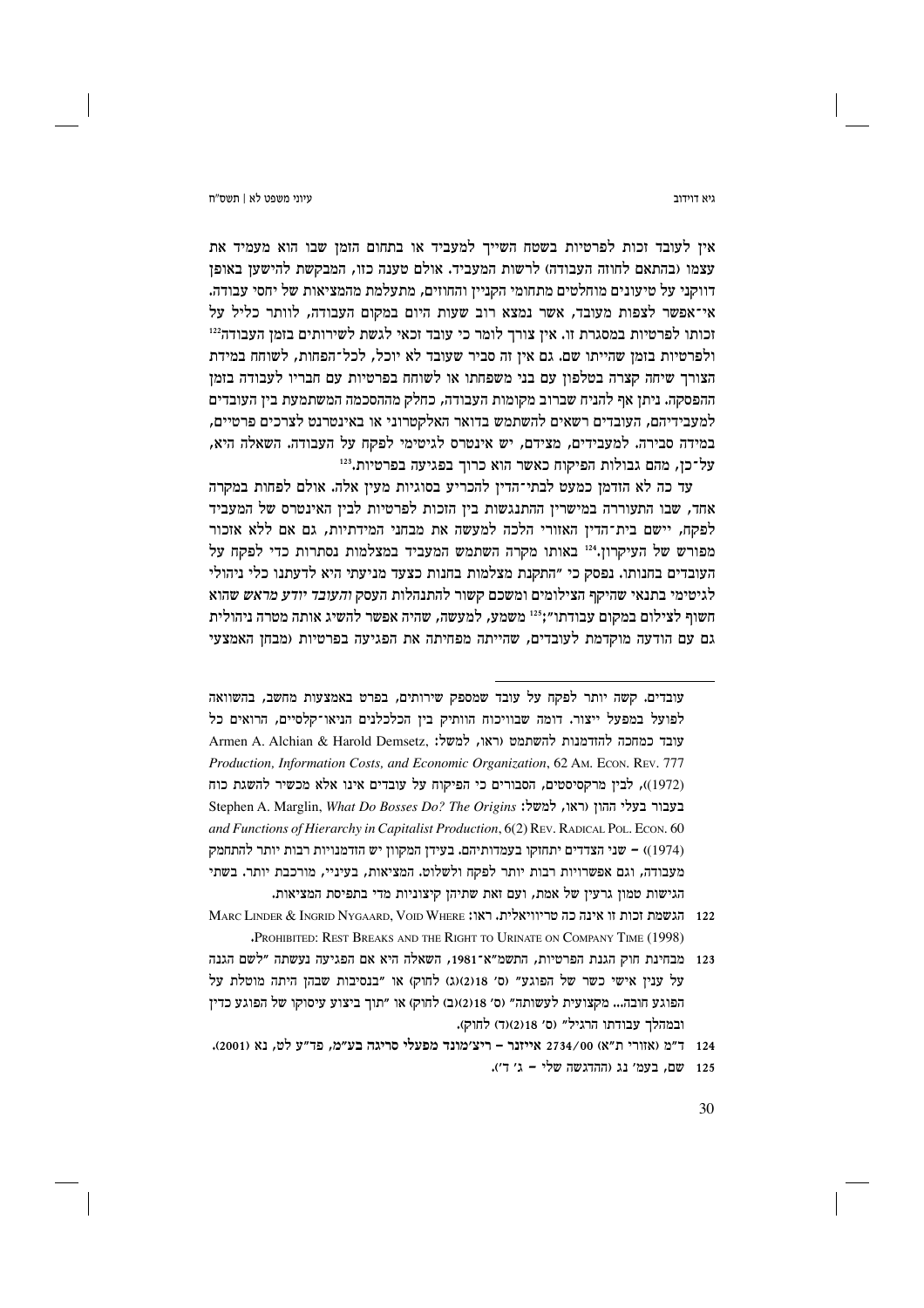אין לעובד זכות לפרטיות בשטח השייך למעביד או בתחום הזמן שבו הוא מעמיד את עצמו (בהתאם לחוזה העבודה) לרשות המעביד. אולם טענה כזו, המבקשת להישען באופן דווקני על טיעונים מוחלטים מתחומי הקניין והחוזים, מתעלמת מהמציאות של יחסי עבודה. אי־אפשר לצפות מעובד, אשר נמצא רוב שעות היום במקום העבודה, לוותר כליל על זכותו לפרטיות במסגרת זו. אין צורך לומר כי עובד זכאי לגשת לשירותים בזמן העבודה[122] ולפרטיות בזמן שהייתו שם. גם אין זה סביר שעובד לא יוכל, לכל־הפחות, לשוחח במידת הצורך שיחה קצרה בטלפון עם בני משפחתו או לשוחח בפרטיות עם חבריו לעבודה בזמן ההפסקה. ניתן אף להניח שברוב מקומות העבודה, כחלק מההסכמה המשתמעת בין העובדים למעבידיהם, העובדים רשאים להשתמש בדואר האלקטרוני או באינטרנט לצרכים פרטיים, במידה סבירה. למעבידים, מצידם, יש אינטרס לגיטימי לפקח על העבודה. השאלה היא, על־כן, מהם גבולות הפיקוח כאשר הוא כרוך בפגיעה בפרטיות.[123]

עד כה לא הזדמן כמעט לבתי־הדין להכריע בסוגיות מעין אלה. אולם לפחות במקרה אחד, שבו התעוררה במישרין ההתנגשות בין הזכות לפרטיות לבין האינטרס של המעביד לפקח, יישם בית־הדין האזורי הלכה למעשה את מבחני המידתיות, גם אם ללא אזכור מפורש של העיקרון.[124] באותו מקרה השתמש המעביד במצלמות נסתרות כדי לפקח על העובדים בחנותו. נפסק כי "התקנת מצלמות בחנות כצעד מניעתי היא לדעתנו כלי ניהולי לגיטימי בתנאי שהיקף הצילומים ומשכם קשור להתנהלות העסק *והעובד יודע מראש* שהוא חשוף לצילום במקום עבודתו";[125] משמע, למעשה, שהיה אפשר להשיג אותה מטרה ניהולית גם עם הודעה מוקדמת לעובדים, שהייתה מפחיתה את הפגיעה בפרטיות (מבחן האמצעי

---

עובדים. קשה יותר לפקח על עובד שמספק שירותים, בפרט באמצעות מחשב, בהשוואה לפועל במפעל ייצור. דומה שבוויכוח הוותיק בין הכלכלנים הניאו־קלסיים, הרואים כל עובד כמחכה להזדמנות להשתמט (ראו, למשל: Armen A. Alchian & Harold Demsetz, *Production, Information Costs, and Economic Organization*, 62 Am. Econ. Rev. 777 (1972)), לבין מרקסיסטים, הסבורים כי הפיקוח על עובדים אינו אלא מכשיר להשגת כוח בעבור בעלי ההון (ראו, למשל: Stephen A. Marglin, *What Do Bosses Do? The Origins and Functions of Hierarchy in Capitalist Production*, 6(2) Rev. Radical Pol. Econ. 60 (1974)) – שני הצדדים יתחזקו בעמדותיהם. בעידן המקוון יש הזדמנויות רבות יותר להתחמק מעבודה, וגם אפשרויות רבות יותר לפקח ולשלוט. המציאות, בעיניי, מורכבת יותר. בשתי הגישות טמון גרעין של אמת, ועם זאת שתיהן קיצוניות מדי בתפיסת המציאות.

122 הגשמת זכות זו אינה כה טריוויאלית. ראו: Marc Linder & Ingrid Nygaard, Void Where Prohibited: Rest Breaks and the Right to Urinate on Company Time (1998).

123 מבחינת חוק הגנת הפרטיות, התשמ"א־1981, השאלה היא אם הפגיעה נעשתה "לשם הגנה על ענין אישי כשר של הפוגע" (ס' 18(2)(ג) לחוק) או "בנסיבות שבהן היתה מוטלת על הפוגע חובה... מקצועית לעשותה" (ס' 18(2)(ב) לחוק) או "תוך ביצוע עיסוקו של הפוגע כדין ובמהלך עבודתו הרגיל" (ס' 18(2)(ד) לחוק).

124 ד"מ (אזורי ת"א) 2734/00 **אייזנר – ריצ'מונד מפעלי סריגה בע"מ, פד"ע לט, נא (2001).**

125 שם, בעמ' נג (ההדגשה שלי – ג' ד').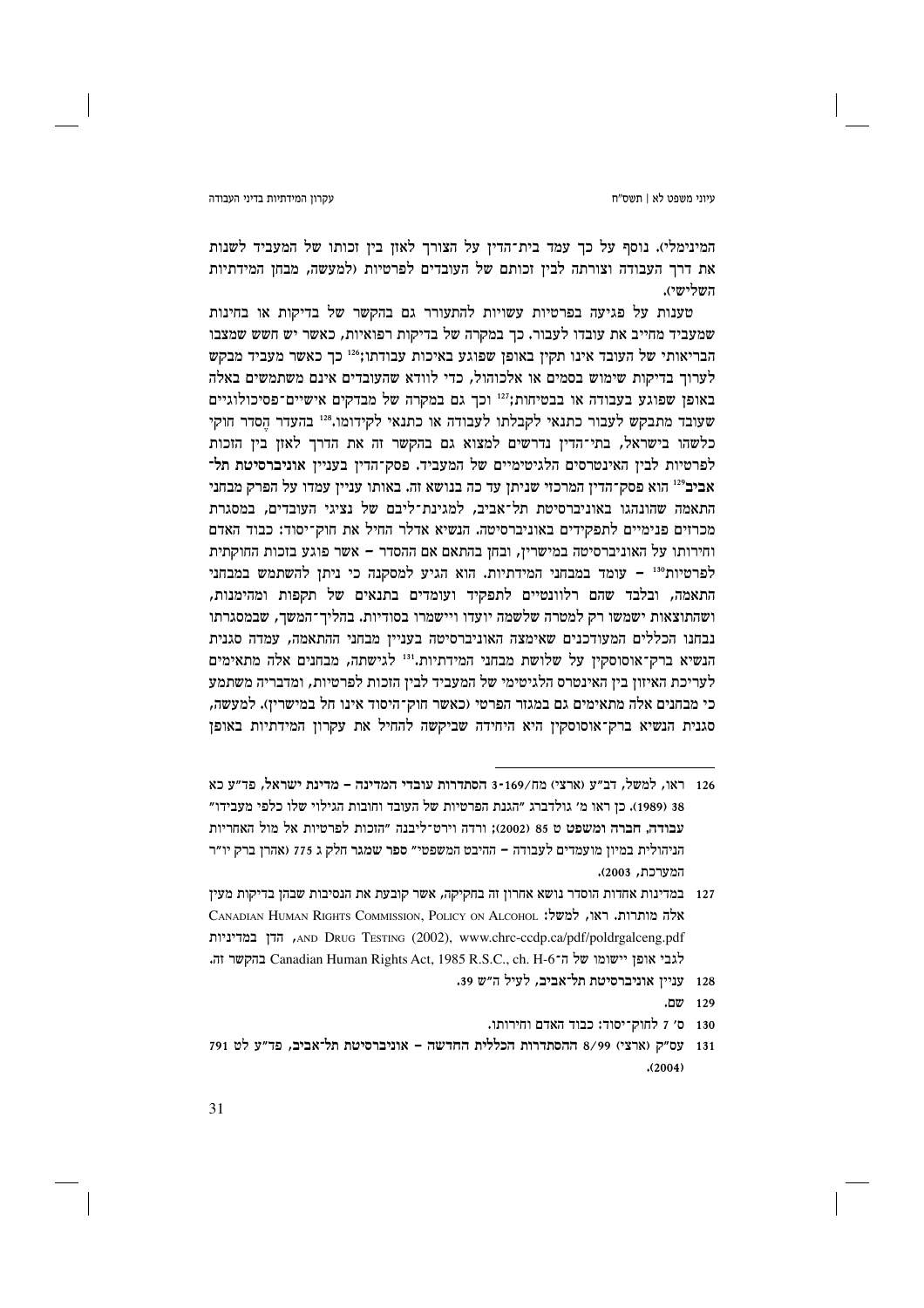המינימלי). נוסף על כך עמד בית־הדין על הצורך לאזן בין זכותו של המעביד לשנות את דרך העבודה וצורתה לבין זכותם של העובדים לפרטיות (למעשה, מבחן המידתיות השלישי).

טענות על פגיעה בפרטיות עשויות להתעורר גם בהקשר של בדיקות או בחינות שמעביד מחייב את עובדו לעבור. כך במקרה של בדיקות רפואיות, כאשר יש חשש שמצבו הבריאותי של העובד אינו תקין באופן שפוגע באיכות עבודתו;[126] כך כאשר מעביד מבקש לערוך בדיקות שימוש בסמים או אלכוהול, כדי לוודא שהעובדים אינם משתמשים באלה באופן שפוגע בעבודה או בבטיחות;[127] וכך גם במקרה של מבדקים אישיים־פסיכולוגיים שעובד מתבקש לעבור כתנאי לקבלתו לעבודה או כתנאי לקידומו.[128] בהעדר הֶסדר חוקי כלשהו בישראל, בתי־הדין נדרשים למצוא גם בהקשר זה את הדרך לאזן בין הזכות לפרטיות לבין האינטרסים הלגיטימיים של המעביד. פסק־הדין בעניין **אוניברסיטת תל־אביב**[129] הוא פסק־הדין המרכזי שניתן עד כה בנושא זה. באותו עניין עמדו על הפרק מבחני התאמה שהונהגו באוניברסיטת תל־אביב, למגינת־ליבם של נציגי העובדים, במסגרת מכרזים פנימיים לתפקידים באוניברסיטה. הנשיא אדלר החיל את חוק־יסוד: כבוד האדם וחירותו על האוניברסיטה במישרין, ובחן בהתאם אם ההסדר – אשר פוגע בזכות החוקתית לפרטיות[130] – עומד במבחני המידתיות. הוא הגיע למסקנה כי ניתן להשתמש במבחני התאמה, ובלבד שהם רלוונטיים לתפקיד ועומדים בתנאים של תקפות ומהימנות, ושהתוצאות ישמשו רק למטרה שלשמה יועדו ויישמרו בסודיות. בהליך־המשך, שבמסגרתו נבחנו הכללים המעודכנים שאימצה האוניברסיטה בעניין מבחני ההתאמה, עמדה סגנית הנשיא ברק־אוסוסקין על שלושת מבחני המידתיות.[131] לגישתה, מבחנים אלה מתאימים לעריכת האיזון בין האינטרס הלגיטימי של המעביד לבין הזכות לפרטיות, ומדבריה משתמע כי מבחנים אלה מתאימים גם במגזר הפרטי (כאשר חוק־היסוד אינו חל במישרין). למעשה, סגנית הנשיא ברק־אוסוסקין היא היחידה שביקשה להחיל את עקרון המידתיות באופן

---

126 ראו, למשל, דב"ע (ארצי) מח/169-3 הסתדרות עובדי המדינה – מדינת ישראל, פד"ע כא 38 (1989). כן ראו מ' גולדברג "הגנת הפרטיות של העובד וחובות הגילוי שלו כלפי מעבידו" עבודה, חברה ומשפט ט 85 (2002); ורדה וירט־ליבנה "הזכות לפרטיות אל מול האחריות הניהולית במיון מועמדים לעבודה – ההיבט המשפטי" ספר שמגר חלק ג 775 (אהרן ברק יו"ר המערכת, 2003).

127 במדינות אחדות הוסדר נושא אחרון זה בחקיקה, אשר קובעת את הנסיבות שבהן בדיקות מעין אלה מותרות. ראו, למשל: CANADIAN HUMAN RIGHTS COMMISSION, POLICY ON ALCOHOL AND DRUG TESTING (2002), www.chrc-ccdp.ca/pdf/poldrgalceng.pdf, הדן במדיניות לגבי אופן יישומו של ה־Canadian Human Rights Act, 1985 R.S.C., ch. H-6 בהקשר זה.

128 עניין אוניברסיטת תל־אביב, לעיל ה"ש 39.

129 שם.

130 ס' 7 לחוק־יסוד: כבוד האדם וחירותו.

131 עס"ק (ארצי) 8/99 ההסתדרות הכללית החדשה – אוניברסיטת תל־אביב, פד"ע לט 791 (2004).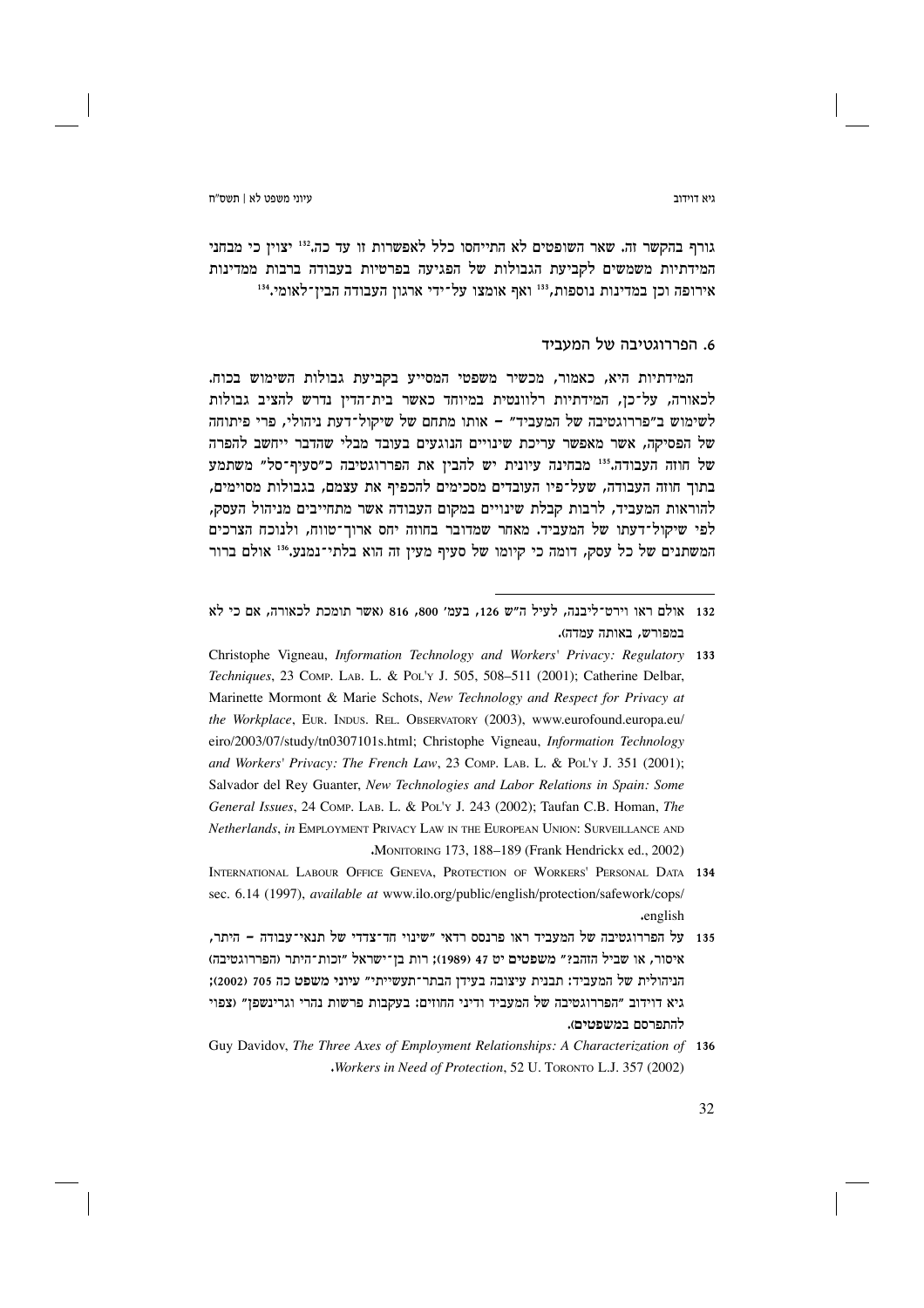גורף בהקשר זה. שאר השופטים לא התייחסו כלל לאפשרות זו עד כה.[132] יצוין כי מבחני המידתיות משמשים לקביעת הגבולות של הפגיעה בפרטיות בעבודה ברבות ממדינות אירופה וכן במדינות נוספות,[133] ואף אומצו על־ידי ארגון העבודה הבין־לאומי.[134]

## 6. הפררוגטיבה של המעביד

המידתיות היא, כאמור, מכשיר משפטי המסייע בקביעת גבולות השימוש בכוח. לכאורה, על־כן, המידתיות רלוונטית במיוחד כאשר בית־הדין נדרש להציב גבולות לשימוש ב"פררוגטיבה של המעביד" – אותו מתחם של שיקול־דעת ניהולי, פרי פיתוחה של הפסיקה, אשר מאפשר עריכת שינויים הנוגעים בעובד מבלי שהדבר ייחשב להפרה של חוזה העבודה.[135] מבחינה עיונית יש להבין את הפררוגטיבה כ"סעיף־סל" משתמע בתוך חוזה העבודה, שעל־פיו העובדים מסכימים להכפיף את עצמם, בגבולות מסוימים, להוראות המעביד, לרבות קבלת שינויים במקום העבודה אשר מתחייבים מניהול העסק, לפי שיקול־דעתו של המעביד. מאחר שמדובר בחוזה יחס ארוך־טווח, ולנוכח הצרכים המשתנים של כל עסק, דומה כי קיומו של סעיף מעין זה הוא בלתי־נמנע.[136] אולם ברור

---

132 אולם ראו וירט־ליבנה, לעיל ה"ש 126, בעמ' 800, 816 (אשר תומכת לכאורה, אם כי לא במפורש, באותה עמדה).

133 Christophe Vigneau, *Information Technology and Workers' Privacy: Regulatory Techniques*, 23 Comp. Lab. L. & Pol'y J. 505, 508–511 (2001); Catherine Delbar, Marinette Mormont & Marie Schots, *New Technology and Respect for Privacy at the Workplace*, Eur. Indus. Rel. Observatory (2003), www.eurofound.europa.eu/eiro/2003/07/study/tn0307101s.html; Christophe Vigneau, *Information Technology and Workers' Privacy: The French Law*, 23 Comp. Lab. L. & Pol'y J. 351 (2001); Salvador del Rey Guanter, *New Technologies and Labor Relations in Spain: Some General Issues*, 24 Comp. Lab. L. & Pol'y J. 243 (2002); Taufan C.B. Homan, *The Netherlands*, *in* Employment Privacy Law in the European Union: Surveillance and Monitoring 173, 188–189 (Frank Hendrickx ed., 2002).

134 International Labour Office Geneva, Protection of Workers' Personal Data sec. 6.14 (1997), *available at* www.ilo.org/public/english/protection/safework/cops/english.

135 על הפררוגטיבה של המעביד ראו פרנסס רדאי "שינוי חד־צדדי של תנאי־עבודה – היתר, איסור, או שביל הזהב?" משפטים יט 47 (1989); רות בן־ישראל "זכות־היתר (הפררוגטיבה) הניהולית של המעביד: תבנית עיצובה בעידן הבתר־תעשייתי" עיוני משפט כה 705 (2002); גיא דוידוב "הפררוגטיבה של המעביד ודיני החוזים: בעקבות פרשות נהרי וגרינשפן" (צפוי להתפרסם במשפטים).

136 Guy Davidov, *The Three Axes of Employment Relationships: A Characterization of Workers in Need of Protection*, 52 U. Toronto L.J. 357 (2002).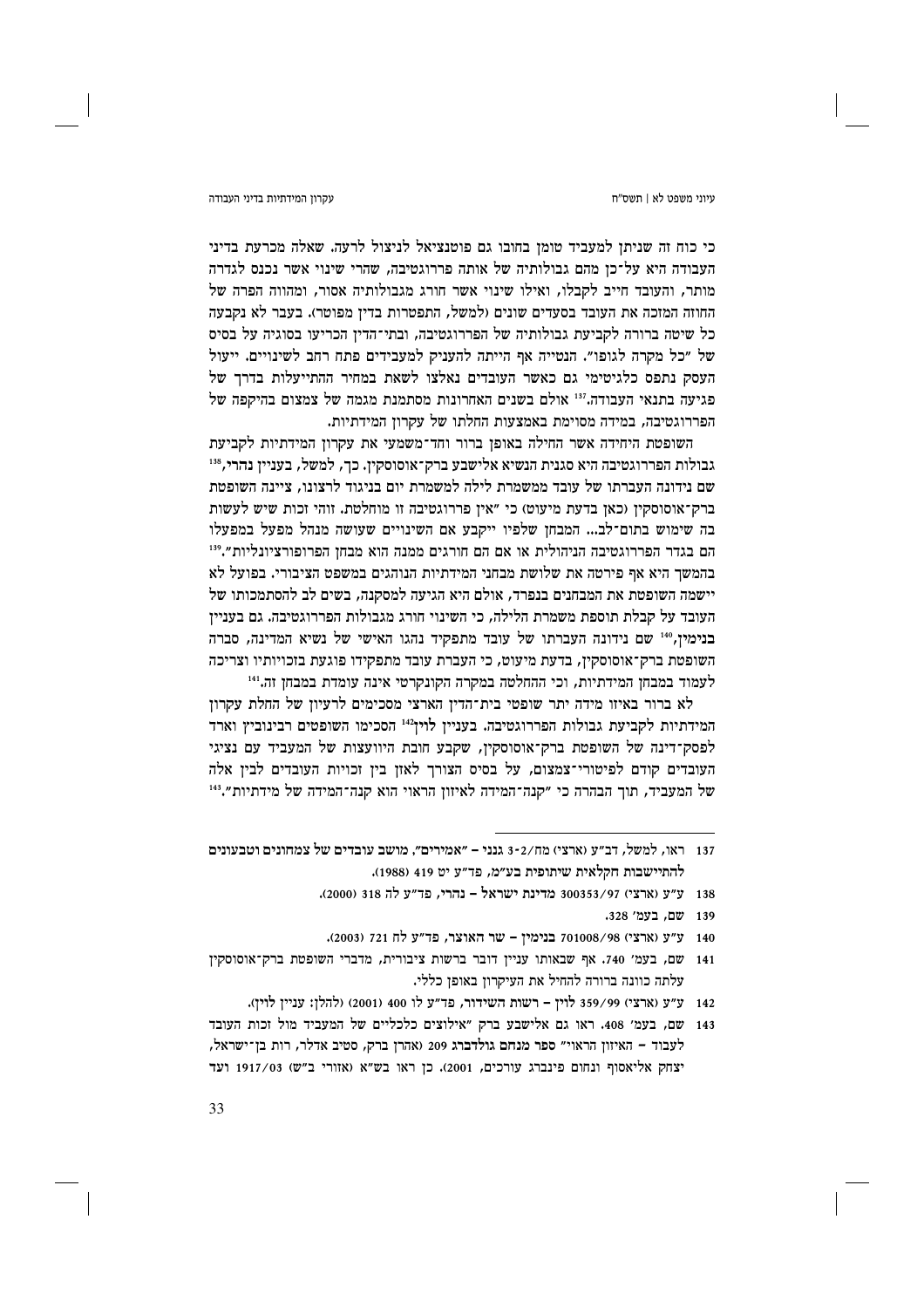כי כוח זה שניתן למעביד טומן בחובו גם פוטנציאל לניצול לרעה. שאלה מכרעת בדיני העבודה היא על־כן מהם גבולותיה של אותה פררוגטיבה, שהרי שינוי אשר נכנס לגדרה מותר, והעובד חייב לקבלו, ואילו שינוי אשר חורג מגבולותיה אסור, ומהווה הפרה של החוזה המזכה את העובד בסעדים שונים (למשל, התפטרות בדין מפוטר). בעבר לא נקבעה כל שיטה ברורה לקביעת גבולותיה של הפררוגטיבה, ובתי־הדין הכריעו בסוגיה על בסיס של "כל מקרה לגופו". הנטייה אף הייתה להעניק למעבידים פתח רחב לשינויים. ייעול העסק נתפס כלגיטימי גם כאשר העובדים נאלצו לשאת במחיר ההתייעלות בדרך של פגיעה בתנאי העבודה.[137] אולם בשנים האחרונות מסתמנת מגמה של צמצום בהיקפה של הפררוגטיבה, במידה מסוימת באמצעות החלתו של עקרון המידתיות.

השופטת היחידה אשר החילה באופן ברור וחד־משמעי את עקרון המידתיות לקביעת גבולות הפררוגטיבה היא סגנית הנשיא אלישבע ברק־אוסוסקין. כך, למשל, בעניין נהרי,[138] שם נידונה העברתו של עובד ממשמרת יום למשמרת לילה בניגוד לרצונו, ציינה השופטת ברק־אוסוסקין (כאן בדעת מיעוט) כי "אין פררוגטיבה זו מוחלטת. זוהי זכות שיש לעשות בה שימוש בתום־לב... המבחן שלפיו ייקבע אם השינויים שעושה מנהל מפעל במפעלו הם בגדר הפררוגטיבה הניהולית או אם הם חורגים ממנה הוא מבחן הפרופורציונליות".[139] בהמשך היא אף פירטה את שלושת מבחני המידתיות הנוהגים במשפט הציבורי. בפועל לא יישמה השופטת את המבחנים בנפרד, אולם היא הגיעה למסקנה, בשים לב להסתמכותו של העובד על קבלת תוספת משמרת הלילה, כי השינוי חורג מגבולות הפררוגטיבה. גם בעניין בנימין,[140] שם נידונה העברתו של עובד מתפקיד נהגו האישי של נשיא המדינה, סברה השופטת ברק־אוסוסקין, בדעת מיעוט, כי העברת עובד מתפקידו פוגעת בזכויותיו וצריכה לעמוד במבחן המידתיות, וכי ההחלטה במקרה הקונקרטי אינה עומדת במבחן זה.[141]

לא ברור באיזו מידה יתר שופטי בית־הדין הארצי מסכימים לרעיון של החלת עקרון המידתיות לקביעת גבולות הפררוגטיבה. בעניין לוין[142] הסכימו השופטים רבינוביץ וארד לפסק־דינה של השופטת ברק־אוסוסקין, שקבע חובת היוועצות של המעביד עם נציגי העובדים קודם לפיטורי־צמצום, על בסיס הצורך לאזן בין זכויות העובדים לבין אלה של המעביד, תוך הבהרה כי "קנה־המידה לאיזון הראוי הוא קנה־המידה של מידתיות".[143]

---

137 ראו, למשל, דב"ע (ארצי) מח/3-2 גנני – "אמירים", מושב עובדים של צמחונים וטבעונים להתיישבות חקלאית שיתופית בע"מ, פד"ע יט 419 (1988).

138 ע"ע (ארצי) 300353/97 מדינת ישראל – נהרי, פד"ע לה 318 (2000).

139 שם, בעמ' 328.

140 ע"ע (ארצי) 701008/98 בנימין – שר האוצר, פד"ע לח 721 (2003).

141 שם, בעמ' 740. אף שבאותו עניין דובר ברשות ציבורית, מדברי השופטת ברק־אוסוסקין עלתה כוונה ברורה להחיל את העיקרון באופן כללי.

142 ע"ע (ארצי) 359/99 לוין – רשות השידור, פד"ע לו 400 (2001) (להלן: עניין לוין).

143 שם, בעמ' 408. ראו גם אלישבע ברק "אילוצים כלכליים של המעביד מול זכות העובד לעבוד – האיזון הראוי" **ספר מנחם גולדברג** 209 (אהרן ברק, סטיב אדלר, רות בן־ישראל, יצחק אליאסוף ונחום פינברג עורכים, 2001). כן ראו בש"א (אזורי ב"ש) 1917/03 ועד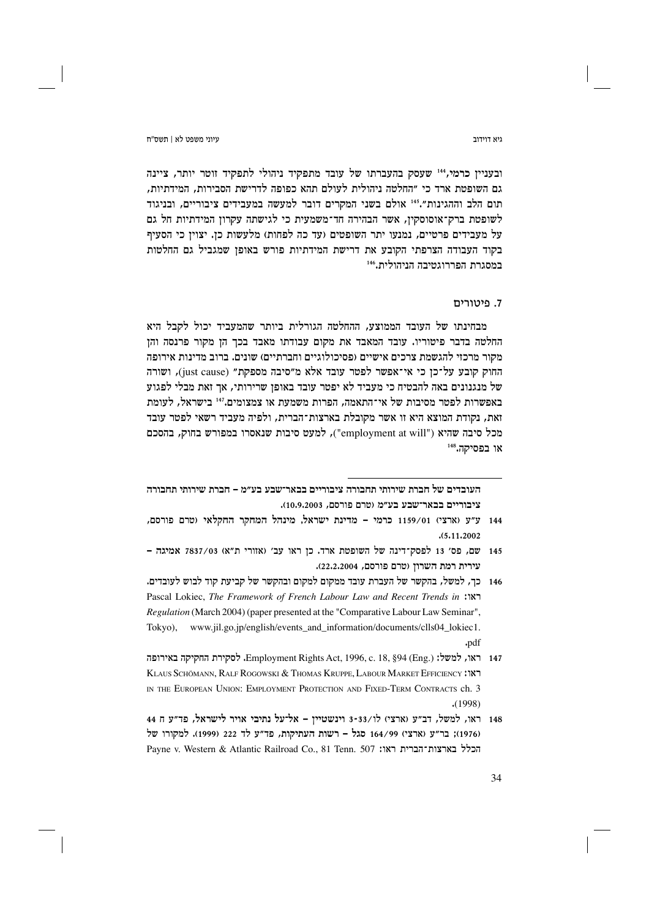ובעניין כרמי,[144] שעסק בהעברתו של עובד מתפקיד ניהולי לתפקיד זוטר יותר, ציינה גם השופטת ארד כי "החלטה ניהולית לעולם תהא כפופה לדרישת הסבירות, המידתיות, תום הלב וההגינות".[145] אולם בשני המקרים דובר למעשה במעבידים ציבוריים, ובניגוד לשופטת ברק־אוסוסקין, אשר הבהירה חד־משמעית כי לגישתה עקרון המידתיות חל גם על מעבידים פרטיים, נמנעו יתר השופטים (עד כה לפחות) מלעשות כן. יצוין כי הסעיף בקוד העבודה הצרפתי הקובע את דרישת המידתיות פורש באופן שמגביל גם החלטות במסגרת הפררוגטיבה הניהולית.[146]

## 7. פיטורים

מבחינתו של העובד הממוצע, ההחלטה הגורלית ביותר שהמעביד יכול לקבל היא החלטה בדבר פיטוריו. עובד המאבד את מקום עבודתו מאבד בכך הן מקור פרנסה והן מקור מרכזי להגשמת צרכים אישיים (פסיכולוגיים וחברתיים) שונים. ברוב מדינות אירופה החוק קובע על־כן כי אי־אפשר לפטר עובד אלא מ"סיבה מספקת" (just cause), ושורה של מנגנונים באה להבטיח כי מעביד לא יפטר עובד באופן שרירותי, אך זאת מבלי לפגוע באפשרות לפטר מסיבות של אי־התאמה, הפרות משמעת או צמצומים.[147] בישראל, לעומת זאת, נקודת המוצא היא זו אשר מקובלת בארצות־הברית, ולפיה מעביד רשאי לפטר עובד מכל סיבה שהיא ("employment at will"), למעט סיבות שנאסרו במפורש בחוק, בהסכם או בפסיקה.[148]

---

העובדים של חברת שירותי תחבורה ציבוריים בבאר־שבע בע"מ – חברת שירותי תחבורה ציבוריים בבאר־שבע בע"מ (טרם פורסם, 10.9.2003).

144 ע"ע (ארצי) 1159/01 כרמי – מדינת ישראל, מינהל המחקר החקלאי (טרם פורסם, 5.11.2002).

145 שם, פס' 13 לפסק־דינה של השופטת ארד. כן ראו עב' (אזורי ת"א) 7837/03 אמיגה – עירית רמת השרון (טרם פורסם, 22.2.2004).

146 כך, למשל, בהקשר של העברת עובד ממקום למקום ובהקשר של קביעת קוד לבוש לעובדים. ראו: Pascal Lokiec, *The Framework of French Labour Law and Recent Trends in Regulation* (March 2004) (paper presented at the "Comparative Labour Law Seminar", Tokyo), www.jil.go.jp/english/events_and_information/documents/clls04_lokiec1.pdf.

147 ראו, למשל: Employment Rights Act, 1996, c. 18, §94 (Eng.). לסקירת החקיקה באירופה ראו: KLAUS SCHÖMANN, RALF ROGOWSKI & THOMAS KRUPPE, LABOUR MARKET EFFICIENCY IN THE EUROPEAN UNION: EMPLOYMENT PROTECTION AND FIXED-TERM CONTRACTS ch. 3 (1998).

148 ראו, למשל, דב"ע (ארצי) לו/3-33 וינשטיין – אל־על נתיבי אויר לישראל, פד"ע ח 44 (1976); בר"ע (ארצי) 164/99 סגל – רשות העתיקות, פד"ע לד 222 (1999). למקורו של הכלל בארצות־הברית ראו: Payne v. Western & Atlantic Railroad Co., 81 Tenn. 507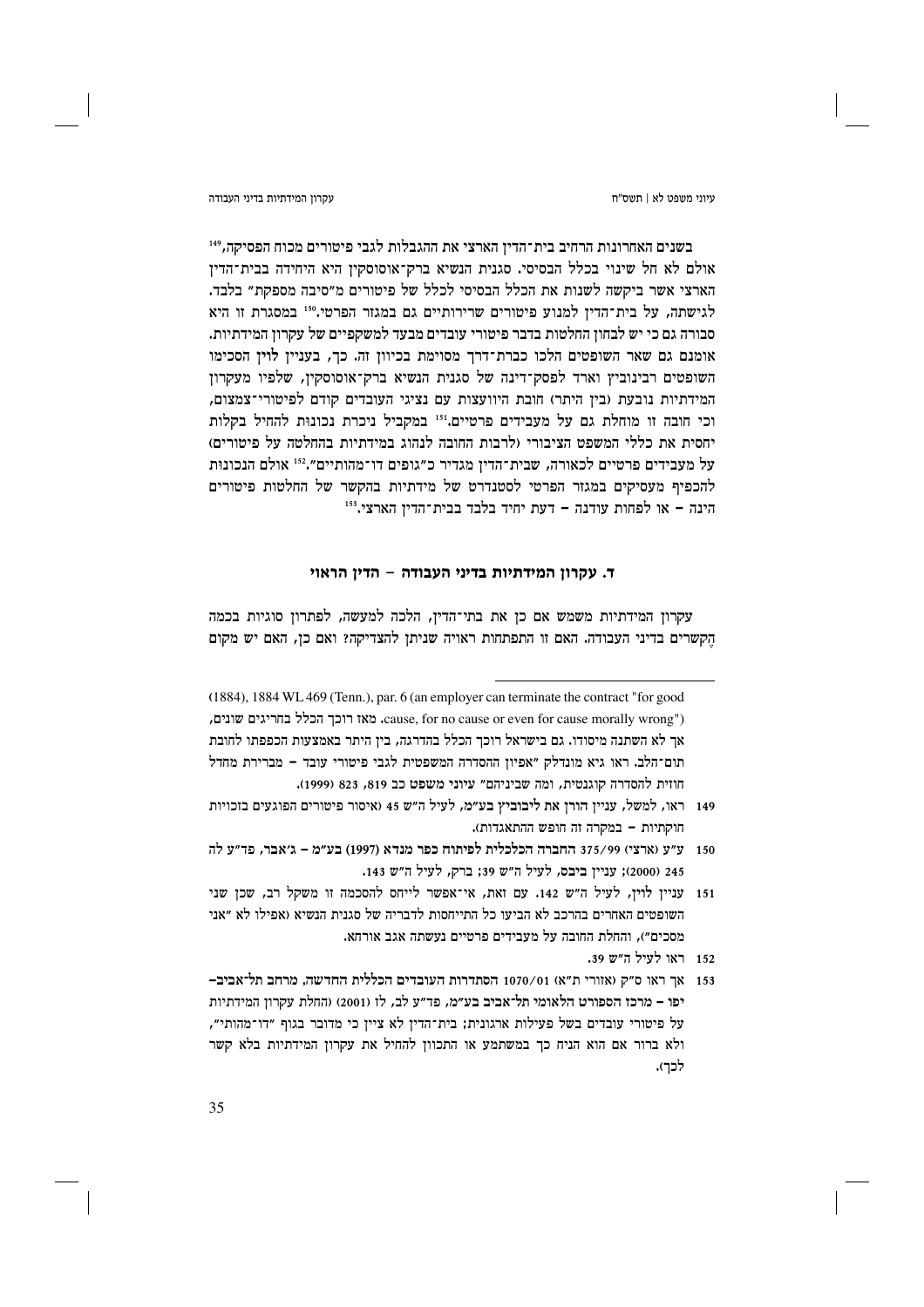בשנים האחרונות הרחיב בית־הדין הארצי את ההגבלות לגבי פיטורים מכוח הפסיקה,[149] אולם לא חל שינוי בכלל הבסיסי. סגנית הנשיא ברק־אוסוסקין היא היחידה בבית־הדין הארצי אשר ביקשה לשנות את הכלל הבסיסי לכלל של פיטורים מ"סיבה מספקת" בלבד. לגישתה, על בית־הדין למנוע פיטורים שרירותיים גם במגזר הפרטי.[150] במסגרת זו היא סבורה גם כי יש לבחון החלטות בדבר פיטורי עובדים מבעד למשקפיים של עקרון המידתיות. אומנם גם שאר השופטים הלכו כברת־דרך מסוימת בכיוון זה. כך, בעניין לוין הסכימו השופטים רבינוביץ וארד לפסק־דינה של סגנית הנשיא ברק־אוסוסקין, שלפיו מעקרון המידתיות נובעת (בין היתר) חובת היוועצות עם נציגי העובדים קודם לפיטורי־צמצום, וכי חובה זו מוחלת גם על מעבידים פרטיים.[151] במקביל ניכרת נכונות להחיל בקלות יחסית את כללי המשפט הציבורי (לרבות החובה לנהוג במידתיות בהחלטה על פיטורים) על מעבידים פרטיים לכאורה, שבית־הדין מגדיר כ"גופים דו־מהותיים".[152] אולם הנכונות להכפיף מעסיקים במגזר הפרטי לסטנדרט של מידתיות בהקשר של החלטות פיטורים הינה – או לפחות עודנה – דעת יחיד בלבד בבית־הדין הארצי.[153]

## ד. עקרון המידתיות בדיני העבודה – הדין הראוי

עקרון המידתיות משמש אם כן את בתי־הדין, הלכה למעשה, לפתרון סוגיות בכמה הֶקשרים בדיני העבודה. האם זו התפתחות ראויה שניתן להצדיקה? ואם כן, האם יש מקום

---

(1884), 1884 WL 469 (Tenn.), par. 6 (an employer can terminate the contract "for good cause, for no cause or even for cause morally wrong"). מאז רוכך הכלל בחריגים שונים, אך לא השתנה מיסודו. גם בישראל רוכך הכלל בהדרגה, בין היתר באמצעות הכפפתו לחובת תום־הלב. ראו גיא מונדלק "אפיון ההסדרה המשפטית לגבי פיטורי עובד – מברירת מחדל חוזית להסדרה קוגנטית, ומה שביניהם" עיוני משפט כב 819, 823 (1999).

149 ראו, למשל, עניין הורן את ליבוביץ בע"מ, לעיל ה"ש 45 (איסור פיטורים הפוגעים בזכויות חוקתיות – במקרה זה חופש ההתאגדות).

150 ע"ע (ארצי) 375/99 **החברה הכלכלית לפיתוח כפר מנדא (1997) בע"מ – ג'אבר**, פד"ע לה 245 (2000); עניין **ביבס**, לעיל ה"ש 39; ברק, לעיל ה"ש 143.

151 עניין לוין, לעיל ה"ש 142. עם זאת, אי־אפשר לייחס להסכמה זו משקל רב, שכן שני השופטים האחרים בהרכב לא הביעו כל התייחסות לדבריה של סגנית הנשיא (אפילו לא "אני מסכים"), וההחלת החובה על מעבידים פרטיים נעשתה אגב אורחא.

152 ראו לעיל ה"ש 39.

153 אך ראו ס"ק (אזורי ת"א) 1070/01 **הסתדרות העובדים הכללית החדשה, מרחב תל־אביב–יפו – מרכז הספורט הלאומי תל־אביב בע"מ**, פד"ע לב, לז (2001) (החלת עקרון המידתיות על פיטורי עובדים בשל פעילות ארגונית; בית־הדין לא ציין כי מדובר בגוף "דו־מהותי", ולא ברור אם הוא הניח כך במשתמע או התכוון להחיל את עקרון המידתיות בלא קשר לכך).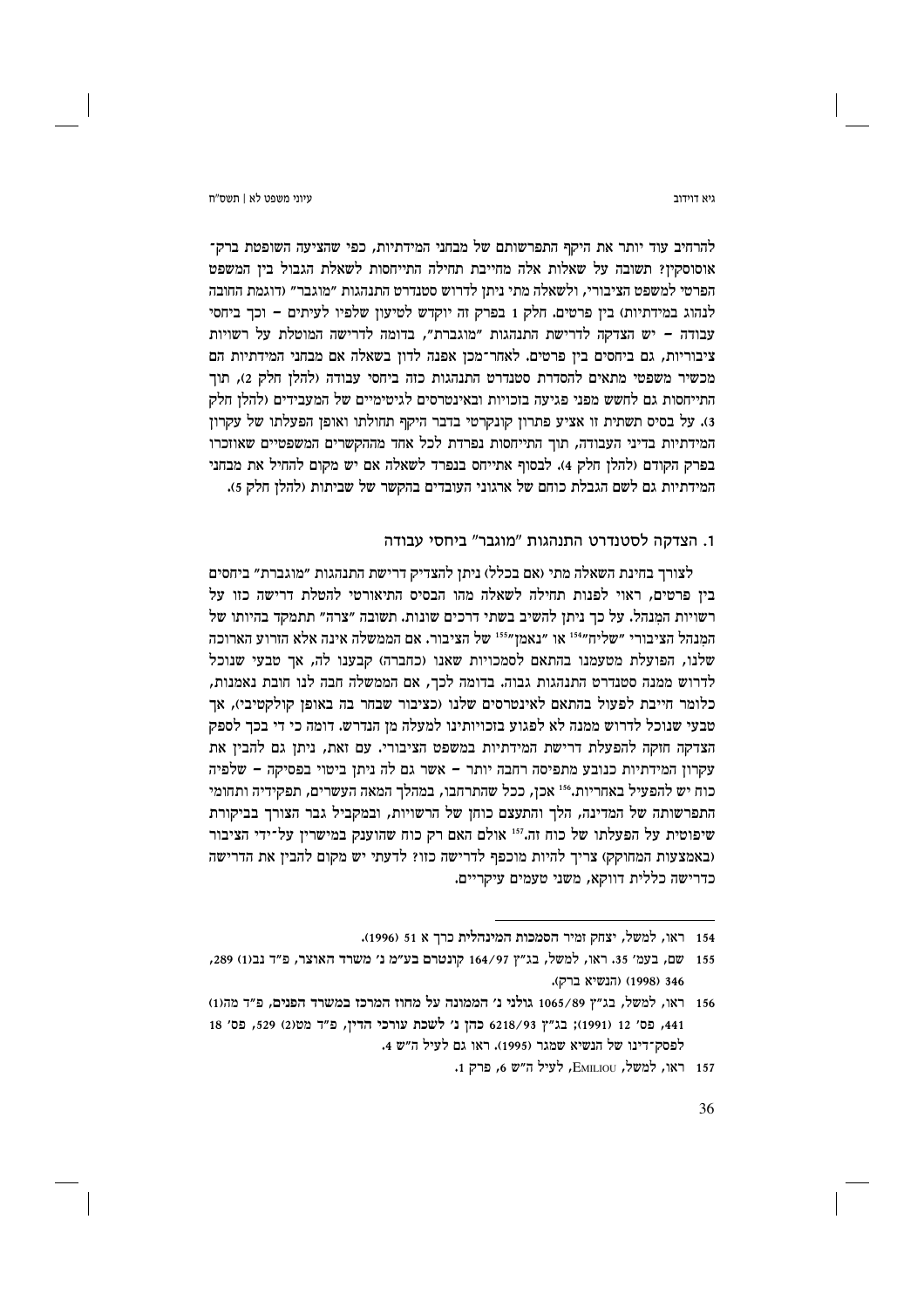להרחיב עוד יותר את היקף התפרשותם של מבחני המידתיות, כפי שהציעה השופטת ברק־ארוסוסקין? תשובה על שאלות אלה מחייבת תחילה התייחסות לשאלת הגבול בין המשפט הפרטי למשפט הציבורי, ולשאלה מתי ניתן לדרוש סטנדרט התנהגות "מוגבר" (דוגמת החובה לנהוג במידתיות) בין פרטים. חלק 1 בפרק זה יוקדש לטיעון שלפיו לעיתים – וכך ביחסי עבודה – יש הצדקה לדרישת התנהגות "מוגברת", בדומה לדרישה המוטלת על רשויות ציבוריות, גם ביחסים בין פרטים. לאחר־מכן אפנה לדון בשאלה אם מבחני המידתיות הם מכשיר משפטי מתאים להסדרת סטנדרט התנהגות כזה ביחסי עבודה (להלן חלק 2), תוך התייחסות גם לחשש מפני פגיעה בזכויות ובאינטרסים לגיטימיים של המעבידים (להלן חלק 3). על בסיס תשתית זו אציע פתרון קונקרטי בדבר היקף תחולתו ואופן הפעלתו של עקרון המידתיות בדיני העבודה, תוך התייחסות נפרדת לכל אחד מההקשרים המשפטיים שאוזכרו בפרק הקודם (להלן חלק 4). לבסוף אתייחס בנפרד לשאלה אם יש מקום להחיל את מבחני המידתיות גם לשם הגבלת כוחם של ארגוני העובדים בהקשר של שביתות (להלן חלק 5).

## 1. הצדקה לסטנדרט התנהגות "מוגבר" ביחסי עבודה

לצורך בחינת השאלה מתי (אם בכלל) ניתן להצדיק דרישת התנהגות "מוגברת" ביחסים בין פרטים, ראוי לפנות תחילה לשאלה מהו הבסיס התיאורטי להטלת דרישה כזו על רשויות המִנהל. על כך ניתן להשיב בשתי דרכים שונות. תשובה "צרה" תתמקד בהיותו של המִנהל הציבורי "שליח"[154] או "נאמן"[155] של הציבור. אם הממשלה אינה אלא הזרוע הארוכה שלנו, הפועלת מטעמנו בהתאם לסמכויות שאנו (כחברה) קבענו לה, אך טבעי שנוכל לדרוש ממנה סטנדרט התנהגות גבוה. בדומה לכך, אם הממשלה חבה לנו חובת נאמנות, כלומר חייבת לפעול בהתאם לאינטרסים שלנו (כציבור שבחר בה באופן קולקטיבי), אך טבעי שנוכל לדרוש ממנה לא לפגוע בזכויותינו למעלה מן הנדרש. דומה כי די בכך לספק הצדקה חזקה להפעלת דרישת המידתיות במשפט הציבורי. עם זאת, ניתן גם להבין את עקרון המידתיות כנובע מתפיסה רחבה יותר – אשר גם לה ניתן ביטוי בפסיקה – שלפיה כוח יש להפעיל באחריות.[156] אכן, ככל שהתרחבו, במהלך המאה העשרים, תפקידיה ותחומי התפרשותה של המדינה, הלך והתעצם כוחן של הרשויות, ובמקביל גבר הצורך בביקורת שיפוטית על הפעלתו של כוח זה.[157] אולם האם רק כוח שהוענק במישרין על־ידי הציבור (באמצעות המחוקק) צריך להיות מוכפף לדרישה כזו? לדעתי יש מקום להבין את הדרישה כדרישה כללית דווקא, משני טעמים עיקריים.

---

154 ראו, למשל, יצחק זמיר הסמכות המינהלית כרך א 51 (1996).

155 שם, בעמ' 35. ראו, למשל, בג"ץ 164/97 קונטרם בע"מ נ' משרד האוצר, פ"ד נב(1) 289, 346 (1998) (הנשיא ברק).

156 ראו, למשל, בג"ץ 1065/89 גולני נ' הממונה על מחוז המרכז במשרד הפנים, פ"ד מה(1) 441, פס' 12 (1991); בג"ץ 6218/93 כהן נ' לשכת עורכי הדין, פ"ד מט(2) 529, פס' 18 לפסק־דינו של הנשיא שמגר (1995). ראו גם לעיל ה"ש 4.

157 ראו, למשל, Emiliou, לעיל ה"ש 6, פרק 1.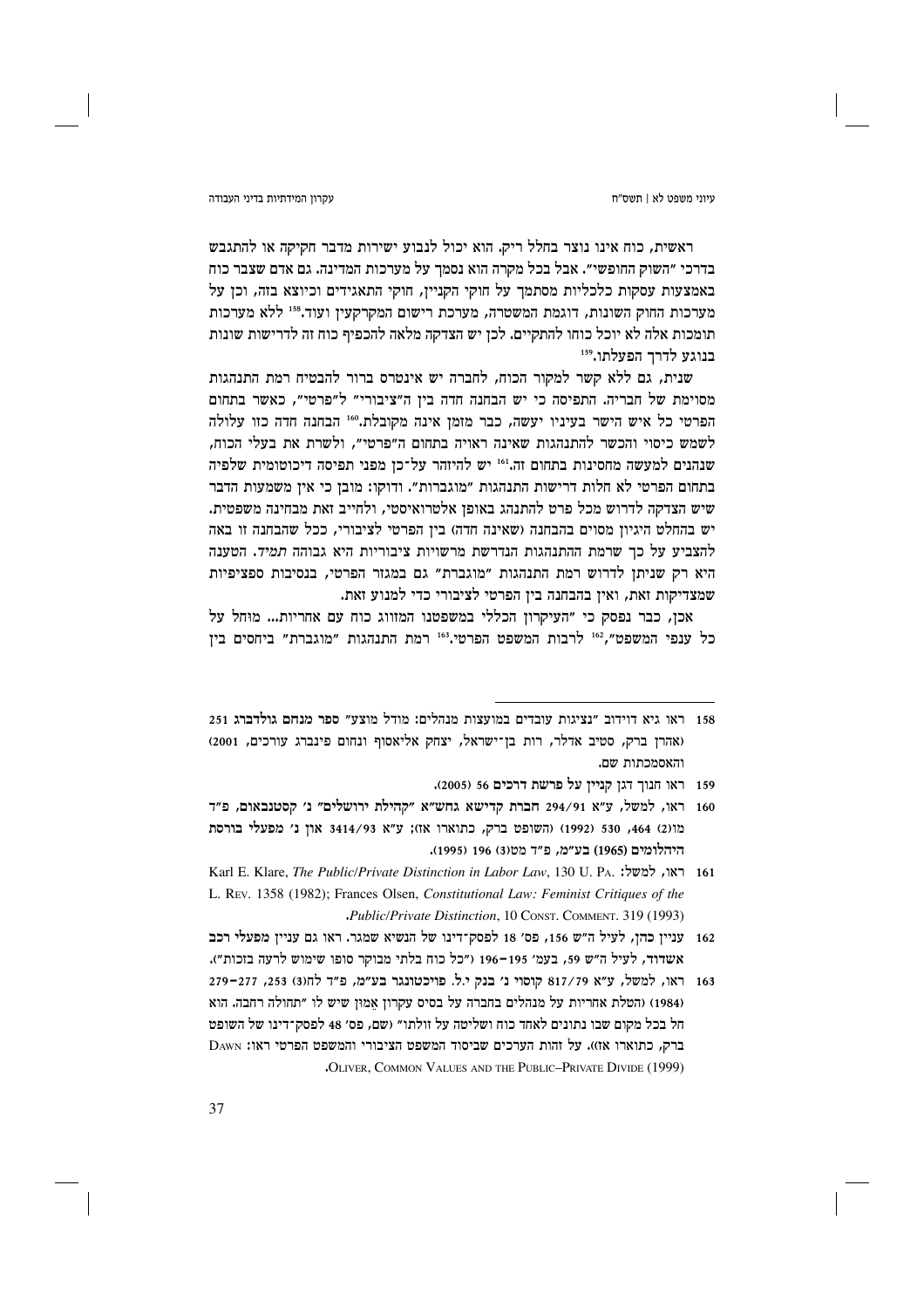ראשית, כוח אינו נוצר בחלל ריק. הוא יכול לנבוע ישירות מדבר חקיקה או להתגבש בדרכי "השוק החופשי". אבל בכל מקרה הוא נסמך על מערכות המדינה. גם אדם שצבר כוח באמצעות עסקות כלכליות מסתמך על חוקי הקניין, חוקי התאגידים וכיוצא בזה, וכן על מערכות החוק השונות, דוגמת המשטרה, מערכת רישום המקרקעין ועוד.[158] ללא מערכות תומכות אלה לא יוכל כוחו להתקיים. לכן יש הצדקה מלאה להכפיף כוח זה לדרישות שונות בנוגע לדרך הפעלתו.[159]

שנית, גם ללא קשר למקור הכוח, לחברה יש אינטרס ברור להבטיח רמת התנהגות מסוימת של חבריה. התפיסה כי יש הבחנה חדה בין ה"ציבורי" ל"פרטי", כאשר בתחום הפרטי כל איש הישר בעיניו יעשה, כבר מזמן אינה מקובלת.[160] הבחנה חדה כזו עלולה לשמש כיסוי והכשר להתנהגות שאינה ראויה בתחום ה"פרטי", ולשרת את בעלי הכוח, שנהנים למעשה מחסינות בתחום זה.[161] יש להיזהר על-כן מפני תפיסה דיכוטומית שלפיה בתחום הפרטי לא חלות דרישות התנהגות "מוגברות". ודוקו: מובן כי אין משמעות הדבר שיש הצדקה לדרוש מכל פרט להתנהג באופן אלטרואיסטי, ולחייב זאת מבחינה משפטית. יש בהחלט היגיון מסוים בהבחנה (שאינה חדה) בין הפרטי לציבורי, ככל שהבחנה זו באה להצביע על כך שרמת ההתנהגות הנדרשת מרשויות ציבוריות היא גבוהה *תמיד*. הטענה היא רק שניתן לדרוש רמת התנהגות "מוגברת" גם במגזר הפרטי, בנסיבות ספציפיות שמצדיקות זאת, ואין בהבחנה בין הפרטי לציבורי כדי למנוע זאת.

אכן, כבר נפסק כי "העיקרון הכללי במשפטנו המזווג כוח עם אחריות... מוחל על כל ענפי המשפט",[162] לרבות המשפט הפרטי.[163] רמת התנהגות "מוגברת" ביחסים בין

---

158 ראו גיא דוידוב "נציגות עובדים במועצות מנהלים: מודל מוצע" **ספר מנחם גולדברג** 251 (אהרן ברק, סטיב אדלר, רות בן־ישראל, יצחק אליאסוף ונחום פינברג עורכים, 2001) והאסמכתות שם.

159 ראו חנוך דגן **קניין על פרשת דרכים** 56 (2005).

160 ראו, למשל, ע"א 294/91 **חברת קדישא גחש"א "קהילת ירושלים" נ' קסטנבאום**, פ"ד מו(2) 464, 530 (1992) (השופט ברק, כתוארו אז); ע"א 3414/93 **און נ' מפעלי בורסת היהלומים (1965) בע"מ**, פ"ד מט(3) 196 (1995).

161 ראו, למשל: Karl E. Klare, *The Public/Private Distinction in Labor Law*, 130 U. PA. L. REV. 1358 (1982); Frances Olsen, *Constitutional Law: Feminist Critiques of the Public/Private Distinction*, 10 CONST. COMMENT. 319 (1993).

162 עניין כהן, לעיל ה"ש 156, פס' 18 לפסק־דינו של הנשיא שמגר. ראו גם עניין **מפעלי רכב אשדוד**, לעיל ה"ש 59, בעמ' 195–196 ("כל כוח בלתי מבוקר סופו שימוש לרעה בזכות").

163 ראו, למשל, ע"א 817/79 **קוסוי נ' בנק י.ל. פויכטונגר בע"מ**, פ"ד לח(3) 253, 277–279 (1984) (הטלת אחריות על מנהלים בחברה על בסיס עקרון אֵמוּן שיש לו "תחולה רחבה. הוא חל בכל מקום שבו נתונים לאחד כוח ושליטה על זולתו" (שם, פס' 48 לפסק־דינו של השופט ברק, כתוארו אז)). על זהות הערכים שביסוד המשפט הציבורי והמשפט הפרטי ראו: DAWN OLIVER, COMMON VALUES AND THE PUBLIC–PRIVATE DIVIDE (1999).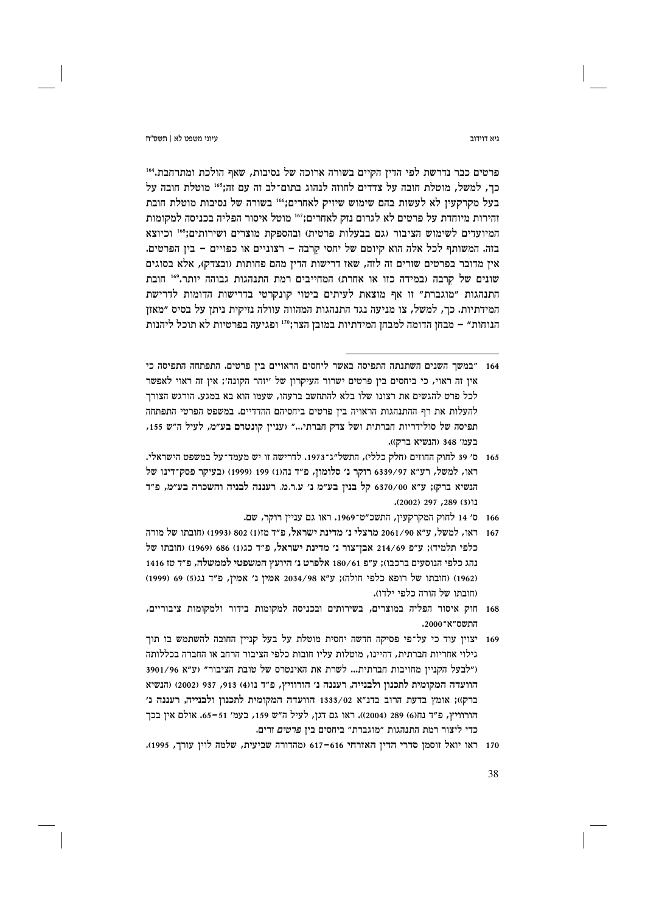פרטים כבר נדרשת לפי הדין הקיים בשורה ארוכה של נסיבות, שאף הולכת ומתרחבת.[164] כך, למשל, מוטלת חובה על צדדים לחוזה לנהוג בתום־לב זה עם זה;[165] מוטלת חובה על בעל מקרקעין לא לעשות בהם שימוש שיזיק לאחרים;[166] בשורה של נסיבות מוטלת חובת זהירות מיוחדת על פרטים לא לגרום נזק לאחרים;[167] מוטל איסור הפליה בכניסה למקומות המיועדים לשימוש הציבור (גם בבעלות פרטית) ובהספקת מוצרים ושירותים;[168] וכיוצא בזה. המשותף לכל אלה הוא קיומם של יחסי קִרבה – רצוניים או כפויים – בין הפרטים. אין מדובר בפרטים שזרים זה לזה, שאז דרישות הדין מהם פחותות (ובצדק), אלא בסוגים שונים של קִרבה (במידה כזו או אחרת) המחייבים רמת התנהגות גבוהה יותר.[169] חובת התנהגות "מוגברת" זו אף מוצאת לעיתים ביטוי קונקרטי בדרישות הדומות לדרישת המידתיות. כך, למשל, צו מניעה נגד התנהגות המהווה עוולה נזיקית ניתן על בסיס "מאזן הנוחות" – מבחן הדומה למבחן המידתיות במובן הצר;[170] ופגיעה בפרטיות לא תוכל ליהנות

---

164 "במשך השנים השתנתה התפיסה באשר ליחסים הראויים בין פרטים. התפתחה התפיסה כי אין זה ראוי, כי ביחסים בין פרטים ישרור העיקרון של 'יזהר הקונה'; אין זה ראוי לאפשר לכל פרט להגשים את רצונו שלו בלא להתחשב ברעהו, שעמו הוא בא במגע. הורגש הצורך להעלות את רף ההתנהגות הראויה בין פרטים ביחסיהם ההדדיים. במשפט הפרטי התפתחה תפיסה של סולידריות חברתית ושל צדק חברתי..." (עניין קונטרם בע"מ, לעיל ה"ש 155, בעמ' 348 (הנשיא ברק)).

165 ס' 39 לחוק החוזים (חלק כללי), התשל"ג־1973. לדרישה זו יש מעמד־על במשפט הישראלי. ראו, למשל, רע"א 6339/97 רוקר נ' סלומון, פ"ד נה(1) 199 (1999) (בעיקר פסק־דינו של הנשיא ברק); ע"א 6370/00 קל בנין בע"מ נ' ע.ר.מ. רעננה לבניה והשכרה בע"מ, פ"ד נו(3) 289, 297 (2002).

166 ס' 14 לחוק המקרקעין, התשכ"ט־1969. ראו גם עניין רוקר, שם.

167 ראו, למשל, ע"א 2061/90 מרצלי נ' מדינת ישראל, פ"ד מז(1) 802 (1993) (חובתו של מורה כלפי תלמיד); ע"פ 214/69 אבן־צור נ' מדינת ישראל, פ"ד כג(1) 686 (1969) (חובתו של נהג כלפי הנוסעים ברכבו); ע"פ 180/61 אלפרט נ' היועץ המשפטי לממשלה, פ"ד טז 1416 (1962) (חובתו של רופא כלפי חולה); ע"א 2034/98 אמין נ' אמין, פ"ד נג(5) 69 (1999) (חובתו של הורה כלפי ילדו).

168 חוק איסור הפליה במוצרים, בשירותים ובכניסה למקומות בידור ולמקומות ציבוריים, התשס"א־2000.

169 יצוין עוד כי על־פי פסיקה חדשה יחסית מוטלת על בעל קניין החובה להשתמש בו תוך גילוי אחריות חברתית, דהיינו, מוטלות עליו חובות כלפי הציבור הרחב או החברה בכללותה ("לבעל הקניין מחויבות חברתית... לשרת את האינטרס של טובת הציבור" (ע"א 3901/96 הוועדה המקומית לתכנון ולבנייה, רעננה נ' הורוויץ, פ"ד נו(4) 913, 937 (2002) (הנשיא ברק)); אומץ בדעת הרוב בדנ"א 1333/02 הוועדה המקומית לתכנון ולבנייה, רעננה נ' הורוויץ, פ"ד נח(6) 289 (2004)). ראו גם דגן, לעיל ה"ש 159, בעמ' 51–65. אולם אין בכך כדי ליצור רמת התנהגות "מוגברת" ביחסים בין *פרטים* זרים.

170 ראו יואל זוסמן סדרי הדין האזרחי 616–617 (מהדורה שביעית, שלמה לוין עורך, 1995).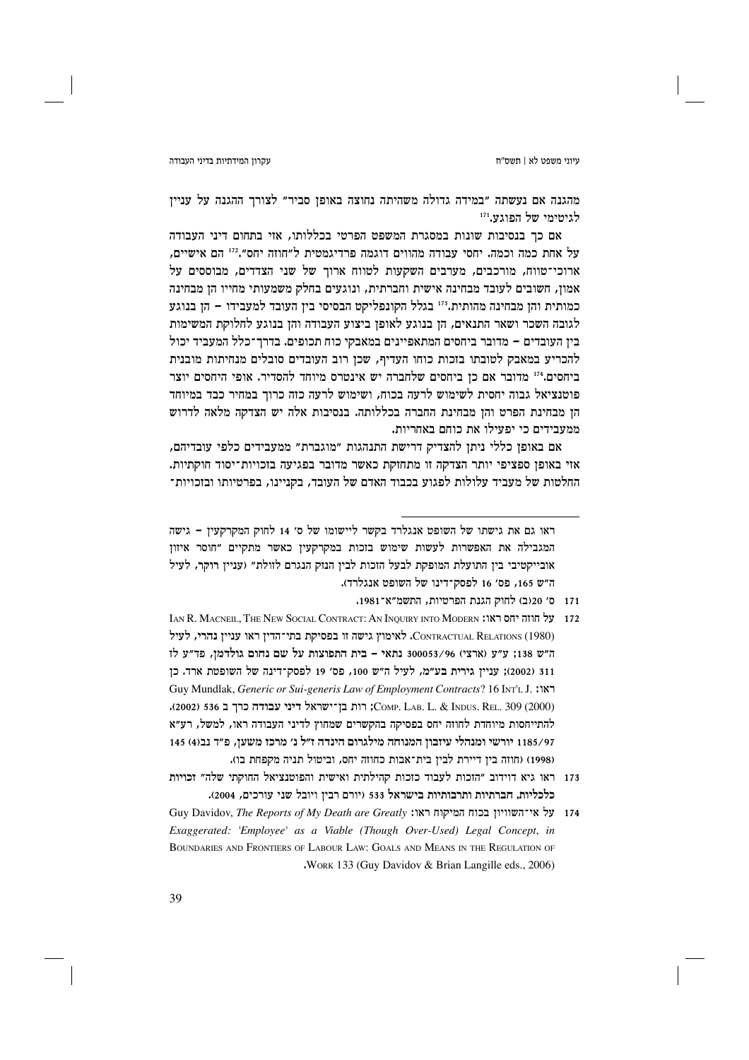מהגנה אם נעשתה "במידה גדולה משהיתה נחוצה באופן סביר" לצורך ההגנה על עניין לגיטימי של הפוגע.[171]

אם כך בנסיבות שונות במסגרת המשפט הפרטי בכללותו, אזי בתחום דיני העבודה על אחת כמה וכמה. יחסי עבודה מהווים דוגמה פרדיגמטית ל"חוזה יחס".[172] הם אישיים, ארוכי־טווח, מורכבים, מערבים השקעות לטווח ארוך של שני הצדדים, מבוססים על אמון, חשובים לעובד מבחינה אישית וחברתית, ונוגעים בחלק משמעותי מחייו הן מבחינה כמותית והן מבחינה מהותית.[173] בגלל הקונפליקט הבסיסי בין העובד למעבידו – הן בנוגע לגובה השכר ושאר התנאים, הן בנוגע לאופן ביצוע העבודה והן בנוגע לחלוקת המשימות בין העובדים – מדובר ביחסים המתאפיינים במאבקי כוח תכופים. בדרך־כלל המעביד יכול להכריע במאבק לטובתו בזכות כוחו העדיף, שכן רוב העובדים סובלים מנחיתות מובנית ביחסים.[174] מדובר אם כן ביחסים שלחברה יש אינטרס מיוחד להסדיר. אופי היחסים יוצר פוטנציאל גבוה יחסית לשימוש לרעה בכוח, ושימוש לרעה כזה כרוך במחיר כבד במיוחד הן מבחינת הפרט והן מבחינת החברה בכללותה. בנסיבות אלה יש הצדקה מלאה לדרוש ממעבידים כי יפעילו את כוחם באחריות.

אם באופן כללי ניתן להצדיק דרישת התנהגות "מוגברת" ממעבידים כלפי עובדיהם, אזי באופן ספציפי יותר הצדקה זו מתחזקת כאשר מדובר בפגיעה בזכויות־יסוד חוקתיות. החלטות של מעביד עלולות לפגוע בכבוד האדם של העובד, בקניינו, בפרטיותו ובזכויות־

---

ראו גם את גישתו של השופט אנגלרד בקשר ליישומו של ס' 14 לחוק המקרקעין – גישה המגבילה את האפשרות לעשות שימוש בזכות במקרקעין כאשר מתקיים "חוסר איזון אובייקטיבי בין התועלת המופקת לבעל הזכות לבין הנזק הנגרם לזולת" (עניין רוקר, לעיל ה"ש 165, פס' 16 לפסק־דינו של השופט אנגלרד).

171 ס' 20(ב) לחוק הגנת הפרטיות, התשמ"א־1981.

172 על חוזה יחס ראו: Ian R. Macneil, The New Social Contract: An Inquiry into Modern Contractual Relations (1980). לאימוץ גישה זו בפסיקת בתי־הדין ראו עניין נהרי, לעיל ה"ש 138; ע"ע (ארצי) 300053/96 נתאי – בית התפוצות על שם נחום גולדמן, פד"ע לז 311 (2002); עניין גירית בע"מ, לעיל ה"ש 100, פס' 19 לפסק־דינה של השופטת ארד. כן ראו: Guy Mundlak, *Generic or Sui-generis Law of Employment Contracts*? 16 Int'l J. Comp. Lab. L. & Indus. Rel. 309 (2000); רות בן־ישראל דיני עבודה כרך ב 536 (2002). להתייחסות מיוחדת לחוזה יחס בפסיקה בהקשרים שמחוץ לדיני העבודה ראו, למשל, רע"א 1185/97 יורשי ומנהלי עיזבון המנוחה מילגרום הינדה ז"ל נ' מרכז משען, פ"ד נב(4) 145 (1998) (חוזה בין דיירת לבין בית־אבות כחוזה יחס, וביטול תניה מקפחת בו).

173 ראו גיא דוידוב "הזכות לעבוד כזכות קהילתית ואישית והפוטנציאל החוקתי שלה" זכויות כלכליות, חברתיות ותרבותיות בישראל 533 (יורם רבין ויובל שני עורכים, 2004).

174 על אי־השוויון בכוח המיקוח ראו: Guy Davidov, *The Reports of My Death are Greatly Exaggerated: 'Employee' as a Viable (Though Over-Used) Legal Concept*, in Boundaries and Frontiers of Labour Law: Goals and Means in the Regulation of Work 133 (Guy Davidov & Brian Langille eds., 2006).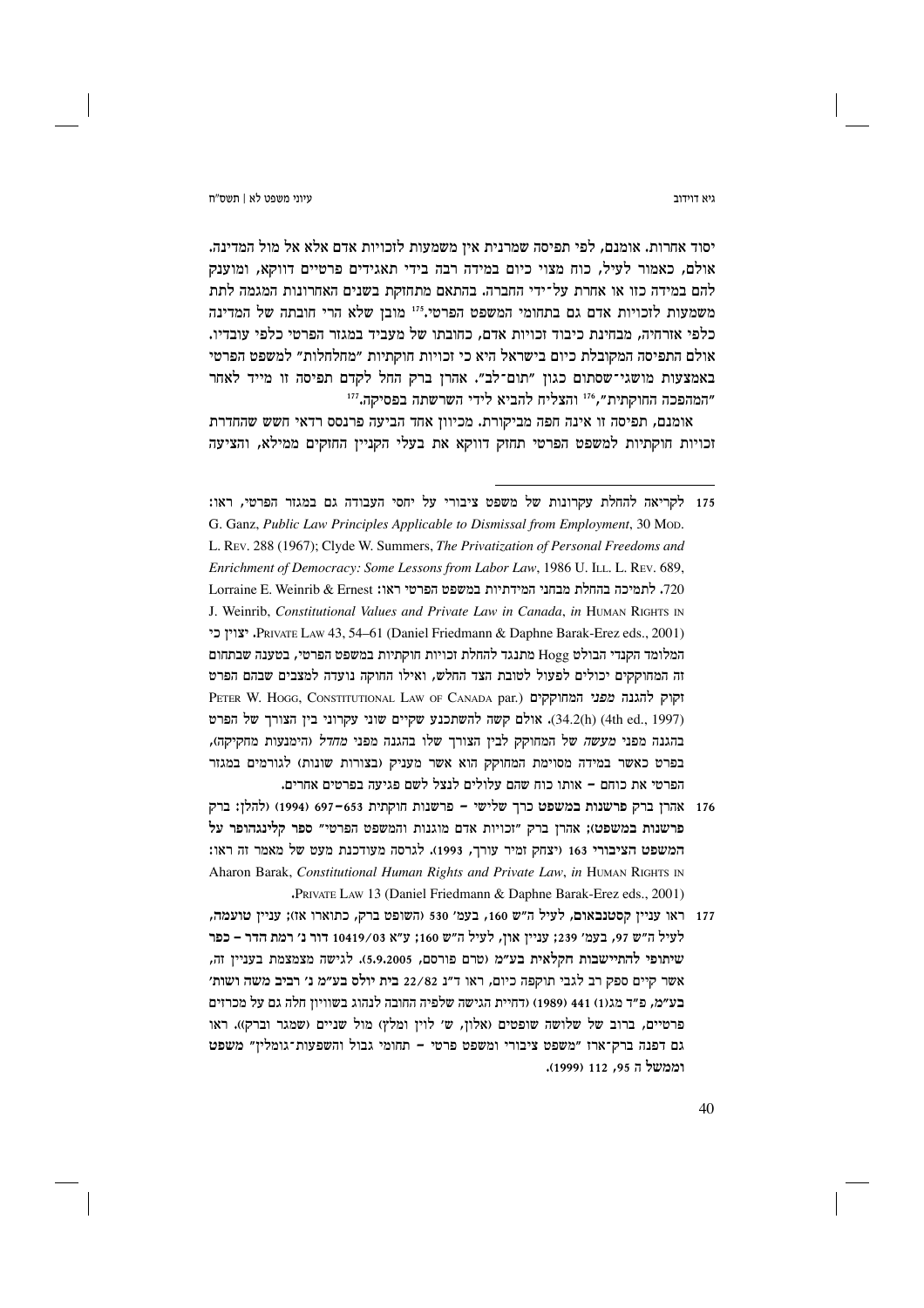יסוד אחרות. אומנם, לפי תפיסה שמרנית אין משמעות לזכויות אדם אלא אל מול המדינה. אולם, כאמור לעיל, כוח מצוי כיום במידה רבה בידי תאגידים פרטיים דווקא, ומוענק להם במידה כזו או אחרת על־ידי החברה. בהתאם מתחזקת בשנים האחרונות המגמה לתת משמעות לזכויות אדם גם בתחומי המשפט הפרטי.[175] מובן שלא הרי חובתה של המדינה כלפי אזרחיה, מבחינת כיבוד זכויות אדם, כחובתו של מעביד במגזר הפרטי כלפי עובדיו. אולם התפיסה המקובלת כיום בישראל היא כי זכויות חוקתיות "מחלחלות" למשפט הפרטי באמצעות מושגי־שסתום כגון "תום־לב". אהרן ברק החל לקדם תפיסה זו מייד לאחר "המהפכה החוקתית",[176] והצליח להביא לידי השרשתה בפסיקה.[177]

אומנם, תפיסה זו אינה חפה מביקורת. מכיוון אחד הביעה פרנסס רדאי חשש שהחדרת זכויות חוקתיות למשפט הפרטי תחזק דווקא את בעלי הקניין החזקים ממילא, והציעה

---

175 לקריאה להחלת עקרונות של משפט ציבורי על יחסי העבודה גם במגזר הפרטי, ראו: G. Ganz, *Public Law Principles Applicable to Dismissal from Employment*, 30 MOD. L. REV. 288 (1967); Clyde W. Summers, *The Privatization of Personal Freedoms and Enrichment of Democracy: Some Lessons from Labor Law*, 1986 U. ILL. L. REV. 689, 720. לתמיכה בהחלת מבחני המידתיות במשפט הפרטי ראו: Lorraine E. Weinrib & Ernest J. Weinrib, *Constitutional Values and Private Law in Canada*, *in* HUMAN RIGHTS IN PRIVATE LAW 43, 54–61 (Daniel Friedmann & Daphne Barak-Erez eds., 2001). **יצוין כי** המלומד הקנדי הבולט Hogg מתנגד להחלת זכויות חוקתיות במשפט הפרטי, בטענה שבתחום זה המחוקקים יכולים לפעול לטובת הצד החלש, ואילו החוקה נועדה למצבים שבהם הפרט זקוק להגנה *מפני* המחוקקים (.PETER W. HOGG, CONSTITUTIONAL LAW OF CANADA par 34.2(h) (4th ed., 1997)). אולם קשה להשתכנע שקיים שוני עקרוני בין הצורך של הפרט בהגנה מפני *מעשה* של המחוקק לבין הצורך שלו בהגנה מפני *מחדל* (הימנעות מחקיקה), בפרט כאשר במידה מסוימת המחוקק הוא אשר מעניק (בצורות שונות) לגורמים במגזר הפרטי את כוחם – אותו כוח שהם עלולים לנצל לשם פגיעה בפרטים אחרים.

176 אהרן ברק **פרשנות במשפט כרך שלישי – פרשנות חוקתית** 653–697 (1994) (להלן: ברק **פרשנות במשפט**); אהרן ברק "זכויות אדם מוגנות והמשפט הפרטי" **ספר קלינגהופר על המשפט הציבורי** 163 (יצחק זמיר עורך, 1993). לגרסה מעודכנת מעט של מאמר זה ראו: Aharon Barak, *Constitutional Human Rights and Private Law*, *in* HUMAN RIGHTS IN PRIVATE LAW 13 (Daniel Friedmann & Daphne Barak-Erez eds., 2001).

177 ראו **עניין קסטנבאום**, לעיל ה"ש 160, בעמ' 530 (השופט ברק, כתוארו אז); **עניין טועמה**, לעיל ה"ש 97, בעמ' 239; **עניין און**, לעיל ה"ש 160; ע"א 10419/03 **דור נ' רמת הדר – כפר שיתופי להתיישבות חקלאית בע"מ** (טרם פורסם, 5.9.2005). לגישה מצמצמת בעניין זה, אשר קיים ספק רב לגבי תוקפה כיום, ראו ד"נ 22/82 **בית יולס בע"מ נ' רביב משה ושות' בע"מ**, פ"ד מג(1) 441 (1989) (דחיית הגישה שלפיה החובה לנהוג בשוויון חלה גם על מכרזים פרטיים, ברוב של שלושה שופטים (אלון, ש' לוין ומלץ) מול שניים (שמגר וברק)). ראו גם דפנה ברק־ארז "משפט ציבורי ומשפט פרטי – תחומי גבול והשפעות־גומלין" **משפט וממשל** ה 95, 112 (1999).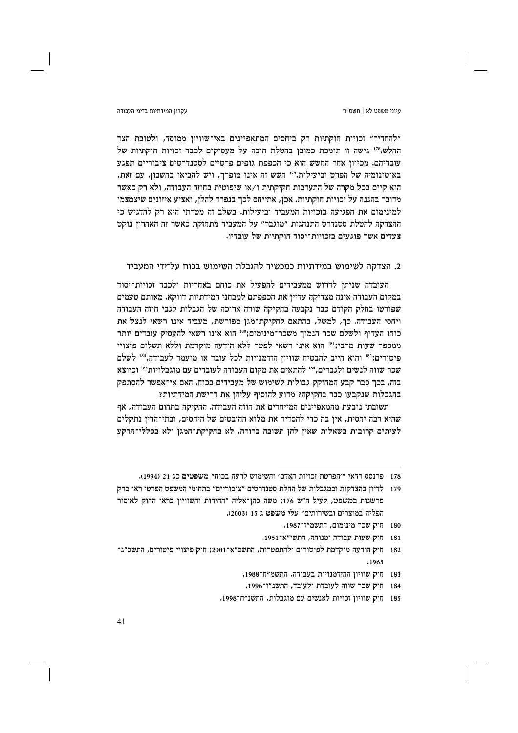"להחדיר" זכויות חוקתיות רק ביחסים המתאפיינים באי־שוויון ממוסד, ולטובת הצד החלש.[178] גישה זו תומכת כמובן בהטלת חובה על מעסיקים לכבד זכויות חוקתיות של עובדיהם. מכיוון אחר החשש הוא כי הכפפת גופים פרטיים לסטנדרטים ציבוריים תפגע באוטונומיה של הפרט וביעילות.[179] חשש זה אינו מופרך, ויש להביאו בחשבון. עם זאת, הוא קיים בכל מקרה של התערבות חקיקתית ו/או שיפוטית בחוזה העבודה, ולא רק כאשר מדובר בהגנה על זכויות חוקתיות. אכן, אתייחס לכך בנפרד להלן, ואציע איזונים שיצמצמו למינימום את הפגיעה בזכויות המעביד וביעילות. בשלב זה מטרתי היא רק להדגיש כי ההצדקה להטלת סטנדרט התנהגות "מוגבר" על המעביד מתחזקת כאשר זה האחרון נוקט צעדים אשר פוגעים בזכויות־יסוד חוקתיות של עובדיו.

## 2. הצדקה לשימוש במידתיות כמכשיר להגבלת השימוש בכוח על־ידי המעביד

העובדה שניתן לדרוש ממעבידים להפעיל את כוחם באחריות ולכבד זכויות־יסוד במקום העבודה אינה מצדיקה עדיין את הכפפתם למבחני המידתיות דווקא. מאותם טעמים שפורטו בחלק הקודם כבר נקבעה בחקיקה שורה ארוכה של הגבלות לגבי חוזה העבודה ויחסי העבודה. כך, למשל, בהתאם לחקיקת־מגן מפורשת, מעביד אינו רשאי לנצל את כוחו העדיף ולשלם שכר הנמוך משכר־מינימום;[180] הוא אינו רשאי להעסיק עובדים יותר ממספר שעות מרבי;[181] הוא אינו רשאי לפטר ללא הודעה מוקדמת וללא תשלום פיצויי פיטורים;[182] והוא חייב להבטיח שוויון הזדמנויות לכל עובד או מועמד לעבודה,[183] לשלם שכר שווה לנשים ולגברים,[184] להתאים את מקום העבודה לעובדים עם מוגבלויות[185] וכיוצא בזה. בכך כבר קבע המחוקק גבולות לשימוש של מעבידים בכוח. האם אי־אפשר להסתפק בהגבלות שנקבעו כבר בחקיקה? מדוע להוסיף עליהן את דרישת המידתיות?

תשובתי נובעת מהמאפיינים המייחדים את חוזה העבודה. החקיקה בתחום העבודה, אף שהיא רבה יחסית, אין בה כדי להסדיר את מלוא ההיבטים של היחסים, ובתי־הדין נתקלים לעיתים קרובות בשאלות שאין להן תשובה ברורה, לא בחקיקת־המגן ולא בכללי־הרקע

---

178 פרנסס רדאי "'הפרטת זכויות האדם' והשימוש לרעה בכוח" **משפטים** כג 21 (1994).

179 לדיון בהצדקות ובמגבלות של החלת סטנדרטים "ציבוריים" בתחומי המשפט הפרטי ראו ברק **פרשנות במשפט**, לעיל ה"ש 176; משה כהן־אליה "החירות והשוויון בראי החוק לאיסור הפליה במוצרים ובשירותים" **עלי משפט** ג 15 (2003).

180 חוק שכר מינימום, התשמ"ז־1987.

181 חוק שעות עבודה ומנוחה, התשי"א־1951.

182 חוק הודעה מוקדמת לפיטורים ולהתפטרות, התשס"א־2001; חוק פיצויי פיטורים, התשכ"ג־1963.

183 חוק שוויון ההזדמנויות בעבודה, התשמ"ח־1988.

184 חוק שכר שווה לעובדת ולעובד, התשנ"ו־1996.

185 חוק שוויון זכויות לאנשים עם מוגבלות, התשנ"ח־1998.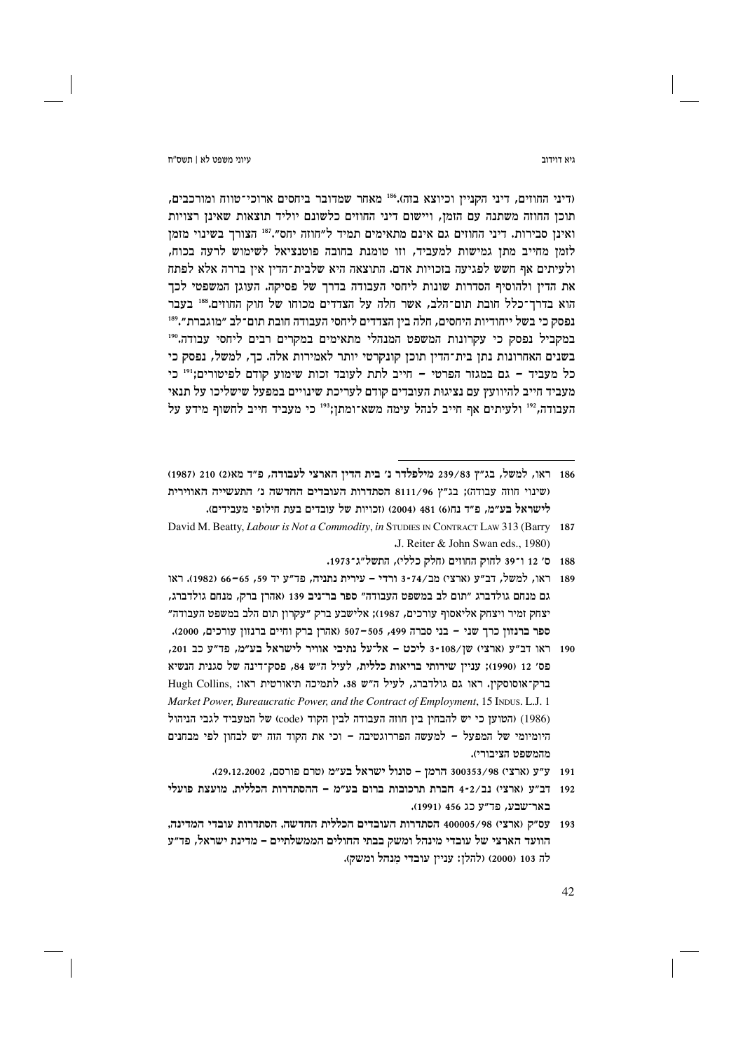(דיני החוזים, דיני הקניין וכיוצא בזה).[186] מאחר שמדובר ביחסים ארוכי־טווח ומורכבים, תוכן החוזה משתנה עם הזמן, ויישום דיני החוזים כלשונם יוליד תוצאות שאינן רצויות ואינן סבירות. דיני החוזים גם אינם מתאימים תמיד ל"חוזה יחס".[187] הצורך בשינוי מזמן לזמן מחייב מתן גמישות למעביד, וזו טומנת בחובה פוטנציאל לשימוש לרעה בכוח, ולעיתים אף חשש לפגיעה בזכויות אדם. התוצאה היא שלבית־הדין אין ברירה אלא לפתח את הדין ולהוסיף הסדרות שונות ליחסי העבודה בדרך של פסיקה. העוגן המשפטי לכך הוא בדרך־כלל חובת תום־הלב, אשר חלה על הצדדים מכוחו של חוק החוזים.[188] בעבר נפסק כי בשל ייחודיות היחסים, חלה בין הצדדים ליחסי העבודה חובת תום־לב "מוגברת".[189] במקביל נפסק כי עקרונות המשפט המנהלי מתאימים במקרים רבים ליחסי עבודה.[190] בשנים האחרונות נתן בית־הדין תוכן קונקרטי יותר לאמירות אלה. כך, למשל, נפסק כי כל מעביד – גם במגזר הפרטי – חייב לתת לעובד זכות שימוע קודם לפיטורים;[191] כי מעביד חייב להיוועץ עם נציגות העובדים קודם לעריכת שינויים במפעל שישליכו על תנאי העבודה,[192] ולעיתים אף חייב לנהל עימה משא־ומתן;[193] כי מעביד חייב לחשוף מידע על

---

186 ראו, למשל, בג"ץ 239/83 מילפלדר נ' בית הדין הארצי לעבודה, פ"ד מא(2) 210 (1987) (שינוי חוזה עבודה); בג"ץ 8111/96 הסתדרות העובדים החדשה נ' התעשייה האווירית לישראל בע"מ, פ"ד נח(6) 481 (2004) (זכויות של עובדים בעת חילופי מעבידים).

187 David M. Beatty, *Labour is Not a Commodity*, *in* STUDIES IN CONTRACT LAW 313 (Barry J. Reiter & John Swan eds., 1980).

188 ס' 12 ו־39 לחוק החוזים (חלק כללי), התשל"ג־1973.

189 ראו, למשל, דב"ע (ארצי) מב/74-3 ורדי – עירית נתניה, פד"ע יד 59, 65–66 (1982). ראו גם מנחם גולדברג "תום לב במשפט העבודה" ספר בר־ניב 139 (אהרן ברק, מנחם גולדברג, יצחק זמיר ויצחק אליאסוף עורכים, 1987); אלישבע ברק "עקרון תום הלב במשפט העבודה" ספר ברנזון כרך שני – בני סברה 499, 505–507 (אהרן ברק וחיים ברנזון עורכים, 2000).

190 ראו דב"ע (ארצי) שן/108-3 ליכט – אל־על נתיבי אוויר לישראל בע"מ, פד"ע כב 201, פס' 12 (1990); עניין שירותי בריאות כללית, לעיל ה"ש 84, פסק־דינה של סגנית הנשיא ברק־אוסוסקין. ראו גם גולדברג, לעיל ה"ש 38. לתמיכה תיאורטית ראו: Hugh Collins, *Market Power, Bureaucratic Power, and the Contract of Employment*, 15 INDUS. L.J. 1 (1986) (הטוען כי יש להבחין בין חוזה העבודה לבין הקוד (code) של המעביד לגבי הניהול היומיומי של המפעל – למעשה הפררוגטיבה – וכי את הקוד הזה יש לבחון לפי מבחנים מהמשפט הציבורי).

191 ע"ע (ארצי) 300353/98 הרמן – סונול ישראל בע"מ (טרם פורסם, 29.12.2002).

192 דב"ע (ארצי) נב/4-2 חברת תרכובות ברום בע"מ – ההסתדרות הכללית, מועצת פועלי באר־שבע, פד"ע כג 456 (1991).

193 עס"ק (ארצי) 400005/98 הסתדרות העובדים הכללית החדשה, הסתדרות עובדי המדינה, הוועד הארצי של עובדי מינהל ומשק בבתי החולים הממשלתיים – מדינת ישראל, פד"ע לה 103 (2000) (להלן: עניין עובדי מִנהל ומשק).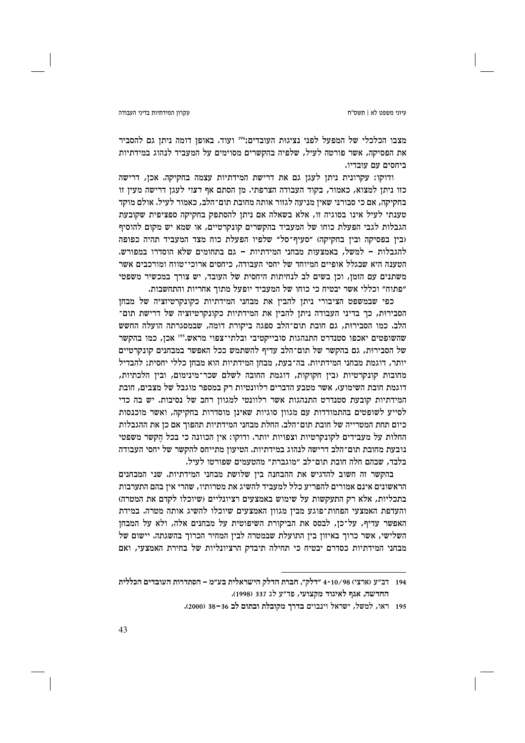מצבו הכלכלי של המפעל לפני נציגות העובדים;[194] ועוד. באופן דומה ניתן גם להסביר את הפסיקה, אשר פורטה לעיל, שלפיה בהקשרים מסוימים מוטלת על המעביד לנהוג במידתיות ביחסים עם עובדיו.

ודוקו: עקרונית ניתן לעגן גם את דרישת המידתיות עצמה בחקיקה. אכן, דרישה כזו ניתן למצוא, כאמור, בקוד העבודה הצרפתי. מן הסתם אף רצוי לעגן דרישה מעין זו בחקיקה, אם כי סבורני שאין מניעה לגזור אותה מחובת תום־הלב, כאמור לעיל. אולם מוקד טענתי לעיל אינו בסוגיה זו, אלא בשאלה אם ניתן להסתפק בחקיקה ספציפית שקובעת הגבלות לגבי הפעלת כוחו של המעביד בהקשרים קונקרטיים, או שמא יש מקום להוסיף (בין בפסיקה ובין בחקיקה) "סעיף־סל" שלפיו הפעלת כוח מצד המעביד תהיה כפופה להגבלות – למשל, באמצעות מבחני המידתיות – גם בתחומים שלא הוסדרו במפורש. הטענה היא שבגלל אופיים המיוחד של יחסי העבודה, כיחסים ארוכי־טווח ומורכבים אשר משתנים עם הזמן, וכן בשים לב לנחיתות היחסית של העובד, יש צורך במכשיר משפטי "פתוח" וכללי אשר יבטיח כי כוחו של המעביד יופעל מתוך אחריות והתחשבות.

כפי שבמשפט הציבורי ניתן להבין את מבחני המידתיות כקונקרטיזציה של מבחן הסבירות, כך בדיני העבודה ניתן להבין את המידתיות כקונקרטיזציה של דרישת תום־הלב. כמו הסבירות, גם חובת תום־הלב ספגה ביקורת דומה, שבמסגרתה הועלה החשש שהשופטים יאכפו סטנדרט התנהגות סובייקטיבי ובלתי־צפוי מראש.[195] אכן, כמו בהקשר של הסבירות, גם בהקשר של תום־הלב עדיף להשתמש ככל האפשר במבחנים קונקרטיים יותר, דוגמת מבחני המידתיות. בה־בעת, מבחן המידתיות הוא מבחן כללי יחסית: להבדיל מחובות קונקרטיות (בין חקוקות, דוגמת החובה לשלם שכר־מינימום, ובין הלכתיות, דוגמת חובת השימוע), אשר מטבע הדברים רלוונטיות רק במספר מוגבל של מצבים, חובת המידתיות קובעת סטנדרט התנהגות אשר רלוונטי למגוון רחב של נסיבות. יש בה כדי לסייע לשופטים בהתמודדות עם מגוון סוגיות שאינן מוסדרות בחקיקה, ואשר מוכנסות כיום תחת המטרייה של חובת תום־הלב. החלת מבחני המידתיות תהפוך אם כן את ההגבלות החלות על מעבידים לקונקרטיות וצפויות יותר. ודוקו: אין הכוונה כי בכל הֶקשר משפטי נובעת מחובת תום־הלב דרישה לנהוג במידתיות. הטיעון מתייחס להקשר של יחסי העבודה בלבד, שבהם חלה חובת תום־לב "מוגברת" מהטעמים שפורטו לעיל.

בהקשר זה חשוב להדגיש את ההבחנה בין שלושת מבחני המידתיות. שני המבחנים הראשונים אינם אמורים להפריע כלל למעביד להשיג את מטרותיו, שהרי אין בהם התערבות בתכליות, אלא רק התעקשות על שימוש באמצעים רציונליים (שיוכלו לקדם את המטרה) והעדפת האמצעי הפחות־פוגע מבין מגוון האמצעים שיוכלו להשיג אותה מטרה. במידת האפשר עדיף, על־כן, לבסס את הביקורת השיפוטית על מבחנים אלה, ולא על המבחן השלישי, אשר כרוך באיזון בין התועלת שבמטרה לבין המחיר הכרוך בהשגתה. יישום של מבחני המידתיות כסדרם יבטיח כי תחילה תיבדק הרציונליות של בחירת האמצעי, ואם

---

194 דב"ע (ארצי) 4-10/98 "דלק", חברת הדלק הישראלית בע"מ – הסתדרות העובדים הכללית החדשה, אגף לאיגוד מקצועי, פד"ע לג 337 (1998).

195 ראו, למשל, ישראל וינבוים בדרך מקובלת ובתום לב 36–38 (2000).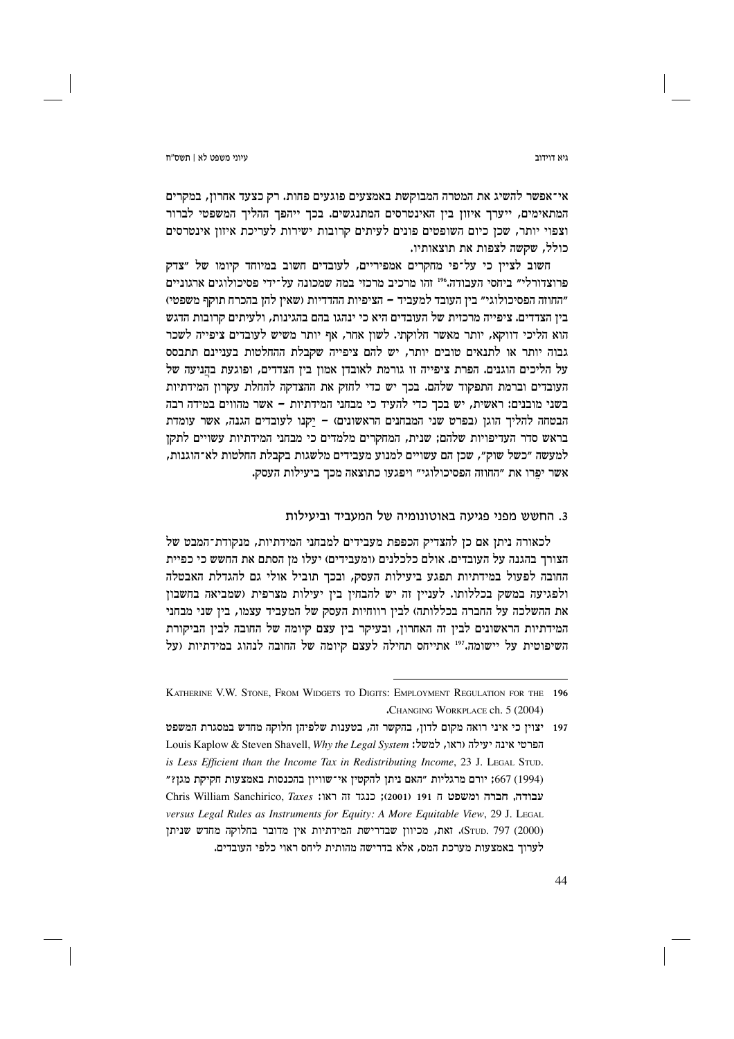אי־אפשר להשיג את המטרה המבוקשת באמצעים פוגעים פחות. רק כצעד אחרון, במקרים המתאימים, ייערך איזון בין האינטרסים המתנגשים. בכך ייהפך ההליך המשפטי לברור וצפוי יותר, שכן כיום השופטים פונים לעיתים קרובות ישירות לעריכת איזון אינטרסים כולל, שקשה לצפות את תוצאותיו.

חשוב לציין כי על־פי מחקרים אמפיריים, לעובדים חשוב במיוחד קיומו של "צדק פרוצדורלי" ביחסי העבודה.[196] זהו מרכיב מרכזי במה שמכונה על־ידי פסיכולוגים ארגוניים "החוזה הפסיכולוגי" בין העובד למעביד – הציפיות ההדדיות (שאין להן בהכרח תוקף משפטי) בין הצדדים. ציפייה מרכזית של העובדים היא כי ינהגו בהם בהגינות, ולעיתים קרובות הדגש הוא הליכי דווקא, יותר מאשר חלוקתי. לשון אחר, אף יותר משיש לעובדים ציפייה לשכר גבוה יותר או לתנאים טובים יותר, יש להם ציפייה שקבלת ההחלטות בעניינם תתבסס על הליכים הוגנים. הפרת ציפייה זו גורמת לאובדן אמון בין הצדדים, ופוגעת בהֲניעה של העובדים וברמת התפקוד שלהם. בכך יש כדי לחזק את ההצדקה להחלת עקרון המידתיות בשני מובנים: ראשית, יש בכך כדי להעיד כי מבחני המידתיות – אשר מהווים במידה רבה הבטחה להליך הוגן (בפרט שני המבחנים הראשונים) – יַקנו לעובדים הגנה, אשר עומדת בראש סדר העדיפויות שלהם; שנית, המחקרים מלמדים כי מבחני המידתיות עשויים לתקן למעשה "כשל שוק", שכן הם עשויים למנוע מעבידים מלשגות בקבלת החלטות לא־הוגנות, אשר יפֵרו את "החוזה הפסיכולוגי" ויפגעו כתוצאה מכך ביעילות העסק.

### 3. החשש מפני פגיעה באוטונומיה של המעביד וביעילות

לכאורה ניתן אם כן להצדיק הכפפת מעבידים למבחני המידתיות, מנקודת־המבט של הצורך בהגנה על העובדים. אולם כלכלנים (ומעבידים) יעלו מן הסתם את החשש כי כפיית החובה לפעול במידתיות תפגע ביעילות העסק, ובכך תוביל אולי גם להגדלת האבטלה ולפגיעה במשק בכללותו. לעניין זה יש להבחין בין יעילות מצרפית (שמביאה בחשבון את ההשלכה על החברה בכללותה) לבין רווחיות העסק של המעביד עצמו, בין שני מבחני המידתיות הראשונים לבין זה האחרון, ובעיקר בין עצם קיומה של החובה לבין הביקורת השיפוטית על יישומה.[197] אתייחס תחילה לעצם קיומה של החובה לנהוג במידתיות (על

---

196 Katherine V.W. Stone, From Widgets to Digits: Employment Regulation for the Changing Workplace ch. 5 (2004).

197 יצוין כי איני רואה מקום לדון, בהקשר זה, בטענות שלפיהן חלוקה מחדש במסגרת המשפט הפרטי אינה יעילה (ראו, למשל: Louis Kaplow & Steven Shavell, *Why the Legal System is Less Efficient than the Income Tax in Redistributing Income*, 23 J. Legal Stud. 667 (1994); יורם מרגליות "האם ניתן להקטין אי־שוויון בהכנסות באמצעות חקיקת מגן?" **עבודה, חברה ומשפט** ח 191 (2001); כנגד זה ראו: Chris William Sanchirico, *Taxes versus Legal Rules as Instruments for Equity: A More Equitable View*, 29 J. Legal Stud. 797 (2000)). זאת, מכיוון שבדרישת המידתיות אין מדובר בחלוקה מחדש שניתן לערוך באמצעות מערכת המס, אלא בדרישה מהותית ליחס ראוי כלפי העובדים.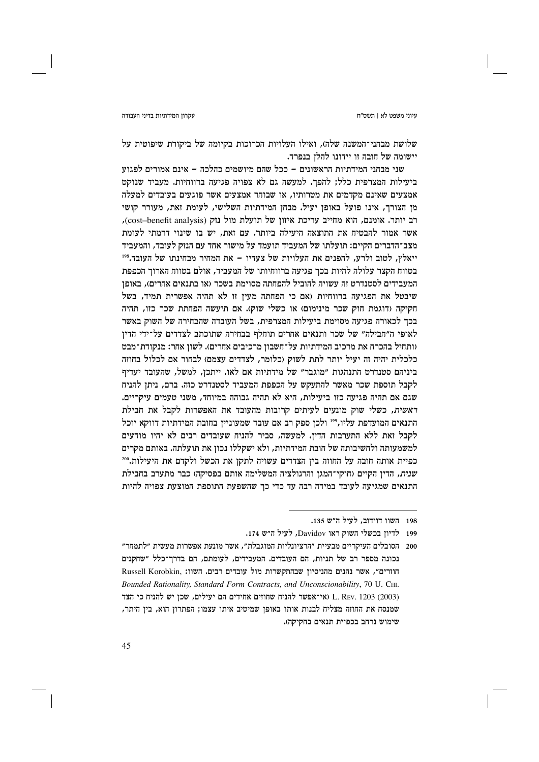שלושת מבחני־המשנה שלה), ואילו העלויות הכרוכות בקיומה של ביקורת שיפוטית על יישומה של חובה זו יידונו להלן בנפרד.

שני מבחני המידתיות הראשונים – ככל שהם מיושמים כהלכה – אינם אמורים לפגוע ביעילות המצרפית כלל; להפך. למעשה גם לא צפויה פגיעה ברווחיות. מעביד שנוקט אמצעים שאינם מקדמים את מטרותיו, או שבוחר אמצעים אשר פוגעים בעובדים למעלה מן הצורך, אינו פועל באופן יעיל. מבחן המידתיות השלישי, לעומת זאת, מעורר קושי רב יותר. אומנם, הוא מחייב עריכת איזון של תועלת מול נזק (cost–benefit analysis), אשר אמור להבטיח את התוצאה היעילה ביותר. עם זאת, יש בו שינוי דרמתי לעומת מצב־הדברים הקיים: תועלתו של המעביד תועמד על מישור אחד עם הנזק לעובד, והמעביד ייאלץ, לטוב ולרע, להפנים את העלויות של צעדיו – את המחיר מבחינתו של העובד.[198] בטווח הקצר עלולה להיות בכך פגיעה ברווחיותו של המעביד, אולם בטווח הארוך הכפפת המעבידים לסטנדרט זה עשויה להוביל להפחתה מסוימת בשכר (או בתנאים אחרים), באופן שיבטל את הפגיעה ברווחיות (אם כי הפחתה מעין זו לא תהיה אפשרית תמיד, בשל חקיקה (דוגמת חוק שכר מינימום) או כשלי שוק). אם תיעשה הפחתת שכר כזו, תהיה בכך לכאורה פגיעה מסוימת ביעילות המצרפית, בשל העובדה שהבחירה של השוק באשר לאופי ה"חבילה" של שכר ותנאים אחרים תוחלף בבחירה שתוכתב לצדדים על־ידי הדין (ותחיל בהכרח את מרכיב המידתיות על־חשבון מרכיבים אחרים). לשון אחר: מנקודת־מבט כלכלית יהיה זה יעיל יותר לתת לשוק (כלומר, לצדדים עצמם) לבחור אם לכלול בחוזה ביניהם סטנדרט התנהגות "מוגבר" של מידתיות אם לאו. ייתכן, למשל, שהעובד יעדיף לקבל תוספת שכר מאשר להתעקש על הכפפת המעביד לסטנדרט כזה. ברם, ניתן להניח שגם אם תהיה פגיעה כזו ביעילות, היא לא תהיה גבוהה במיוחד, משני טעמים עיקריים. *ראשית*, כשלי שוק מונעים לעיתים קרובות מהעובד את האפשרות לקבל את חבילת התנאים המועדפת עליו,[199] ולכן ספק רב אם עובד שמעוניין בחובת המידתיות דווקא יוכל לקבל זאת ללא התערבות הדין. למעשה, סביר להניח שעובדים רבים לא יהיו מודעים למשמעותה ולחשיבותה של חובת המידתיות, ולא ישקללו נכון את תועלתה. באותם מקרים כפיית אותה חובה על החוזה בין הצדדים עשויה לתקן את הכשל ולקדם את היעילות.[200] *שנית*, הדין הקיים (חוקי־המגן והרגולציה המשלימה אותם בפסיקה) כבר מתערב בחבילת התנאים שמגיעה לעובד במידה רבה עד כדי כך שהשפעת התוספת המוצעת צפויה להיות

---

198 השוו דוידוב, לעיל ה"ש 135.

199 לדיון בכשלי השוק ראו Davidov, לעיל ה"ש 174.

200 הסובלים העיקריים מבעיית "הרציונליות המוגבלת", אשר מונעת אפשרות מעשית "לתמחר" נכונה מספר רב של תניות, הם העובדים. המעבידים, לעומתם, הם בדרך־כלל "שחקנים חוזרים", אשר נהנים מהניסיון שבהתקשרות מול עובדים רבים. השוו: Russell Korobkin, *Bounded Rationality, Standard Form Contracts, and Unconscionability*, 70 U. Chi. L. Rev. 1203 (2003) (אי־אפשר להניח שחוזים אחידים הם יעילים, שכן יש להניח כי הצד שמנסח את החוזה מצליח לבנות אותו באופן שמיטיב איתו עצמו; הפתרון הוא, בין היתר, שימוש נרחב בכפיית תנאים בחקיקה).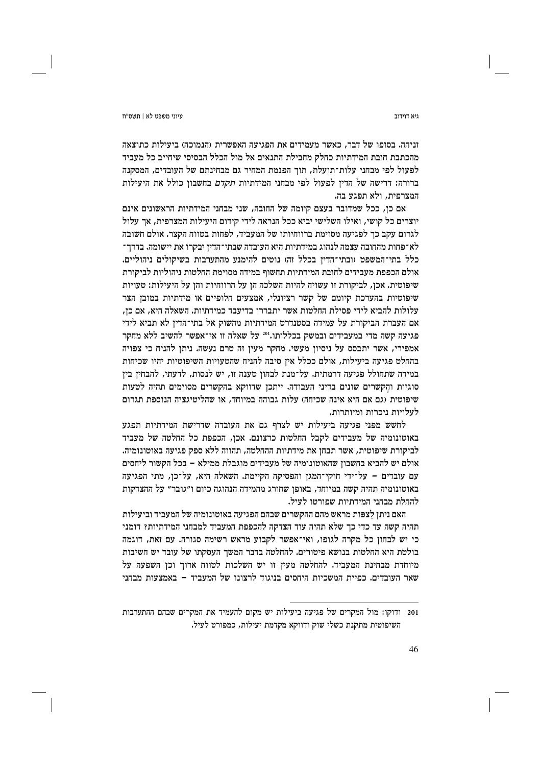זניחה. בסופו של דבר, כאשר מעמידים את הפגיעה האפשרית (הנמוכה) ביעילות כתוצאה מהכתבת חובת המידתיות כחלק מחבילת התנאים אל מול הכלל הבסיסי שיחייב כל מעביד לפעול לפי מבחני עלות־תועלת, תוך הפנמת המחיר גם מבחינתם של העובדים, המסקנה ברורה: דרישה של הדין לפעול לפי מבחני המידתיות *תקדם* בחשבון כולל את היעילות המצרפית, ולא תפגע בה.

אם כן, ככל שמדובר בעצם קיומה של החובה, שני מבחני המידתיות הראשונים אינם יוצרים כל קושי, ואילו השלישי יביא ככל הנראה לידי קידום היעילות המצרפית, אך עלול לגרום עקב כך לפגיעה מסוימת ברווחיותו של המעביד, לפחות בטווח הקצר. אולם חשובה לא־פחות מהחובה עצמה לנהוג במידתיות היא העובדה שבתי־הדין יבקרו את יישומה. בדרך־כלל בתי־המשפט (ובתי־הדין בכלל זה) נוטים להימנע מהתערבות בשיקולים ניהוליים. אולם הכפפת מעבידים לחובת המידתיות תחשוף במידה מסוימת החלטות ניהוליות לביקורת שיפוטית. אכן, לביקורת זו עשויה להיות השלכה הן על הרווחיות והן על היעילות: טעויות שיפוטיות בהערכת קיומם של קשר רציונלי, אמצעים חלופיים או מידתיות במובן הצר עלולות להביא לידי פסילת החלטות אשר יתבררו בדיעבד כמידתיות. השאלה היא, אם כן, אם העברת הביקורת על עמידה בסטנדרט המידתיות מהשוק אל בתי־הדין לא תביא לידי פגיעה קשה מדי במעבידים ובמשק בכללותו.[201] על שאלה זו אי־אפשר להשיב ללא מחקר אמפירי, אשר יתבסס על ניסיון מעשי. מחקר מעין זה טרם נעשה. ניתן להניח כי צפויה בהחלט פגיעה ביעילות, אולם ככלל אין סיבה להניח שהטעויות השיפוטיות יהיו שכיחות במידה שתחולל פגיעה דרמתית. על־מנת לבחון טענה זו, יש לנסות, לדעתי, להבחין בין סוגיות והֶקשרים שונים בדיני העבודה. ייתכן שדווקא בהקשרים מסוימים תהיה לטעות שיפוטית (גם אם היא אינה שכיחה) עלות גבוהה במיוחד, או שהליטיגציה הנוספת תגרום לעלויות ניכרות ומיותרות.

לחשש מפני פגיעה ביעילות יש לצרף גם את העובדה שדרישת המידתיות תפגע באוטונומיה של מעבידים לקבל החלטות כרצונם. אכן, הכפפת כל החלטה של מעביד לביקורת שיפוטית, אשר תבחן את מידתיות ההחלטה, תהווה ללא ספק פגיעה באוטונומיה. אולם יש להביא בחשבון שהאוטונומיה של מעבידים מוגבלת ממילא – בכל הקשור ליחסים עם עובדים – על־ידי חוקי־המגן והפסיקה הקיימת. השאלה היא, על־כן, מתי הפגיעה באוטונומיה תהיה קשה במיוחד, באופן שחורג מהמידה הנהוגה כיום ו"גובר" על ההצדקות להחלת מבחני המידתיות שפורטו לעיל.

האם ניתן לצפות מראש מהם ההקשרים שבהם הפגיעה באוטונומיה של המעביד וביעילות תהיה קשה עד כדי כך שלא תהיה עוד הצדקה להכפפת המעביד למבחני המידתיות? דומני כי יש לבחון כל מקרה לגופו, ואי־אפשר לקבוע מראש רשימה סגורה. עם זאת, דוגמה בולטת היא החלטות בנושא פיטורים. להחלטה בדבר המשך העסקתו של עובד יש חשיבות מיוחדת מבחינת המעביד. להחלטה מעין זו יש השלכות לטווח ארוך וכן השפעה על שאר העובדים. כפיית המשכיות היחסים בניגוד לרצונו של המעביד – באמצעות מבחני

---

201 ודוקו: מול המקרים של פגיעה ביעילות יש מקום להעמיד את המקרים שבהם ההתערבות השיפוטית מתקנת כשלי שוק ודווקא מקדמת יעילות, כמפורט לעיל.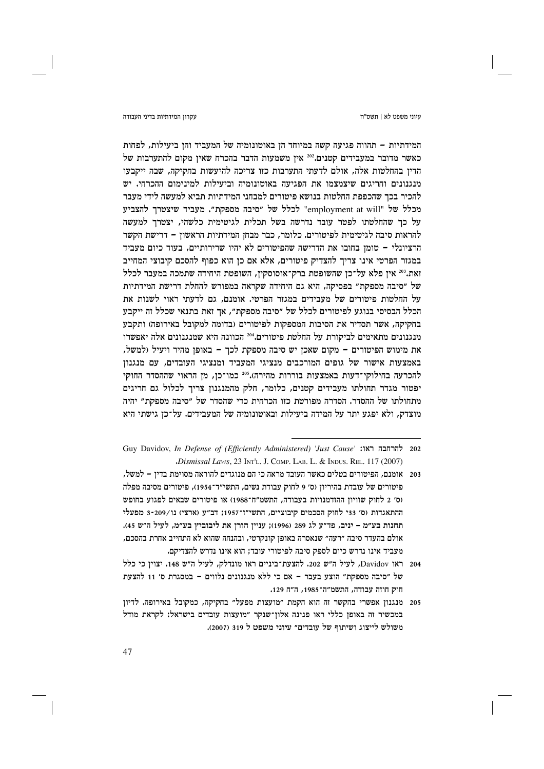המידתיות – תהווה פגיעה קשה במיוחד הן באוטונומיה של המעביד והן ביעילות, לפחות כאשר מדובר במעבידים קטנים.[202] אין משמעות הדבר בהכרח שאין מקום להתערבות של הדין בהחלטות אלה, אולם לדעתי התערבות כזו צריכה להיעשות בחקיקה, שבה ייקבעו מנגנונים וחריגים שיצמצמו את הפגיעה באוטונומיה וביעילות למינימום ההכרחי. יש להכיר בכך שהכפפת החלטות בנושא פיטורים למבחני המידתיות תביא למעשה לידי מעבר מכלל של "employment at will" לכלל של "סיבה מספקת". מעביד שיצטרך להצביע על כך שהחלטתו לפטר עובד נדרשה בשל תכלית לגיטימית כלשהי, יצטרך למעשה להראות סיבה לגיטימית לפיטורים. כלומר, כבר מבחן המידתיות הראשון – דרישת הקשר הרציונלי – טומן בחובו את הדרישה שהפיטורים לא יהיו שרירותיים, בעוד כיום מעביד במגזר הפרטי אינו צריך להצדיק פיטורים, אלא אם כן הוא כפוף להסכם קיבוצי המחייב זאת.[203] אין פלא על־כן שהשופטת ברק־אוסוסקין, השופטת היחידה שתמכה במעבר לכלל של "סיבה מספקת" בפסיקה, היא גם היחידה שקראה במפורש להחלת דרישת המידתיות על החלטות פיטורים של מעבידים במגזר הפרטי. אומנם, גם לדעתי ראוי לשנות את הכלל הבסיסי בנוגע לפיטורים לכלל של "סיבה מספקת", אך זאת בתנאי שכלל זה ייקבע בחקיקה, אשר תסדיר את הסיבות המספקות לפיטורים (בדומה למקובל באירופה) ותקבע מנגנונים מתאימים לביקורת על החלטת פיטורים.[204] הכוונה היא שמנגנונים אלה יאפשרו את מימוש הפיטורים – מקום שאכן יש סיבה מספקת לכך – באופן מהיר ויעיל (למשל, באמצעות אישור של גופים המורכבים מנציגי המעביד ומנציגי העובדים, עם מנגנון להכרעה בחילוקי־דעות באמצעות בוררות מהירה).[205] כמו־כן, מן הראוי שההסדר החוקי יפטור מגדר תחולתו מעבידים קטנים, כלומר, חלק מהמנגנון צריך לכלול גם חריגים מתחולתו של ההסדר. הסדרה מפורטת כזו הכרחית כדי שהסדר של "סיבה מספקת" יהיה מוצדק, ולא יפגע יתר על המידה ביעילות ובאוטונומיה של המעבידים. על־כן גישתי היא

---

202 להרחבה ראו: Guy Davidov, *In Defense of (Efficiently Administered) 'Just Cause' Dismissal Laws*, 23 Int'l. J. Comp. Lab. L. & Indus. Rel. 117 (2007).

203 אומנם, הפיטורים בטלים כאשר העובד מראה כי הם מנוגדים להוראה מסוימת בדין – למשל, פיטורים של עובדת בהיריון (ס' 9 לחוק עבודת נשים, התשי"ד־1954), פיטורים מסיבה מפלה (ס' 2 לחוק שוויון ההזדמנויות בעבודה, התשמ"ח־1988) או פיטורים שבאים לפגוע בחופש ההתאגדות (ס' 33י לחוק הסכמים קיבוציים, התשי"ז־1957; דב"ע (ארצי) נו/209-3 מפעלי תחנות בע"מ – יניב, פד"ע לג 289 (1996); עניין הורן את ליבוביץ בע"מ, לעיל ה"ש 45). אולם בהעדר סיבה "רעה" שנאסרה באופן קונקרטי, ובהנחה שהוא לא התחייב אחרת בהסכם, מעביד אינו נדרש כיום לספק סיבה לפיטורי עובד; הוא אינו נדרש להצדיקם.

204 ראו Davidov, לעיל ה"ש 202. להצעת־ביניים ראו מונדלק, לעיל ה"ש 148. יצוין כי כלל של "סיבה מספקת" הוצע בעבר – אם כי ללא מנגנונים נלווים – במסגרת ס' 11 להצעת חוק חוזה עבודה, התשמ"ה־1985, ה"ח 129.

205 מנגנון אפשרי בהקשר זה הוא הקמת "מועצות מפעל" בחקיקה, כמקובל באירופה. לדיון במכשיר זה באופן כללי ראו פנינה אלון־שנקר "מועצות עובדים בישראל: לקראת מודל משולש לייצוג ושיתוף של עובדים" עיוני משפט ל 319 (2007).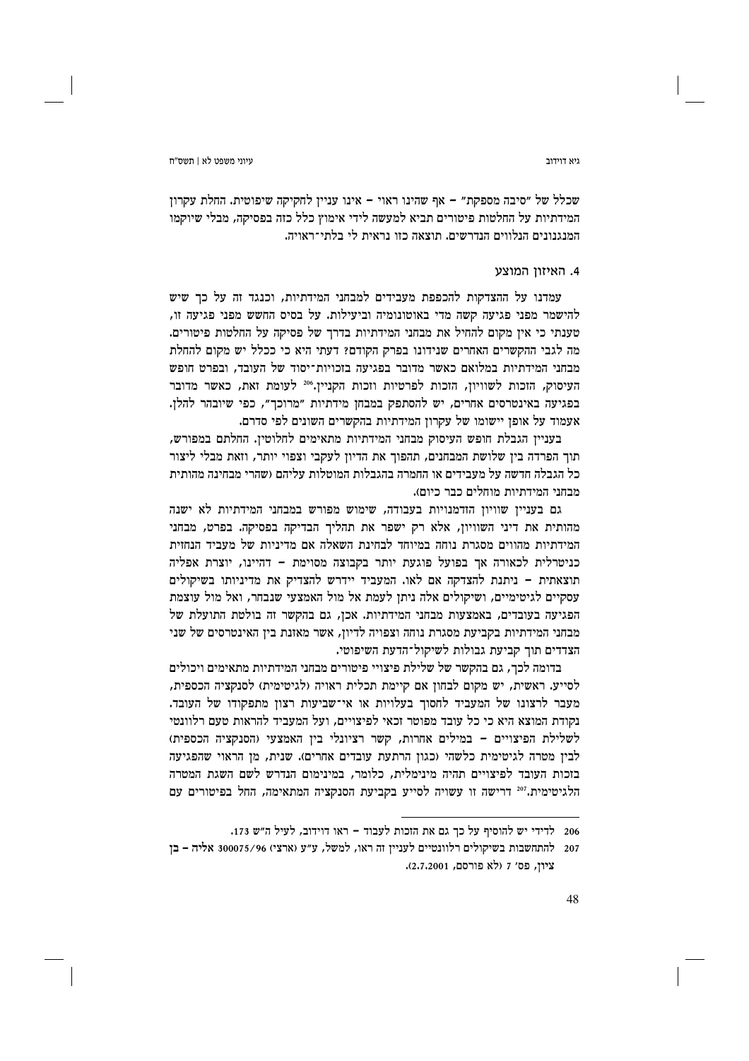שכלל של "סיבה מספקת" – אף שהינו ראוי – אינו עניין לחקיקה שיפוטית. החלת עקרון המידתיות על החלטות פיטורים תביא למעשה לידי אימוץ כלל כזה בפסיקה, מבלי שיוקמו המנגנונים הנלווים הנדרשים. תוצאה כזו נראית לי בלתי־ראויה.

### 4. האיזון המוצע

עמדנו על ההצדקות להכפפת מעבידים למבחני המידתיות, וכנגד זה על כך שיש להישמר מפני פגיעה קשה מדי באוטונומיה וביעילות. על בסיס החשש מפני פגיעה זו, טענתי כי אין מקום להחיל את מבחני המידתיות בדרך של פסיקה על החלטות פיטורים. מה לגבי ההקשרים האחרים שנידונו בפרק הקודם? דעתי היא כי ככלל יש מקום להחלת מבחני המידתיות במלואם כאשר מדובר בפגיעה בזכויות־יסוד של העובד, ובפרט חופש העיסוק, הזכות לשוויון, הזכות לפרטיות וזכות הקניין.[206] לעומת זאת, כאשר מדובר בפגיעה באינטרסים אחרים, יש להסתפק במבחן מידתיות "מרוכך", כפי שיובהר להלן. אעמוד על אופן יישומו של עקרון המידתיות בהקשרים השונים לפי סדרם.

בעניין הגבלת חופש העיסוק מבחני המידתיות מתאימים לחלוטין. החלתם במפורש, תוך הפרדה בין שלושת המבחנים, תהפוך את הדיון לעקבי וצפוי יותר, וזאת מבלי ליצור כל הגבלה חדשה על מעבידים או החמרה בהגבלות המוטלות עליהם (שהרי מבחינה מהותית מבחני המידתיות מוחלים כבר כיום).

גם בעניין שוויון הזדמנויות בעבודה, שימוש מפורש במבחני המידתיות לא ישנה מהותית את דיני השוויון, אלא רק ישפר את תהליך הבדיקה בפסיקה. בפרט, מבחני המידתיות מהווים מסגרת נוחה במיוחד לבחינת השאלה אם מדיניות של מעביד הנחזית כניטרלית לכאורה אך בפועל פוגעת יותר בקבוצה מסוימת – דהיינו, יוצרת אפליה תוצאתית – ניתנת להצדקה אם לאו. המעביד יידרש להצדיק את מדיניותו בשיקולים עסקיים לגיטימיים, ושיקולים אלה ניתן לעמת אל מול האמצעי שנבחר, ואל מול עוצמת הפגיעה בעובדים. אכן, גם בהקשר זה בולטת התועלת של מבחני המידתיות בקביעת מסגרת נוחה וצפויה לדיון, אשר מאזנת בין האינטרסים של שני הצדדים תוך קביעת גבולות לשיקול־הדעת השיפוטי.

בדומה לכך, גם בהקשר של שלילת פיצויי פיטורים מבחני המידתיות מתאימים ויכולים לסייע. ראשית, יש מקום לבחון אם קיימת תכלית ראויה (לגיטימית) לסנקציה הכספית, מעבר לרצונו של המעביד לחסוך בעלויות או אי־שביעות רצון מתפקודו של העובד. נקודת המוצא היא כי כל עובד מפוטר זכאי לפיצויים, ועל המעביד להראות טעם רלוונטי לשלילת הפיצויים – במילים אחרות, קשר רציונלי בין האמצעי (הסנקציה הכספית) לבין מטרה לגיטימית כלשהי (כגון הרתעת עובדים אחרים). שנית, מן הראוי שהפגיעה בזכות העובד לפיצויים תהיה מינימלית, כלומר, במינימום הנדרש לשם השגת המטרה הלגיטימית.[207] דרישה זו עשויה לסייע בקביעת הסנקציה המתאימה, החל בפיטורים עם

---

206 לדידי יש להוסיף על כך גם את הזכות לעבוד – ראו דוידוב, לעיל ה"ש 173.

207 להתחשבות בשיקולים רלוונטיים לעניין זה ראו, למשל, ע"ע (ארצי) 300075/96 **אליה – בן ציון**, פס' 7 (לא פורסם, 2.7.2001).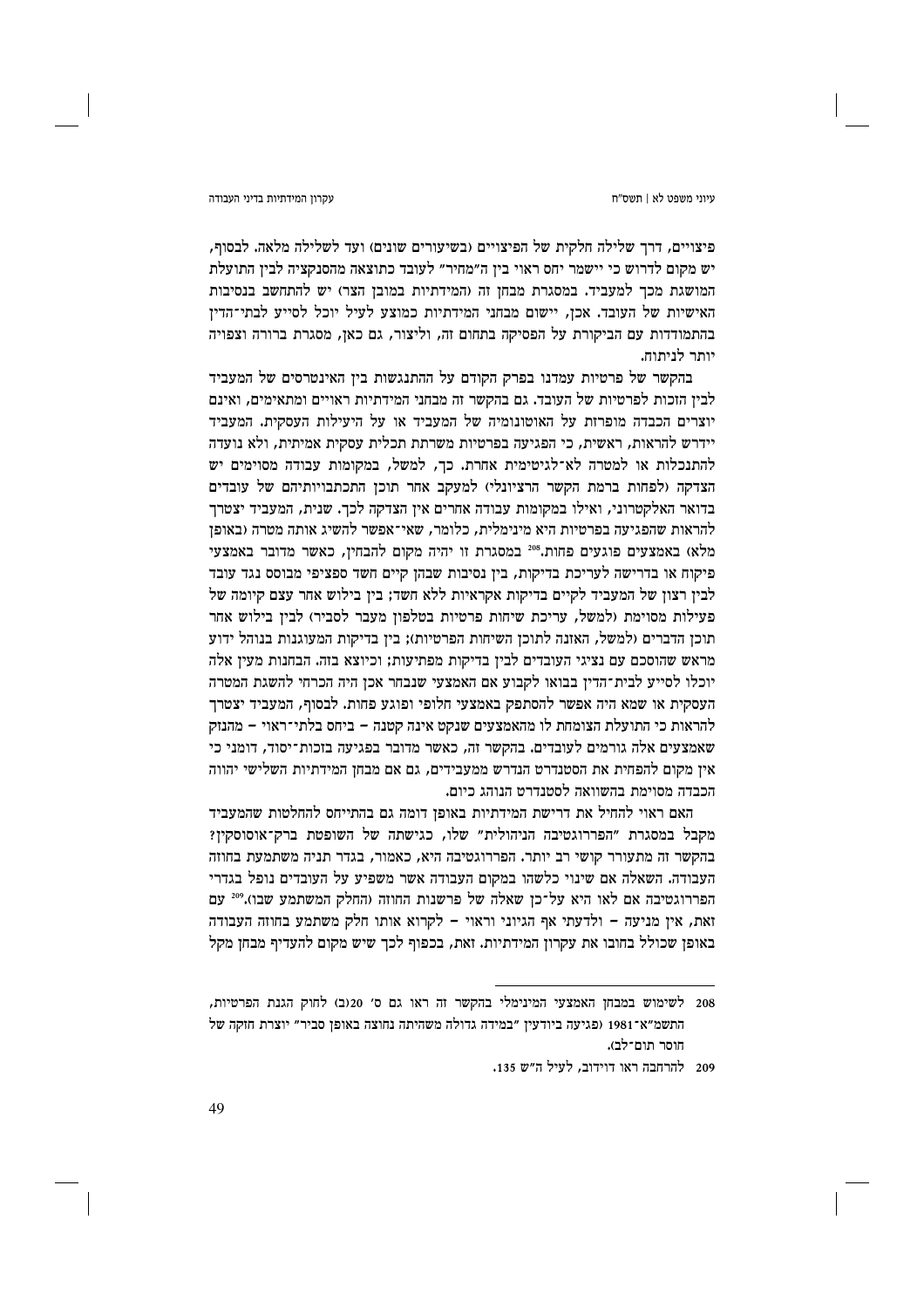פיצויים, דרך שלילה חלקית של הפיצויים (בשיעורים שונים) ועד לשלילה מלאה. לבסוף, יש מקום לדרוש כי יישמר יחס ראוי בין ה"מחיר" לעובד כתוצאה מהסנקציה לבין התועלת המושגת מכך למעביד. במסגרת מבחן זה (המידתיות במובן הצר) יש להתחשב בנסיבות האישיות של העובד. אכן, יישום מבחני המידתיות כמוצע לעיל יוכל לסייע לבתי־הדין בהתמודדות עם הביקורת על הפסיקה בתחום זה, וליצור, גם כאן, מסגרת ברורה וצפויה יותר לניתוח.

בהקשר של פרטיות עמדנו בפרק הקודם על ההתנגשות בין האינטרסים של המעביד לבין הזכות לפרטיות של העובד. גם בהקשר זה מבחני המידתיות ראויים ומתאימים, ואינם יוצרים הכבדה מופרזת על האוטונומיה של המעביד או על היעילות העסקית. המעביד יידרש להראות, ראשית, כי הפגיעה בפרטיות משרתת תכלית עסקית אמיתית, ולא נועדה להתנכלות או למטרה לא־לגיטימית אחרת. כך, למשל, במקומות עבודה מסוימים יש הצדקה (לפחות ברמת הקשר הרציונלי) למעקב אחר תוכן התכתבויותיהם של עובדים בדואר האלקטרוני, ואילו במקומות עבודה אחרים אין הצדקה לכך. שנית, המעביד יצטרך להראות שהפגיעה בפרטיות היא מינימלית, כלומר, שאי־אפשר להשיג אותה מטרה (באופן מלא) באמצעים פוגעים פחות.[208] במסגרת זו יהיה מקום להבחין, כאשר מדובר באמצעי פיקוח או בדרישה לעריכת בדיקות, בין נסיבות שבהן קיים חשד ספציפי מבוסס נגד עובד לבין רצון של המעביד לקיים בדיקות אקראיות ללא חשד; בין בילוש אחר עצם קיומה של פעילות מסוימת (למשל, עריכת שיחות פרטיות בטלפון מעבר לסביר) לבין בילוש אחר תוכן הדברים (למשל, האזנה לתוכן השיחות הפרטיות); בין בדיקות המעוגנות בנוהל ידוע מראש שהוסכם עם נציגי העובדים לבין בדיקות מפתיעות; וכיוצא בזה. הבחנות מעין אלה יוכלו לסייע לבית־הדין בבואו לקבוע אם האמצעי שנבחר אכן היה הכרחי להשגת המטרה העסקית או שמא היה אפשר להסתפק באמצעי חלופי ופוגע פחות. לבסוף, המעביד יצטרך להראות כי התועלת הצומחת לו מהאמצעים שנקט אינה קטנה – ביחס בלתי־ראוי – מהנזק שאמצעים אלה גורמים לעובדים. בהקשר זה, כאשר מדובר בפגיעה בזכות־יסוד, דומני כי אין מקום להפחית את הסטנדרט הנדרש ממעבידים, גם אם מבחן המידתיות השלישי יהווה הכבדה מסוימת בהשוואה לסטנדרט הנוהג כיום.

האם ראוי להחיל את דרישת המידתיות באופן דומה גם בהתייחס להחלטות שהמעביד מקבל במסגרת "הפררוגטיבה הניהולית" שלו, כגישתה של השופטת ברק־אוסוסקין? בהקשר זה מתעורר קושי רב יותר. הפררוגטיבה היא, כאמור, בגדר תניה משתמעת בחוזה העבודה. השאלה אם שינוי כלשהו במקום העבודה אשר משפיע על העובדים נופל בגדרי הפררוגטיבה אם לאו היא על־כן שאלה של פרשנות החוזה (החלק המשתמע שבו).[209] עם זאת, אין מניעה – ולדעתי אף הגיוני וראוי – לקרוא אותו חלק משתמע בחוזה העבודה באופן שכולל בחובו את עקרון המידתיות. זאת, בכפוף לכך שיש מקום להעדיף מבחן מקל

---

208 לשימוש במבחן האמצעי המינימלי בהקשר זה ראו גם ס' 20(ב) לחוק הגנת הפרטיות, התשמ"א־1981 (פגיעה ביודעין "במידה גדולה משהיתה נחוצה באופן סביר" יוצרת חזקה של חוסר תום־לב).

209 להרחבה ראו דוידוב, לעיל ה"ש 135.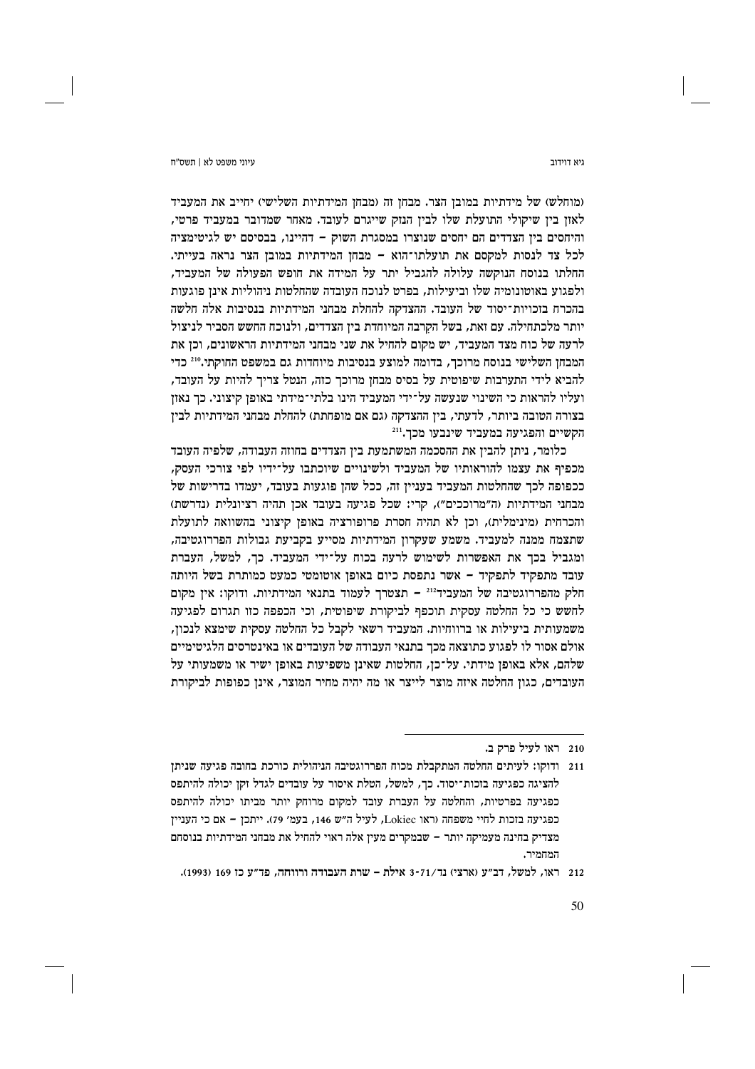(מוחלש) של מידתיות במובן הצר. מבחן זה (מבחן המידתיות השלישי) יחייב את המעביד לאזן בין שיקולי התועלת שלו לבין הנזק שייגרם לעובד. מאחר שמדובר במעביד פרטי, והיחסים בין הצדדים הם יחסים שנוצרו במסגרת השוק – דהיינו, בבסיסם יש לגיטימציה לכל צד לנסות למקסם את תועלתו־הוא – מבחן המידתיות במובן הצר נראה בעייתי. החלתו בנוסח הנוקשה עלולה להגביל יתר על המידה את חופש הפעולה של המעביד, ולפגוע באוטונומיה שלו וביעילות, בפרט לנוכח העובדה שהחלטות ניהוליות אינן פוגעות בהכרח בזכויות־יסוד של העובד. ההצדקה להחלת מבחני המידתיות בנסיבות אלה חלשה יותר מלכתחילה. עם זאת, בשל הקרבה המיוחדת בין הצדדים, ולנוכח החשש הסביר לניצול לרעה של כוח מצד המעביד, יש מקום להחיל את שני מבחני המידתיות הראשונים, וכן את המבחן השלישי בנוסח מרוכך, בדומה למוצע בנסיבות מיוחדות גם במשפט החוקתי.[210] כדי להביא לידי התערבות שיפוטית על בסיס מבחן מרוכך כזה, הנטל צריך להיות על העובד, ועליו להראות כי השינוי שנעשה על־ידי המעביד הינו בלתי־מידתי באופן קיצוני. כך נאזן בצורה הטובה ביותר, לדעתי, בין ההצדקה (גם אם מופחתת) להחלת מבחני המידתיות לבין הקשיים והפגיעה במעביד שינבעו מכך.[211]

כלומר, ניתן להבין את ההסכמה המשתמעת בין הצדדים בחוזה העבודה, שלפיה העובד מכפיף את עצמו להוראותיו של המעביד ולשינויים שיוכתבו על־ידיו לפי צורכי העסק, ככפופה לכך שההחלטות המעביד בעניין זה, ככל שהן פוגעות בעובד, יעמדו בדרישות של מבחני המידתיות (ה"מרוככים"), קרי: שכל פגיעה בעובד אכן תהיה רציונלית (נדרשת) והכרחית (מינימלית), וכן לא תהיה חסרת פרופורציה באופן קיצוני בהשוואה לתועלת שתצמח ממנה למעביד. משמע שעקרון המידתיות מסייע בקביעת גבולות הפררוגטיבה, ומגביל בכך את האפשרות לשימוש לרעה בכוח על־ידי המעביד. כך, למשל, העברת עובד מתפקיד לתפקיד – אשר נתפסת כיום באופן אוטומטי כמעט כמותרת בשל היותה חלק מהפררוגטיבה של המעביד[212] – תצטרך לעמוד בתנאי המידתיות. ודוקו: אין מקום לחשש כי כל החלטה עסקית תוכפף לביקורת שיפוטית, וכי הכפפה כזו תגרום לפגיעה משמעותית ביעילות או ברווחיות. המעביד רשאי לקבל כל החלטה עסקית שימצא לנכון, אולם אסור לו לפגוע כתוצאה מכך בתנאי העבודה של העובדים או באינטרסים הלגיטימיים שלהם, אלא באופן מידתי. על־כן, החלטות שאינן משפיעות באופן ישיר או משמעותי על העובדים, כגון החלטה איזה מוצר לייצר או מה יהיה מחיר המוצר, אינן כפופות לביקורת

---

210 ראו לעיל פרק ב.

211 ודוקו: לעיתים ההחלטה המתקבלת מכוח הפררוגטיבה הניהולית כורכת בחובה פגיעה שניתן להציגה כפגיעה בזכות־יסוד. כך, למשל, הטלת איסור על עובדים לגדל זקן יכולה להיתפס כפגיעה בפרטיות, והחלטה על העברת עובד למקום מרוחק יותר מביתו יכולה להיתפס כפגיעה בזכות לחיי משפחה (ראו Lokiec, לעיל ה"ש 146, בעמ' 79). ייתכן – אם כי העניין מצדיק בחינה מעמיקה יותר – שבמקרים מעין אלה ראוי להחיל את מבחני המידתיות בנוסחם המחמיר.

212 ראו, למשל, דב"ע (ארצי) נד/3-71 אילת – שרת העבודה ורווחה, פד"ע כז 169 (1993).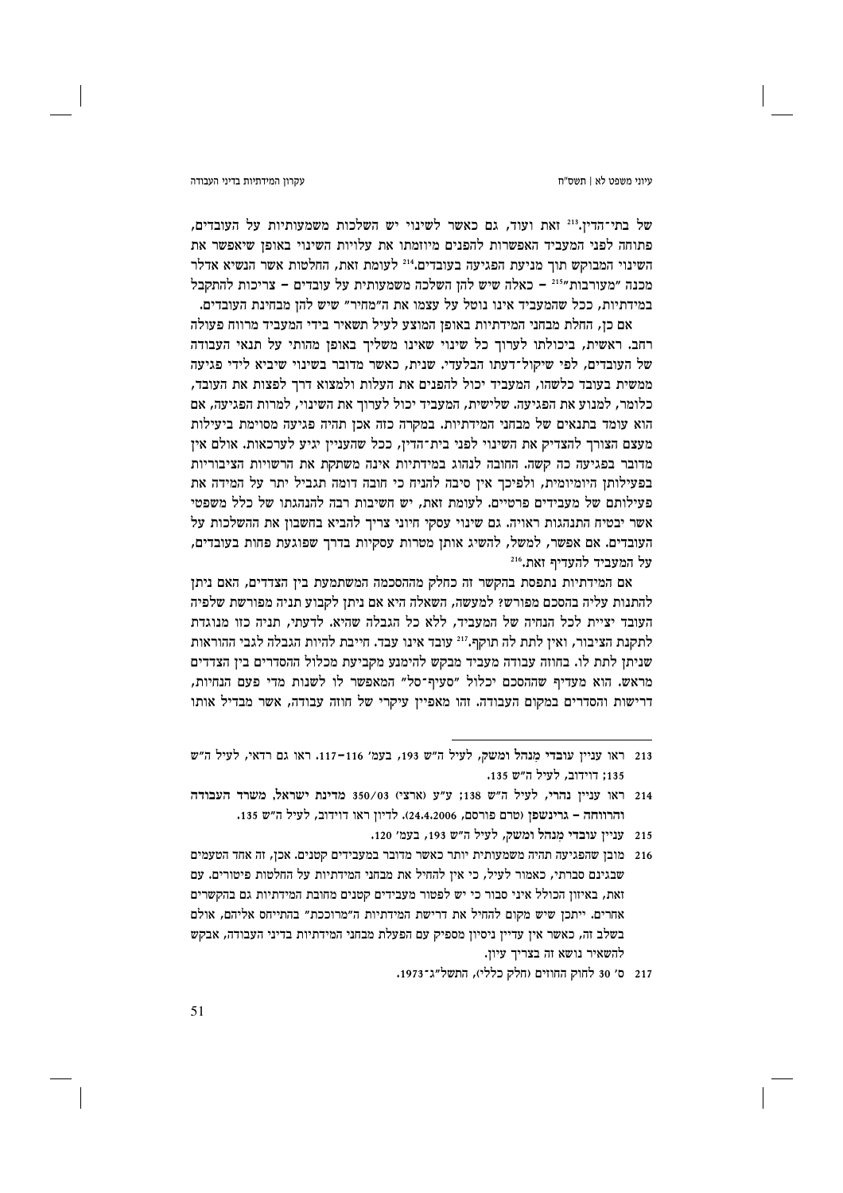של בתי־הדין.[213] זאת ועוד, גם כאשר לשינוי יש השלכות משמעותיות על העובדים, פתוחה לפני המעביד האפשרות להפנים מיוזמתו את עלויות השינוי באופן שיאפשר את השינוי המבוקש תוך מניעת הפגיעה בעובדים.[214] לעומת זאת, החלטות אשר הנשיא אדלר מכנה "מעורבות"[215] – כאלה שיש להן השלכה משמעותית על עובדים – צריכות להתקבל במידתיות, ככל שהמעביד אינו נוטל על עצמו את ה"מחיר" שיש להן מבחינת העובדים.

אם כן, החלת מבחני המידתיות באופן המוצע לעיל תשאיר בידי המעביד מרווח פעולה רחב. ראשית, ביכולתו לערוך כל שינוי שאינו משליך באופן מהותי על תנאי העבודה של העובדים, לפי שיקול־דעתו הבלעדי. שנית, כאשר מדובר בשינוי שיביא לידי פגיעה ממשית בעובד כלשהו, המעביד יכול להפנים את העלות ולמצוא דרך לפצות את העובד, כלומר, למנוע את הפגיעה. שלישית, המעביד יכול לערוך את השינוי, למרות הפגיעה, אם הוא עומד בתנאים של מבחני המידתיות. במקרה כזה אכן תהיה פגיעה מסוימת ביעילות מעצם הצורך להצדיק את השינוי לפני בית־הדין, ככל שהעניין יגיע לערכאות. אולם אין מדובר בפגיעה כה קשה. החובה לנהוג במידתיות אינה משתקת את הרשויות הציבוריות בפעילותן היומיומית, ולפיכך אין סיבה להניח כי חובה דומה תגביל יתר על המידה את פעילותם של מעבידים פרטיים. לעומת זאת, יש חשיבות רבה להנהגתו של כלל משפטי אשר יבטיח התנהגות ראויה. גם שינוי עסקי חיוני צריך להביא בחשבון את ההשלכות על העובדים. אם אפשר, למשל, להשיג אותן מטרות עסקיות בדרך שפוגעת פחות בעובדים, על המעביד להעדיף זאת.[216]

אם המידתיות נתפסת בהקשר זה כחלק מההסכמה המשתמעת בין הצדדים, האם ניתן להתנות עליה בהסכם מפורש? למעשה, השאלה היא אם ניתן לקבוע תניה מפורשת שלפיה העובד יציית לכל הנחיה של המעביד, ללא כל הגבלה שהיא. לדעתי, תניה כזו מנוגדת לתקנת הציבור, ואין לתת לה תוקף.[217] עובד אינו עבד. חייבת להיות הגבלה לגבי ההוראות שניתן לתת לו. בחוזה עבודה מעביד מבקש להימנע מקביעת מכלול ההסדרים בין הצדדים מראש. הוא מעדיף שההסכם יכלול "סעיף־סל" המאפשר לו לשנות מדי פעם הנחיות, דרישות והסדרים במקום העבודה. זהו מאפיין עיקרי של חוזה עבודה, אשר מבדיל אותו

---

213 ראו עניין עובדי מִנהל ומשק, לעיל ה"ש 193, בעמ' 116–117. ראו גם רדאי, לעיל ה"ש 135; דוידוב, לעיל ה"ש 135.

214 ראו עניין נהרי, לעיל ה"ש 138; ע"ע (ארצי) 350/03 מדינת ישראל, משרד העבודה והרווחה – גרינשפן (טרם פורסם, 24.4.2006). לדיון ראו דוידוב, לעיל ה"ש 135.

215 עניין עובדי מִנהל ומשק, לעיל ה"ש 193, בעמ' 120.

216 מובן שהפגיעה תהיה משמעותית יותר כאשר מדובר במעבידים קטנים. אכן, זה אחד הטעמים שבגינם סברתי, כאמור לעיל, כי אין להחיל את מבחני המידתיות על החלטות פיטורים. עם זאת, באיזון הכולל איני סבור כי יש לפטור מעבידים קטנים מחובת מידתיות גם בהקשרים אחרים. ייתכן שיש מקום להחיל את דרישת המידתיות ה"מרוככת" בהתייחס אליהם, אולם בשלב זה, כאשר אין עדיין ניסיון מספיק עם הפעלת מבחני המידתיות בדיני העבודה, אבקש להשאיר נושא זה בצריך עיון.

217 ס' 30 לחוק החוזים (חלק כללי), התשל"ג־1973.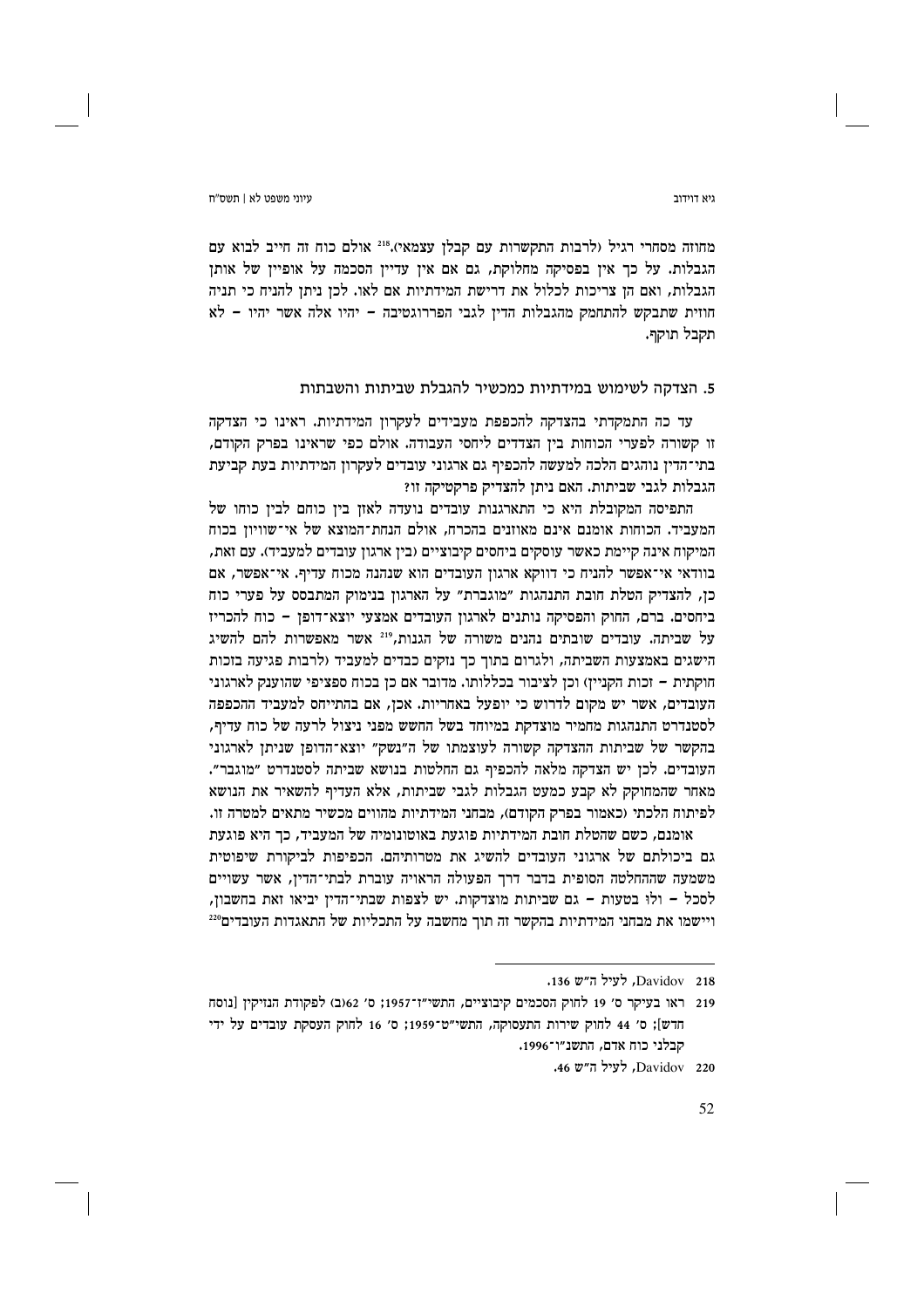מחווה מסחרי רגיל (לרבות התקשרות עם קבלן עצמאי).[218] אולם כוח זה חייב לבוא עם הגבלות. על כך אין בפסיקה מחלוקת, גם אם אין עדיין הסכמה על אופיין של אותן הגבלות, ואם הן צריכות לכלול את דרישת המידתיות אם לאו. לכן ניתן להניח כי תניה חוזית שתבקש להתחמק מהגבלות הדין לגבי הפררוגטיבה – יהיו אלה אשר יהיו – לא תקבל תוקף.

## 5. הצדקה לשימוש במידתיות כמכשיר להגבלת שביתות והשבתות

עד כה התמקדתי בהצדקה להכפפת מעבידים לעקרון המידתיות. ראינו כי הצדקה זו קשורה לפערי הכוחות בין הצדדים ליחסי העבודה. אולם כפי שראינו בפרק הקודם, בתי־הדין נוהגים הלכה למעשה להכפיף גם ארגוני עובדים לעקרון המידתיות בעת קביעת הגבלות לגבי שביתות. האם ניתן להצדיק פרקטיקה זו?

התפיסה המקובלת היא כי התארגנות עובדים נועדה לאזן בין כוחם לבין כוחו של המעביד. הכוחות אומנם אינם מאוזנים בהכרח, אולם הנחת־המוצא של אי־שוויון בכוח המיקוח אינה קיימת כאשר עוסקים ביחסים קיבוציים (בין ארגון עובדים למעביד). עם זאת, בוודאי אי־אפשר להניח כי דווקא ארגון העובדים הוא שנהנה מכוח עדיף. אי־אפשר, אם כן, להצדיק הטלת חובת התנהגות "מוגברת" על הארגון בנימוק המתבסס על פערי כוח ביחסים. ברם, החוק והפסיקה נותנים לארגון העובדים אמצעי יוצא־דופן – כוח להכריז על שביתה. עובדים שובתים נהנים משורה של הגנות,[219] אשר מאפשרות להם להשיג הישגים באמצעות השביתה, ולגרום בתוך כך נזקים כבדים למעביד (לרבות פגיעה בזכות חוקתית – זכות הקניין) וכן לציבור בכללותו. מדובר אם כן בכוח ספציפי שהוענק לארגוני העובדים, אשר יש מקום לדרוש כי יופעל באחריות. אכן, אם בהתייחס למעביד ההכפפה לסטנדרט התנהגות מחמיר מוצדקת במיוחד בשל החשש מפני ניצול לרעה של כוח עדיף, בהקשר של שביתות ההצדקה קשורה לעוצמתו של ה"נשק" יוצא־הדופן שניתן לארגוני העובדים. לכן יש הצדקה מלאה להכפיף גם החלטות בנושא שביתה לסטנדרט "מוגבר". מאחר שהמחוקק לא קבע כמעט הגבלות לגבי שביתות, אלא העדיף להשאיר את הנושא לפיתוח הלכתי (כאמור בפרק הקודם), מבחני המידתיות מהווים מכשיר מתאים למטרה זו.

אומנם, כשם שהטלת חובת המידתיות פוגעת באוטונומיה של המעביד, כך היא פוגעת גם ביכולתם של ארגוני העובדים להשיג את מטרותיהם. הכפיפות לביקורת שיפוטית משמעה שההחלטה הסופית בדבר דרך הפעולה הראויה עוברת לבתי־הדין, אשר עשויים לסכל – ולו בטעות – גם שביתות מוצדקות. יש לצפות שבתי־הדין יביאו זאת בחשבון, ויישמו את מבחני המידתיות בהקשר זה תוך מחשבה על התכליות של התאגדות העובדים[220]

---

218 Davidov, לעיל ה"ש 136.

219 ראו בעיקר ס' 19 לחוק הסכמים קיבוציים, התשי"ז־1957; ס' 62(ב) לפקודת הנזיקין [נוסח חדש]; ס' 44 לחוק שירות התעסוקה, התשי"ט־1959; ס' 16 לחוק העסקת עובדים על ידי קבלני כוח אדם, התשנ"ו־1996.

220 Davidov, לעיל ה"ש 46.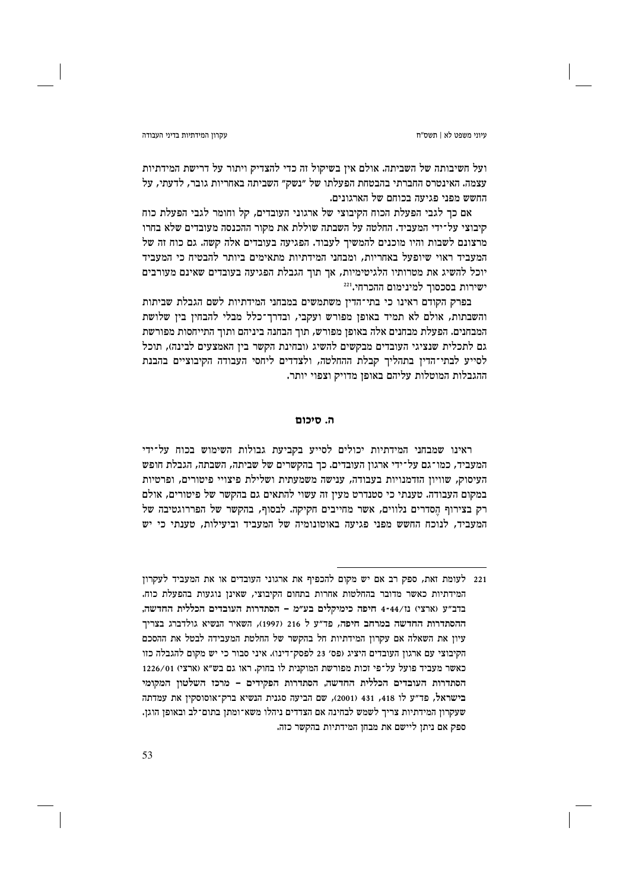ועל חשיבותה של השביתה. אולם אין בשיקול זה כדי להצדיק ויתור על דרישת המידתיות עצמה. האינטרס החברתי בהבטחת הפעלתו של "נשק" השביתה באחריות גובר, לדעתי, על החשש מפני פגיעה בכוחם של הארגונים.

אם כך לגבי הפעלת הכוח הקיבוצי של ארגוני העובדים, קל וחומר לגבי הפעלת כוח קיבוצי על־ידי המעביד. החלטה על השבתה שוללת את מקור ההכנסה מעובדים שלא בחרו מרצונם לשבות והיו מוכנים להמשיך לעבוד. הפגיעה בעובדים אלה קשה. גם כוח זה של המעביד ראוי שיופעל באחריות, ומבחני המידתיות מתאימים ביותר להבטיח כי המעביד יוכל להשיג את מטרותיו הלגיטימיות, אך תוך הגבלת הפגיעה בעובדים שאינם מעורבים ישירות בסכסוך למינימום ההכרחי.[221]

בפרק הקודם ראינו כי בתי־הדין משתמשים במבחני המידתיות לשם הגבלת שביתות והשבתות, אולם לא תמיד באופן מפורש ועקבי, ובדרך־כלל מבלי להבחין בין שלושת המבחנים. הפעלת מבחנים אלה באופן מפורש, תוך הבחנה ביניהם ותוך התייחסות מפורשת גם לתכלית שנציגי העובדים מבקשים להשיג (ובחינת הקשר בין האמצעים לבינה), תוכל לסייע לבתי־הדין בתהליך קבלת ההחלטה, ולצדדים ליחסי העבודה הקיבוציים בהבנת ההגבלות המוטלות עליהם באופן מדויק וצפוי יותר.

## ה. סיכום

ראינו שמבחני המידתיות יכולים לסייע בקביעת גבולות השימוש בכוח על־ידי המעביד, כמו־גם על־ידי ארגון העובדים. כך בהקשרים של שביתה, השבתה, הגבלת חופש העיסוק, שוויון הזדמנויות בעבודה, ענישה משמעתית ושלילת פיצויי פיטורים, ופרטיות במקום העבודה. טענתי כי סטנדרט מעין זה עשוי להתאים גם בהקשר של פיטורים, אולם רק בצירוף הֶסדרים נלווים, אשר מחייבים חקיקה. לבסוף, בהקשר של הפררוגטיבה של המעביד, לנוכח החשש מפני פגיעה באוטונומיה של המעביד וביעילות, טענתי כי יש

---

221 לעומת זאת, ספק רב אם יש מקום להכפיף את ארגוני העובדים או את המעביד לעקרון המידתיות כאשר מדובר בהחלטות אחרות בתחום הקיבוצי, שאינן נוגעות בהפעלת כוח. בדב"ע (ארצי) נז/4-44 חיפה כימיקלים בע"מ – הסתדרות העובדים הכללית החדשה, ההסתדרות החדשה במרחב חיפה, פד"ע ל 216 (1997), השאיר הנשיא גולדברג בצריך עיון את השאלה אם עקרון המידתיות חל בהקשר של החלטת המעבידה לבטל את ההסכם הקיבוצי עם ארגון העובדים היציג (פס' 23 לפסק־דינו). איני סבור כי יש מקום להגבלה כזו כאשר מעביד פועל על־פי זכות מפורשת המוקנית לו בחוק. ראו גם בש"א (ארצי) 1226/01 **הסתדרות העובדים הכללית החדשה, הסתדרות הפקידים – מרכז השלטון המקומי בישראל**, פד"ע לו 418, 431 (2001), שם הביעה סגנית הנשיא ברק־אוסוסקין את עמדתה שעקרון המידתיות צריך לשמש לבחינה אם הצדדים ניהלו משא־ומתן בתום־לב ובאופן הוגן. ספק אם ניתן ליישם את מבחן המידתיות בהקשר כזה.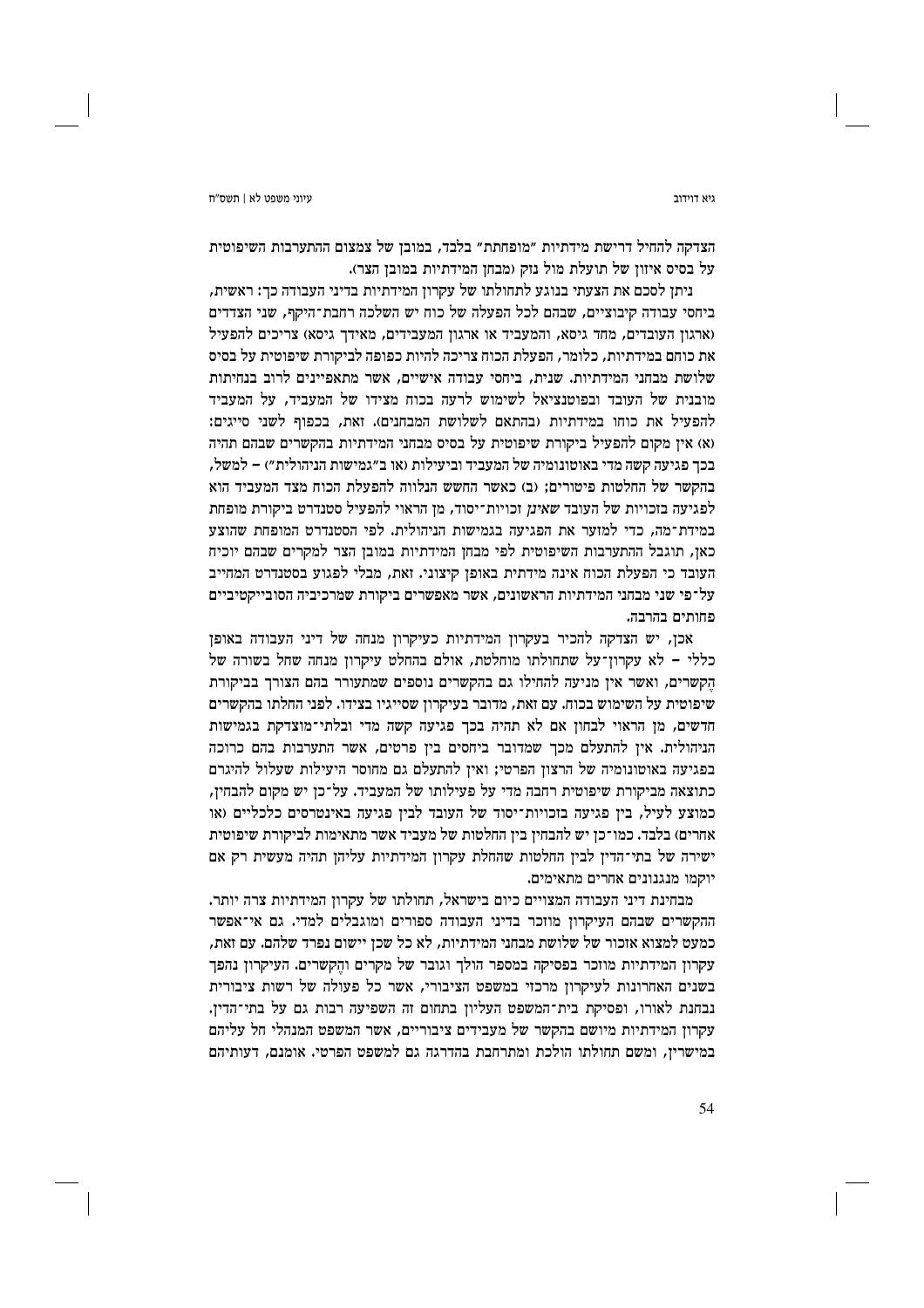הצדקה להחיל דרישת מידתיות "מופחתת" בלבד, במובן של צמצום ההתערבות השיפוטית על בסיס איזון של תועלת מול נזק (מבחן המידתיות במובן הצר).

ניתן לסכם את הצעתי בנוגע לתחולתו של עקרון המידתיות בדיני העבודה כך: ראשית, ביחסי עבודה קיבוציים, שבהם לכל הפעלה של כוח יש השלכה רחבת־היקף, שני הצדדים (ארגון העובדים, מחד גיסא, והמעביד או ארגון המעבידים, מאידך גיסא) צריכים להפעיל את כוחם במידתיות, כלומר, הפעלת הכוח צריכה להיות כפופה לביקורת שיפוטית על בסיס שלושת מבחני המידתיות. שנית, ביחסי עבודה אישיים, אשר מתאפיינים לרוב בנחיתות מובנית של העובד ובפוטנציאל לשימוש לרעה בכוח מצידו של המעביד, על המעביד להפעיל את כוחו במידתיות (בהתאם לשלושת המבחנים). זאת, בכפוף לשני סייגים: (א) אין מקום להפעיל ביקורת שיפוטית על בסיס מבחני המידתיות בהקשרים שבהם תהיה בכך פגיעה קשה מדי באוטונומיה של המעביד וביעילות (או ב"גמישות הניהולית") – למשל, בהקשר של החלטות פיטורים; (ב) כאשר החשש הנלווה להפעלת הכוח מצד המעביד הוא לפגיעה בזכויות של העובד *שאינן* זכויות־יסוד, מן הראוי להפעיל סטנדרט ביקורת מופחת במידת־מה, כדי למזער את הפגיעה בגמישות הניהולית. לפי הסטנדרט המופחת שהוצע כאן, תוגבל ההתערבות השיפוטית לפי מבחן המידתיות במובן הצר למקרים שבהם יוכיח העובד כי הפעלת הכוח אינה מידתית באופן קיצוני. זאת, מבלי לפגוע בסטנדרט המחייב על־פי שני מבחני המידתיות הראשונים, אשר מאפשרים ביקורת שמרכיביה הסובייקטיביים פחותים בהרבה.

אכן, יש הצדקה להכיר בעקרון המידתיות כעיקרון מנחה של דיני העבודה באופן כללי – לא עקרון־על שתחולתו מוחלטת, אולם בהחלט עיקרון מנחה שחל בשורה של הֶקשרים, ואשר אין מניעה להחילו גם בהקשרים נוספים שמתעורר בהם הצורך בביקורת שיפוטית על השימוש בכוח. עם זאת, מדובר בעיקרון שסייגיו בצידו. לפני החלתו בהקשרים חדשים, מן הראוי לבחון אם לא תהיה בכך פגיעה קשה מדי ובלתי־מוצדקת בגמישות הניהולית. אין להתעלם מכך שמדובר ביחסים בין פרטים, אשר התערבות בהם כרוכה בפגיעה באוטונומיה של הרצון הפרטי; ואין להתעלם גם מחוסר היעילות שעלול להיגרם כתוצאה מביקורת שיפוטית רחבה מדי על פעילותו של המעביד. על־כן יש מקום להבחין, כמוצע לעיל, בין פגיעה בזכויות־יסוד של העובד לבין פגיעה באינטרסים כלכליים (או אחרים) בלבד. כמו־כן יש להבחין בין החלטות של מעביד אשר מתאימות לביקורת שיפוטית ישירה של בתי־הדין לבין החלטות שהחלת עקרון המידתיות עליהן תהיה מעשית רק אם יוקמו מנגנונים אחרים מתאימים.

מבחינת דיני העבודה המצויים כיום בישראל, תחולתו של עקרון המידתיות צרה יותר. ההקשרים שבהם העיקרון מוזכר בדיני העבודה ספורים ומוגבלים למדי. גם אי־אפשר כמעט למצוא אזכור של שלושת מבחני המידתיות, לא כל שכן יישום נפרד שלהם. עם זאת, עקרון המידתיות מוזכר בפסיקה במספר הולך וגובר של מקרים והֶקשרים. העיקרון נהפך בשנים האחרונות לעיקרון מרכזי במשפט הציבורי, אשר כל פעולה של רשות ציבורית נבחנת לאורו, ופסיקת בית־המשפט העליון בתחום זה השפיעה רבות גם על בתי־הדין. עקרון המידתיות מיושם בהקשר של מעבידים ציבוריים, אשר המשפט המנהלי חל עליהם במישרין, ומשם תחולתו הולכת ומתרחבת בהדרגה גם למשפט הפרטי. אומנם, דעותיהם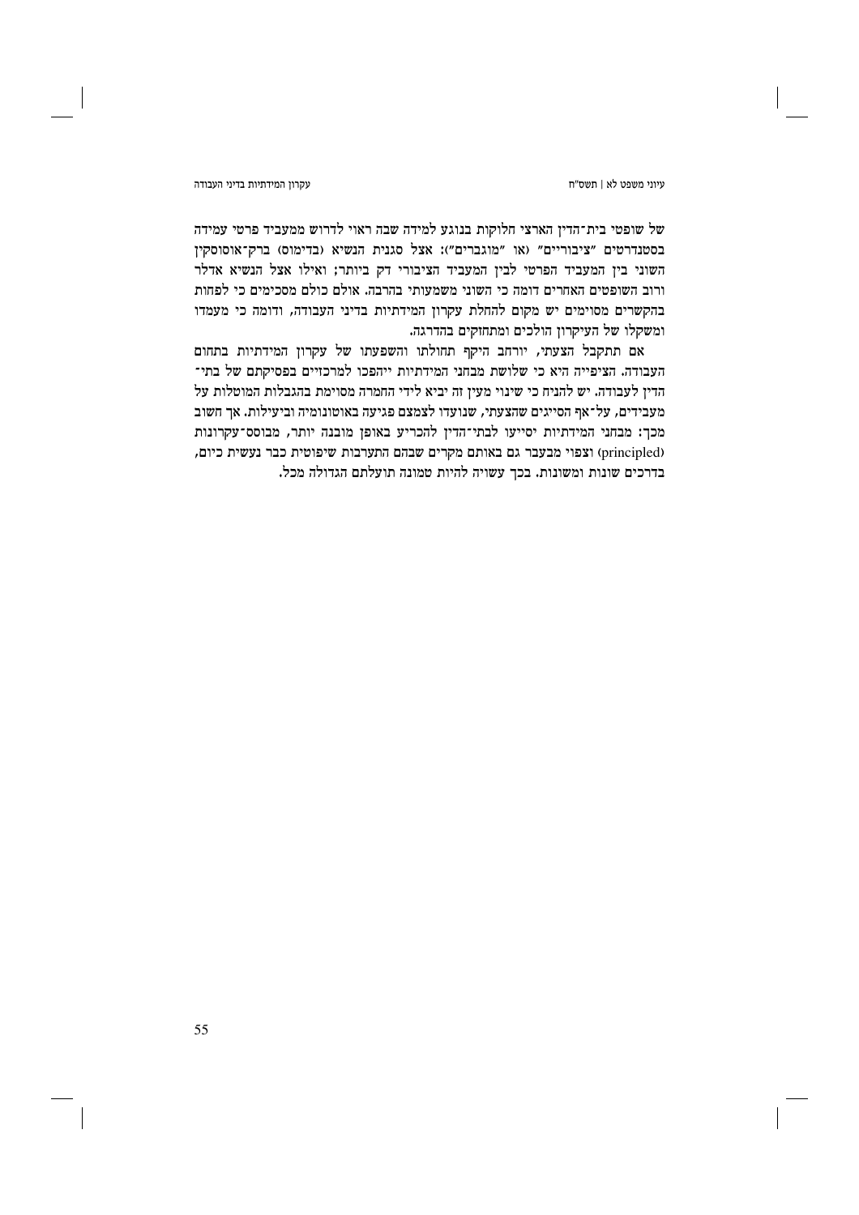של שופטי בית־הדין הארצי חלוקות בנוגע למידה שבה ראוי לדרוש ממעביד פרטי עמידה בסטנדרטים "ציבוריים" (או "מוגברים"): אצל סגנית הנשיא (בדימוס) ברק־אוסוסקין השוני בין המעביד הפרטי לבין המעביד הציבורי דק ביותר; ואילו אצל הנשיא אדלר ורוב השופטים האחרים דומה כי השוני משמעותי בהרבה. אולם כולם מסכימים כי לפחות בהקשרים מסוימים יש מקום להחלת עקרון המידתיות בדיני העבודה, ודומה כי מעמדו ומשקלו של העיקרון הולכים ומתחזקים בהדרגה.

אם תתקבל הצעתי, יורחב היקף תחולתו והשפעתו של עקרון המידתיות בתחום העבודה. הציפייה היא כי שלושת מבחני המידתיות ייהפכו למרכזיים בפסיקתם של בתי־הדין לעבודה. יש להניח כי שינוי מעין זה יביא לידי החמרה מסוימת בהגבלות המוטלות על מעבידים, על־אף הסייגים שהצעתי, שנועדו לצמצם פגיעה באוטונומיה וביעילות. אך חשוב מכך: מבחני המידתיות יסייעו לבתי־הדין להכריע באופן מובנה יותר, מבוסס־עקרונות (principled) וצפוי מבעבר גם באותם מקרים שבהם התערבות שיפוטית כבר נעשית כיום, בדרכים שונות ומשונות. בכך עשויה להיות טמונה תועלתם הגדולה מכל.